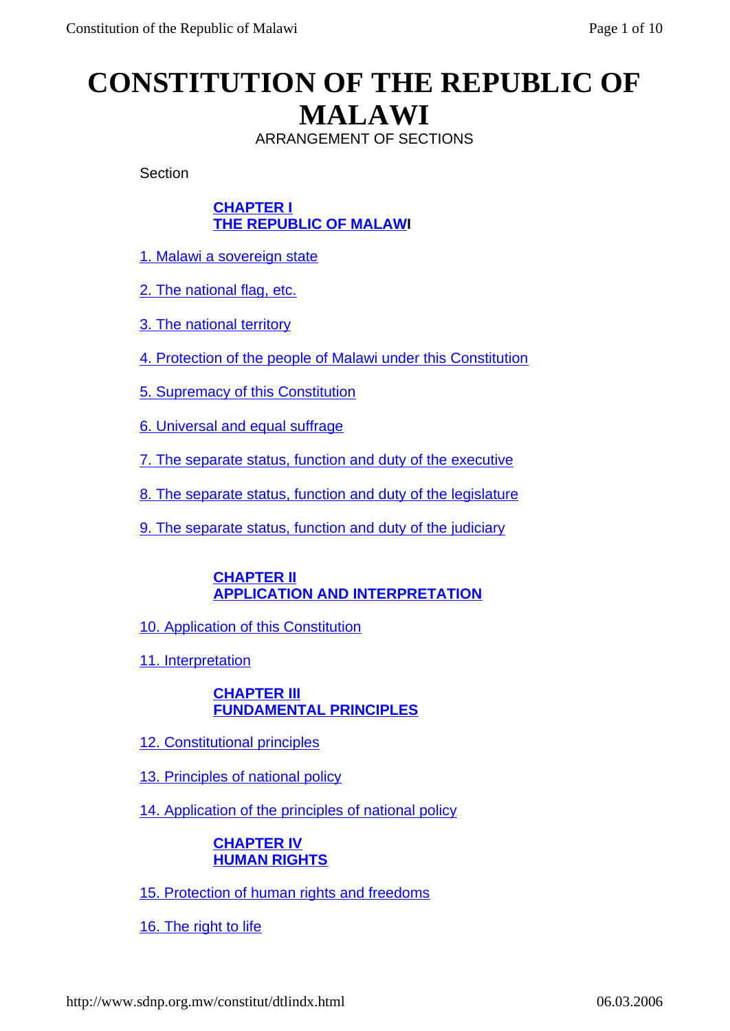# CONSTITUTION OF THE REPUBLIC OF MALAWI

ARRANGEMENT OF SECTIONS

Section

**CHAPTER I**
**THE REPUBLIC OF MALAWI**

1. Malawi a sovereign state

2. The national flag, etc.

3. The national territory

4. Protection of the people of Malawi under this Constitution

5. Supremacy of this Constitution

6. Universal and equal suffrage

7. The separate status, function and duty of the executive

8. The separate status, function and duty of the legislature

9. The separate status, function and duty of the judiciary

**CHAPTER II**
**APPLICATION AND INTERPRETATION**

10. Application of this Constitution

11. Interpretation

**CHAPTER III**
**FUNDAMENTAL PRINCIPLES**

12. Constitutional principles

13. Principles of national policy

14. Application of the principles of national policy

**CHAPTER IV**
**HUMAN RIGHTS**

15. Protection of human rights and freedoms

16. The right to life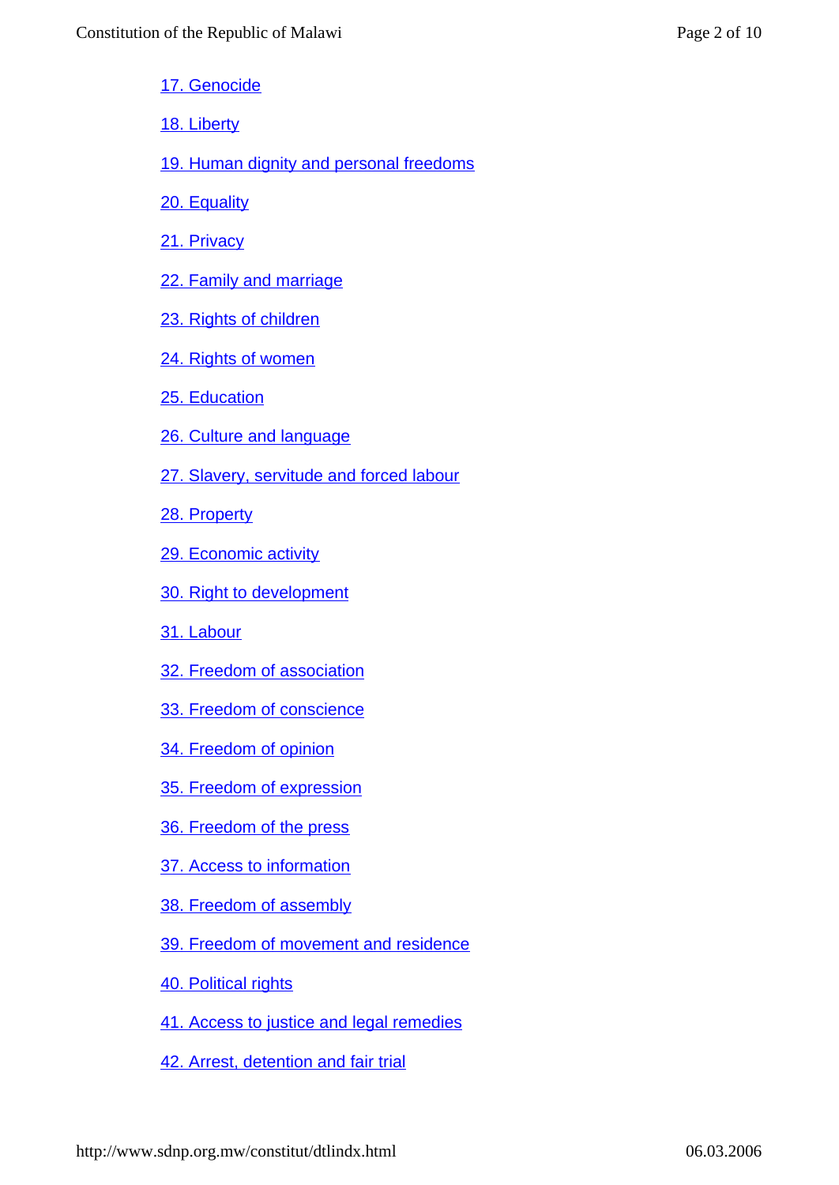17. Genocide

18. Liberty

19. Human dignity and personal freedoms

20. Equality

21. Privacy

22. Family and marriage

23. Rights of children

24. Rights of women

25. Education

26. Culture and language

27. Slavery, servitude and forced labour

28. Property

29. Economic activity

30. Right to development

31. Labour

32. Freedom of association

33. Freedom of conscience

34. Freedom of opinion

35. Freedom of expression

36. Freedom of the press

37. Access to information

38. Freedom of assembly

39. Freedom of movement and residence

40. Political rights

41. Access to justice and legal remedies

42. Arrest, detention and fair trial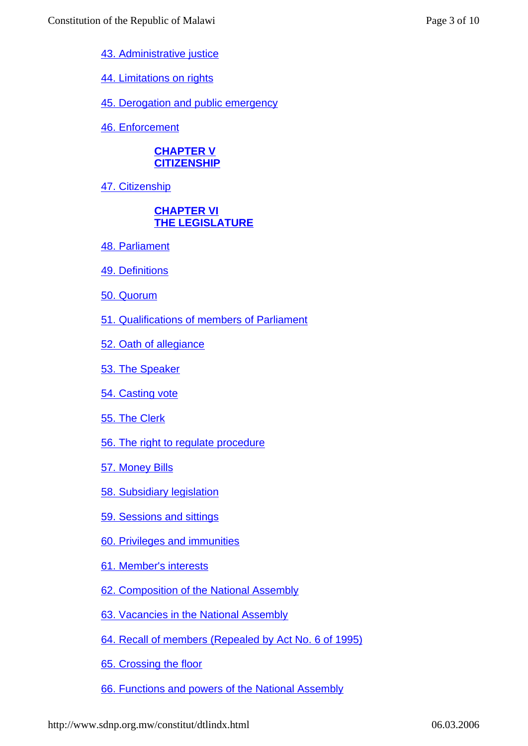43. Administrative justice

44. Limitations on rights

45. Derogation and public emergency

46. Enforcement

## CHAPTER V
## CITIZENSHIP

47. Citizenship

## CHAPTER VI
## THE LEGISLATURE

48. Parliament

49. Definitions

50. Quorum

51. Qualifications of members of Parliament

52. Oath of allegiance

53. The Speaker

54. Casting vote

55. The Clerk

56. The right to regulate procedure

57. Money Bills

58. Subsidiary legislation

59. Sessions and sittings

60. Privileges and immunities

61. Member's interests

62. Composition of the National Assembly

63. Vacancies in the National Assembly

64. Recall of members (Repealed by Act No. 6 of 1995)

65. Crossing the floor

66. Functions and powers of the National Assembly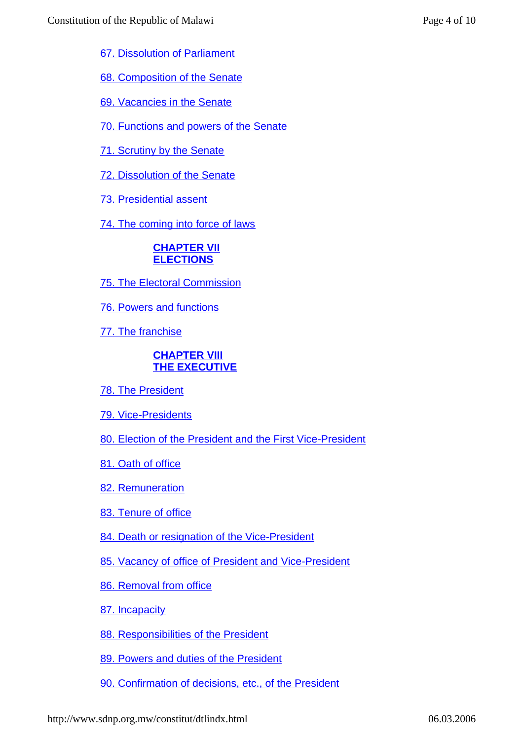67. Dissolution of Parliament

68. Composition of the Senate

69. Vacancies in the Senate

70. Functions and powers of the Senate

71. Scrutiny by the Senate

72. Dissolution of the Senate

73. Presidential assent

74. The coming into force of laws

## CHAPTER VII
## ELECTIONS

75. The Electoral Commission

76. Powers and functions

77. The franchise

## CHAPTER VIII
## THE EXECUTIVE

78. The President

79. Vice-Presidents

80. Election of the President and the First Vice-President

81. Oath of office

82. Remuneration

83. Tenure of office

84. Death or resignation of the Vice-President

85. Vacancy of office of President and Vice-President

86. Removal from office

87. Incapacity

88. Responsibilities of the President

89. Powers and duties of the President

90. Confirmation of decisions, etc., of the President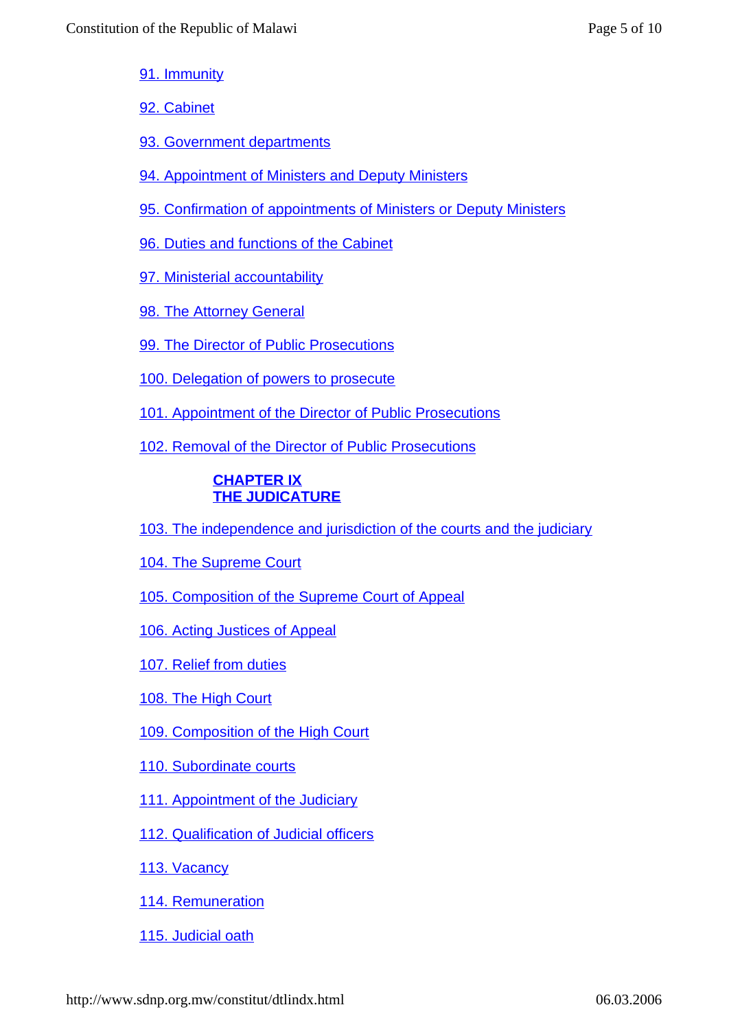91. Immunity

92. Cabinet

93. Government departments

94. Appointment of Ministers and Deputy Ministers

95. Confirmation of appointments of Ministers or Deputy Ministers

96. Duties and functions of the Cabinet

97. Ministerial accountability

98. The Attorney General

99. The Director of Public Prosecutions

100. Delegation of powers to prosecute

101. Appointment of the Director of Public Prosecutions

102. Removal of the Director of Public Prosecutions

## CHAPTER IX
## THE JUDICATURE

103. The independence and jurisdiction of the courts and the judiciary

104. The Supreme Court

105. Composition of the Supreme Court of Appeal

106. Acting Justices of Appeal

107. Relief from duties

108. The High Court

109. Composition of the High Court

110. Subordinate courts

111. Appointment of the Judiciary

112. Qualification of Judicial officers

113. Vacancy

114. Remuneration

115. Judicial oath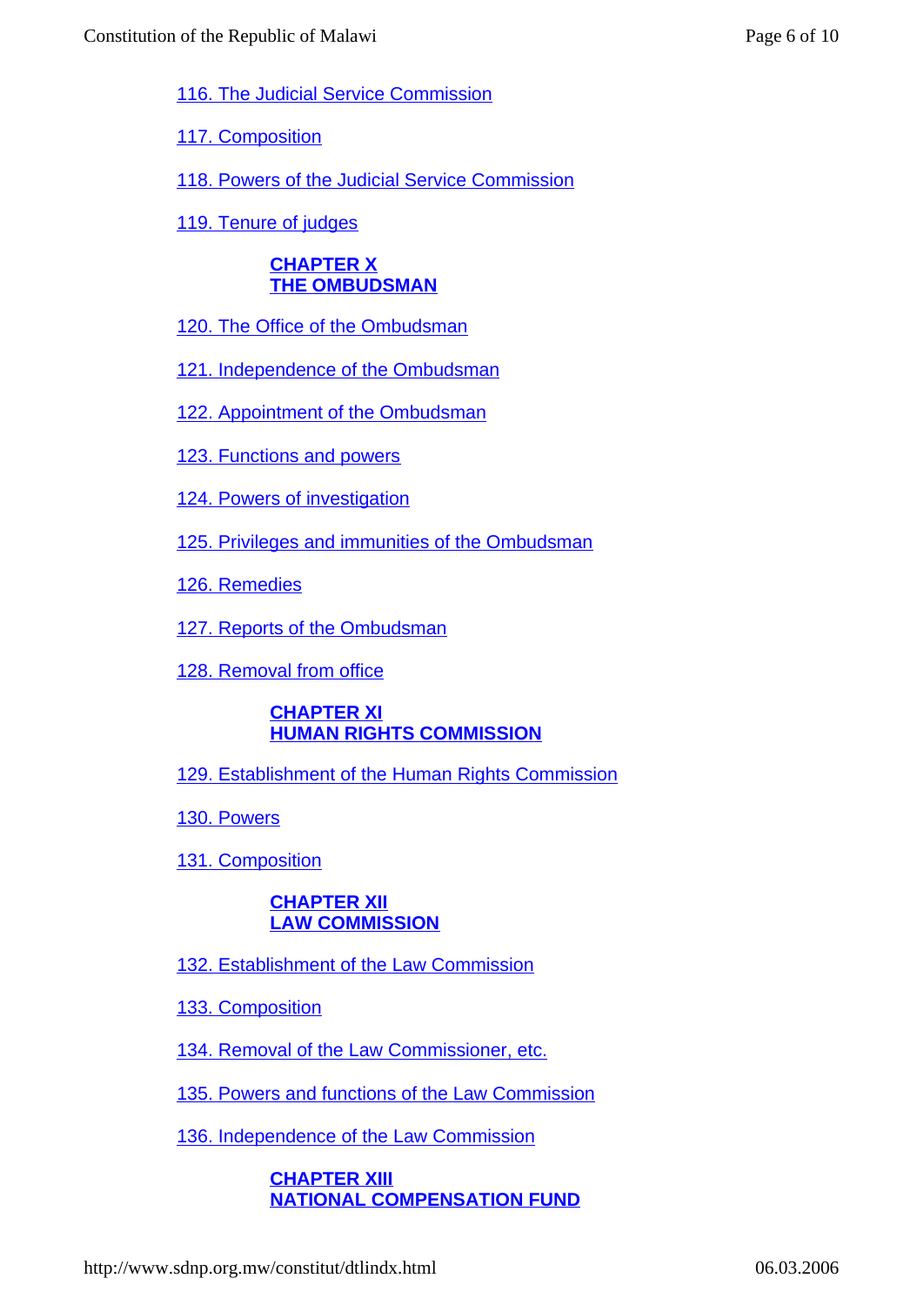116. The Judicial Service Commission

117. Composition

118. Powers of the Judicial Service Commission

119. Tenure of judges

**CHAPTER X**
**THE OMBUDSMAN**

120. The Office of the Ombudsman

121. Independence of the Ombudsman

122. Appointment of the Ombudsman

123. Functions and powers

124. Powers of investigation

125. Privileges and immunities of the Ombudsman

126. Remedies

127. Reports of the Ombudsman

128. Removal from office

**CHAPTER XI**
**HUMAN RIGHTS COMMISSION**

129. Establishment of the Human Rights Commission

130. Powers

131. Composition

**CHAPTER XII**
**LAW COMMISSION**

132. Establishment of the Law Commission

133. Composition

134. Removal of the Law Commissioner, etc.

135. Powers and functions of the Law Commission

136. Independence of the Law Commission

**CHAPTER XIII**
**NATIONAL COMPENSATION FUND**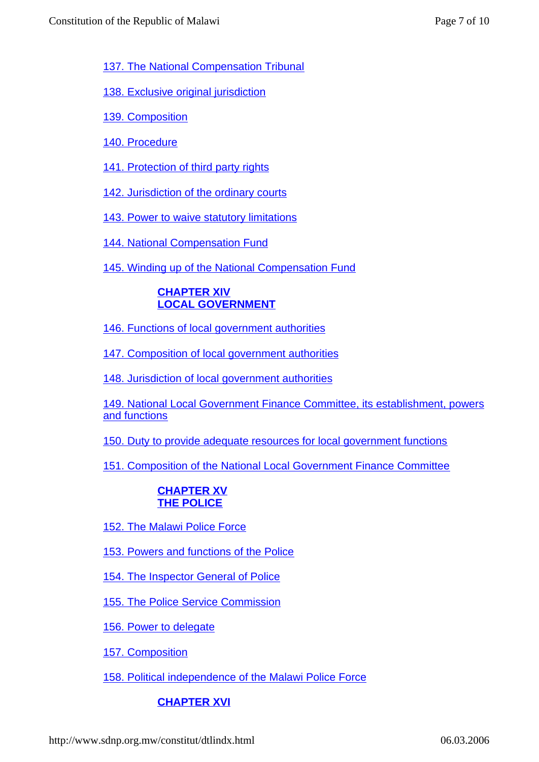137. The National Compensation Tribunal

138. Exclusive original jurisdiction

139. Composition

140. Procedure

141. Protection of third party rights

142. Jurisdiction of the ordinary courts

143. Power to waive statutory limitations

144. National Compensation Fund

145. Winding up of the National Compensation Fund

**CHAPTER XIV**
**LOCAL GOVERNMENT**

146. Functions of local government authorities

147. Composition of local government authorities

148. Jurisdiction of local government authorities

149. National Local Government Finance Committee, its establishment, powers and functions

150. Duty to provide adequate resources for local government functions

151. Composition of the National Local Government Finance Committee

**CHAPTER XV**
**THE POLICE**

152. The Malawi Police Force

153. Powers and functions of the Police

154. The Inspector General of Police

155. The Police Service Commission

156. Power to delegate

157. Composition

158. Political independence of the Malawi Police Force

**CHAPTER XVI**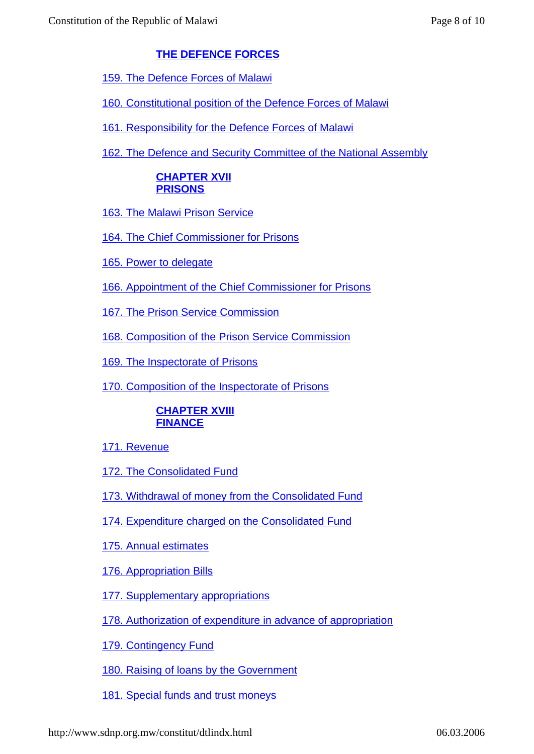## THE DEFENCE FORCES

159. The Defence Forces of Malawi

160. Constitutional position of the Defence Forces of Malawi

161. Responsibility for the Defence Forces of Malawi

162. The Defence and Security Committee of the National Assembly

## CHAPTER XVII
## PRISONS

163. The Malawi Prison Service

164. The Chief Commissioner for Prisons

165. Power to delegate

166. Appointment of the Chief Commissioner for Prisons

167. The Prison Service Commission

168. Composition of the Prison Service Commission

169. The Inspectorate of Prisons

170. Composition of the Inspectorate of Prisons

## CHAPTER XVIII
## FINANCE

171. Revenue

172. The Consolidated Fund

173. Withdrawal of money from the Consolidated Fund

174. Expenditure charged on the Consolidated Fund

175. Annual estimates

176. Appropriation Bills

177. Supplementary appropriations

178. Authorization of expenditure in advance of appropriation

179. Contingency Fund

180. Raising of loans by the Government

181. Special funds and trust moneys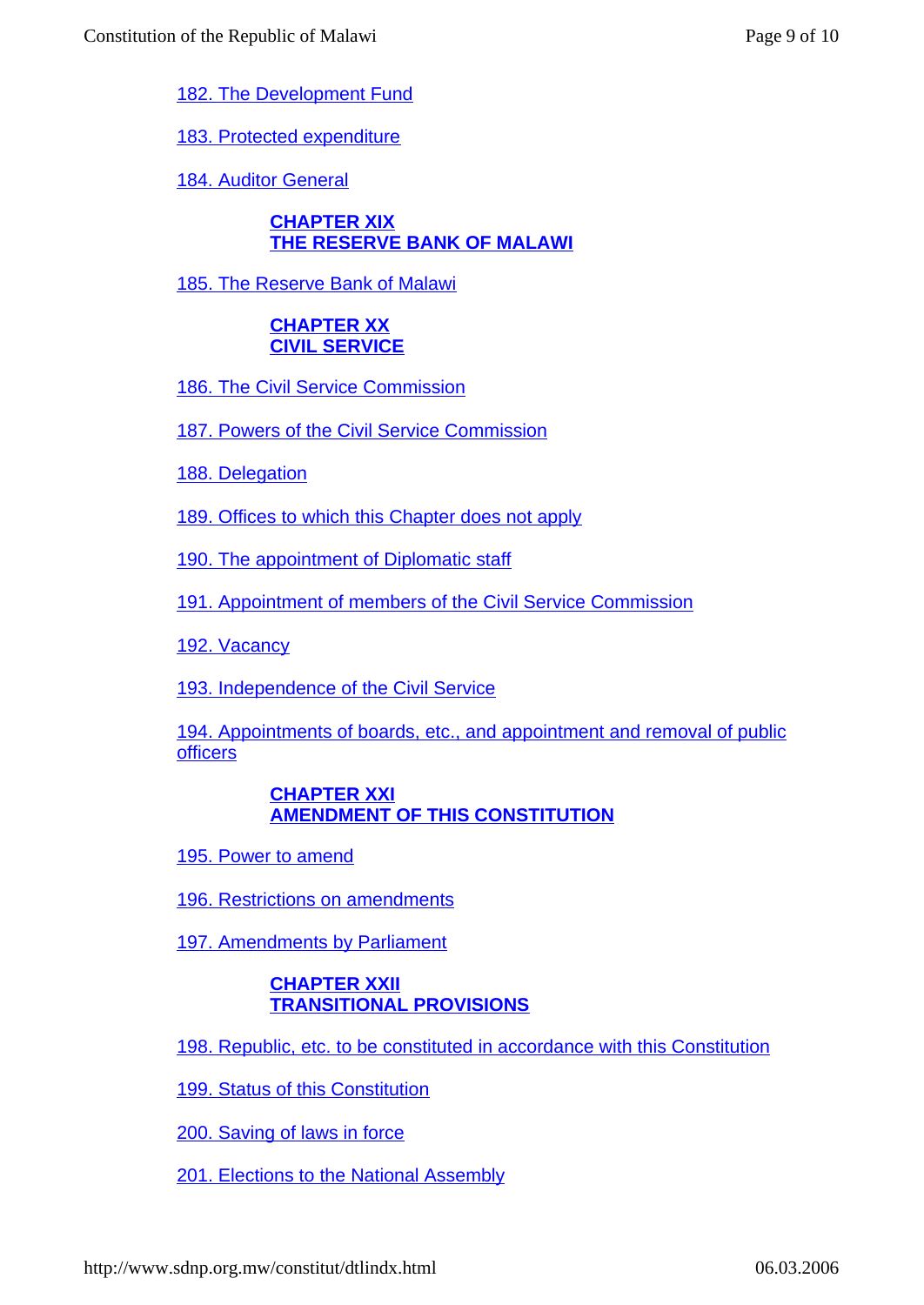182. The Development Fund

183. Protected expenditure

184. Auditor General

## CHAPTER XIX
## THE RESERVE BANK OF MALAWI

185. The Reserve Bank of Malawi

## CHAPTER XX
## CIVIL SERVICE

186. The Civil Service Commission

187. Powers of the Civil Service Commission

188. Delegation

189. Offices to which this Chapter does not apply

190. The appointment of Diplomatic staff

191. Appointment of members of the Civil Service Commission

192. Vacancy

193. Independence of the Civil Service

194. Appointments of boards, etc., and appointment and removal of public officers

## CHAPTER XXI
## AMENDMENT OF THIS CONSTITUTION

195. Power to amend

196. Restrictions on amendments

197. Amendments by Parliament

## CHAPTER XXII
## TRANSITIONAL PROVISIONS

198. Republic, etc. to be constituted in accordance with this Constitution

199. Status of this Constitution

200. Saving of laws in force

201. Elections to the National Assembly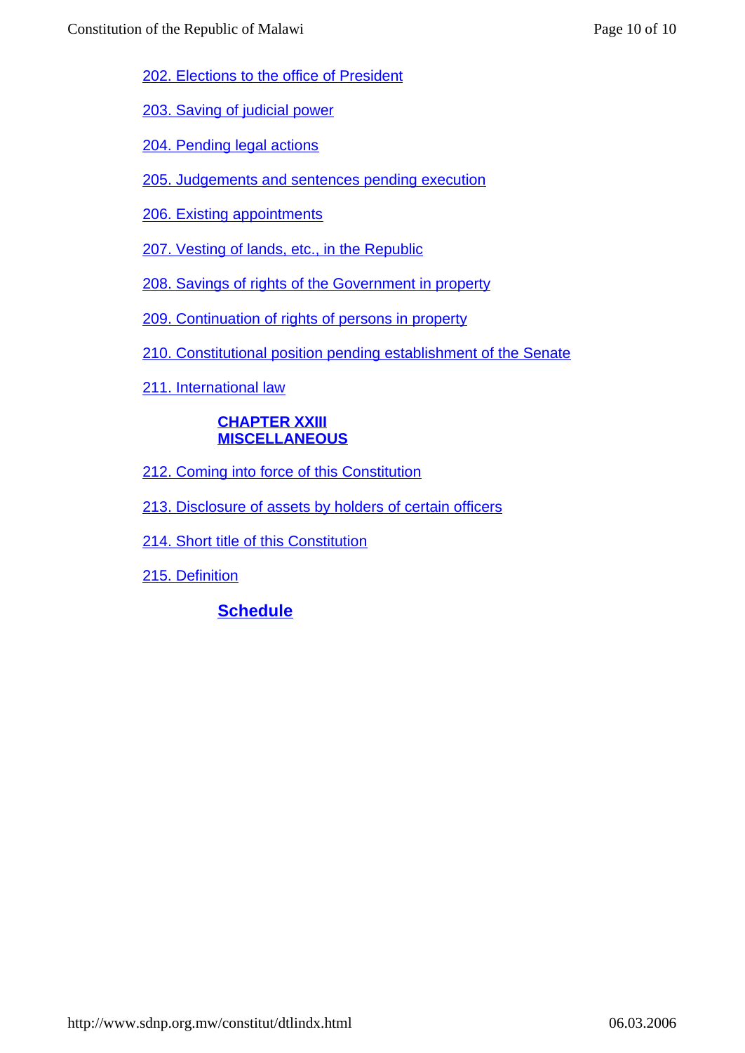202. Elections to the office of President

203. Saving of judicial power

204. Pending legal actions

205. Judgements and sentences pending execution

206. Existing appointments

207. Vesting of lands, etc., in the Republic

208. Savings of rights of the Government in property

209. Continuation of rights of persons in property

210. Constitutional position pending establishment of the Senate

211. International law

**CHAPTER XXIII**
**MISCELLANEOUS**

212. Coming into force of this Constitution

213. Disclosure of assets by holders of certain officers

214. Short title of this Constitution

215. Definition

**Schedule**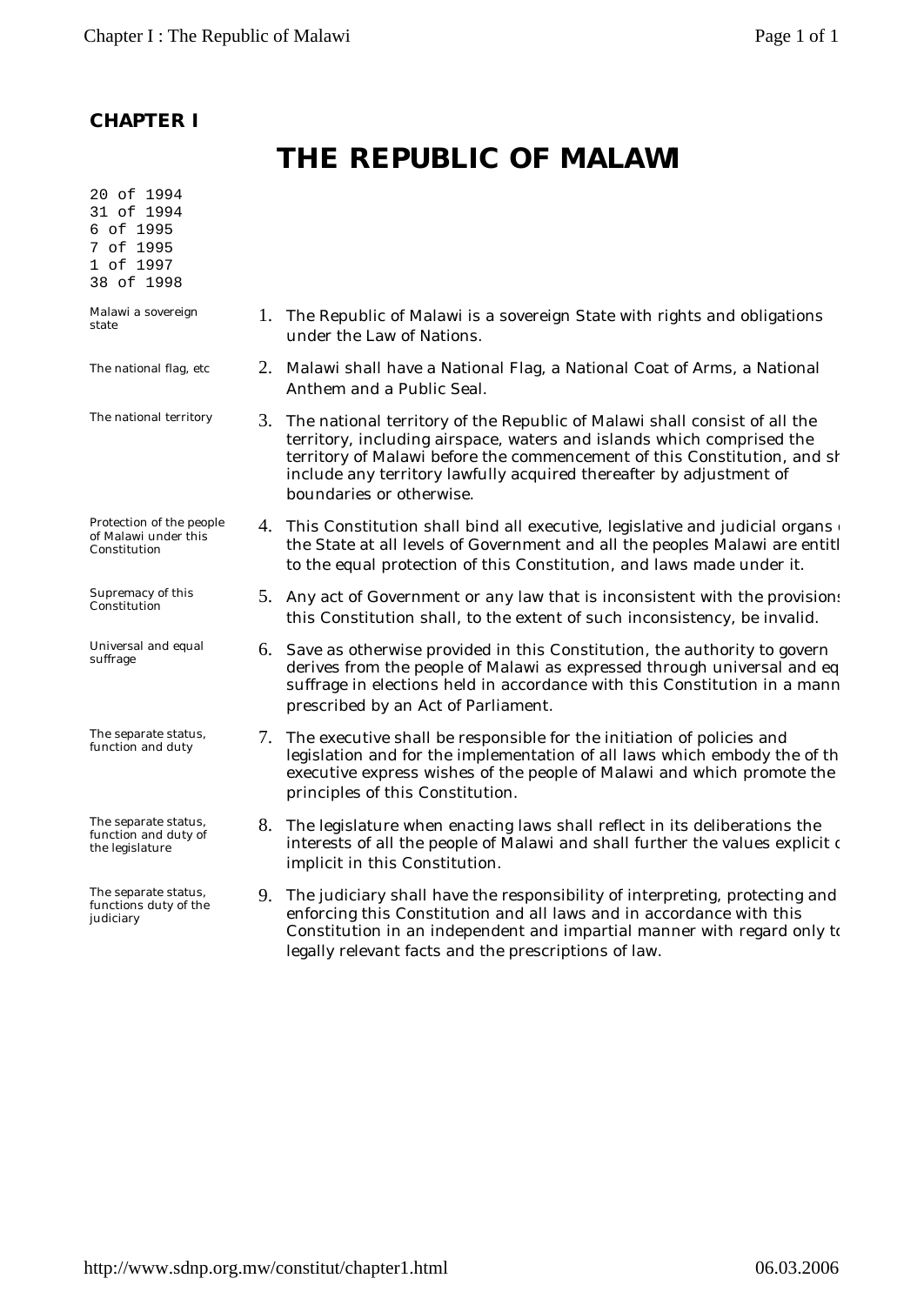## CHAPTER I

# THE REPUBLIC OF MALAWI

20 of 1994
31 of 1994
6 of 1995
7 of 1995
1 of 1997
38 of 1998

*Malawi a sovereign state*

1. The Republic of Malawi is a sovereign State with rights and obligations under the Law of Nations.

*The national flag, etc*

2. Malawi shall have a National Flag, a National Coat of Arms, a National Anthem and a Public Seal.

*The national territory*

3. The national territory of the Republic of Malawi shall consist of all the territory, including airspace, waters and islands which comprised the territory of Malawi before the commencement of this Constitution, and sh include any territory lawfully acquired thereafter by adjustment of boundaries or otherwise.

*Protection of the people of Malawi under this Constitution*

4. This Constitution shall bind all executive, legislative and judicial organs the State at all levels of Government and all the peoples Malawi are entitl to the equal protection of this Constitution, and laws made under it.

*Supremacy of this Constitution*

5. Any act of Government or any law that is inconsistent with the provisions this Constitution shall, to the extent of such inconsistency, be invalid.

*Universal and equal suffrage*

6. Save as otherwise provided in this Constitution, the authority to govern derives from the people of Malawi as expressed through universal and eq suffrage in elections held in accordance with this Constitution in a mann prescribed by an Act of Parliament.

*The separate status, function and duty*

7. The executive shall be responsible for the initiation of policies and legislation and for the implementation of all laws which embody the of th executive express wishes of the people of Malawi and which promote the principles of this Constitution.

*The separate status, function and duty of the legislature*

8. The legislature when enacting laws shall reflect in its deliberations the interests of all the people of Malawi and shall further the values explicit c implicit in this Constitution.

*The separate status, functions duty of the judiciary*

9. The judiciary shall have the responsibility of interpreting, protecting and enforcing this Constitution and all laws and in accordance with this Constitution in an independent and impartial manner with regard only to legally relevant facts and the prescriptions of law.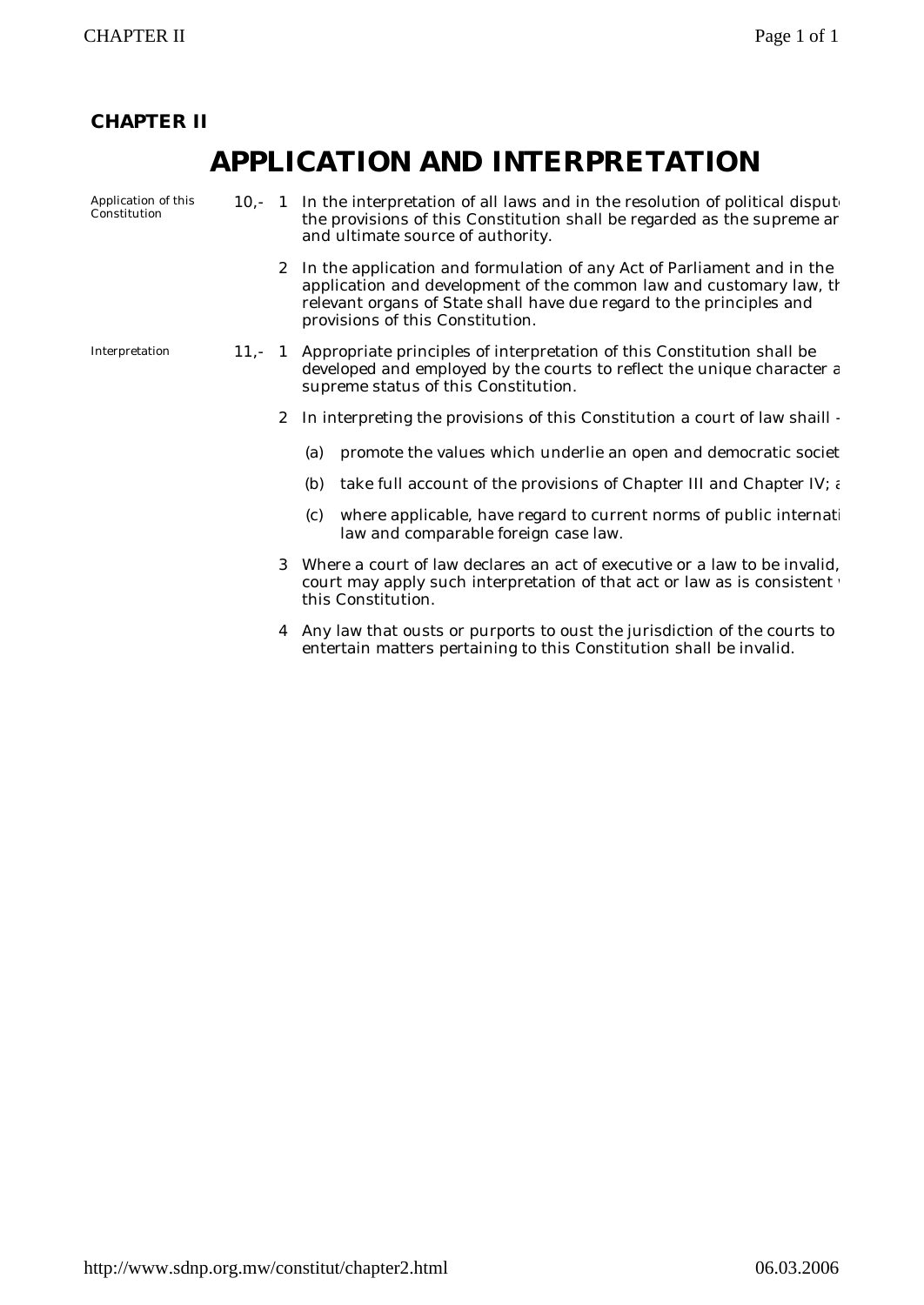## CHAPTER II

# APPLICATION AND INTERPRETATION

*Application of this Constitution*

10,- 1 In the interpretation of all laws and in the resolution of political disput the provisions of this Constitution shall be regarded as the supreme ar and ultimate source of authority.

2 In the application and formulation of any Act of Parliament and in the application and development of the common law and customary law, th relevant organs of State shall have due regard to the principles and provisions of this Constitution.

*Interpretation*

11,- 1 Appropriate principles of interpretation of this Constitution shall be developed and employed by the courts to reflect the unique character a supreme status of this Constitution.

2 In interpreting the provisions of this Constitution a court of law shaill -

(a) promote the values which underlie an open and democratic societ

(b) take full account of the provisions of Chapter III and Chapter IV; a

(c) where applicable, have regard to current norms of public internati law and comparable foreign case law.

3 Where a court of law declares an act of executive or a law to be invalid, court may apply such interpretation of that act or law as is consistent this Constitution.

4 Any law that ousts or purports to oust the jurisdiction of the courts to entertain matters pertaining to this Constitution shall be invalid.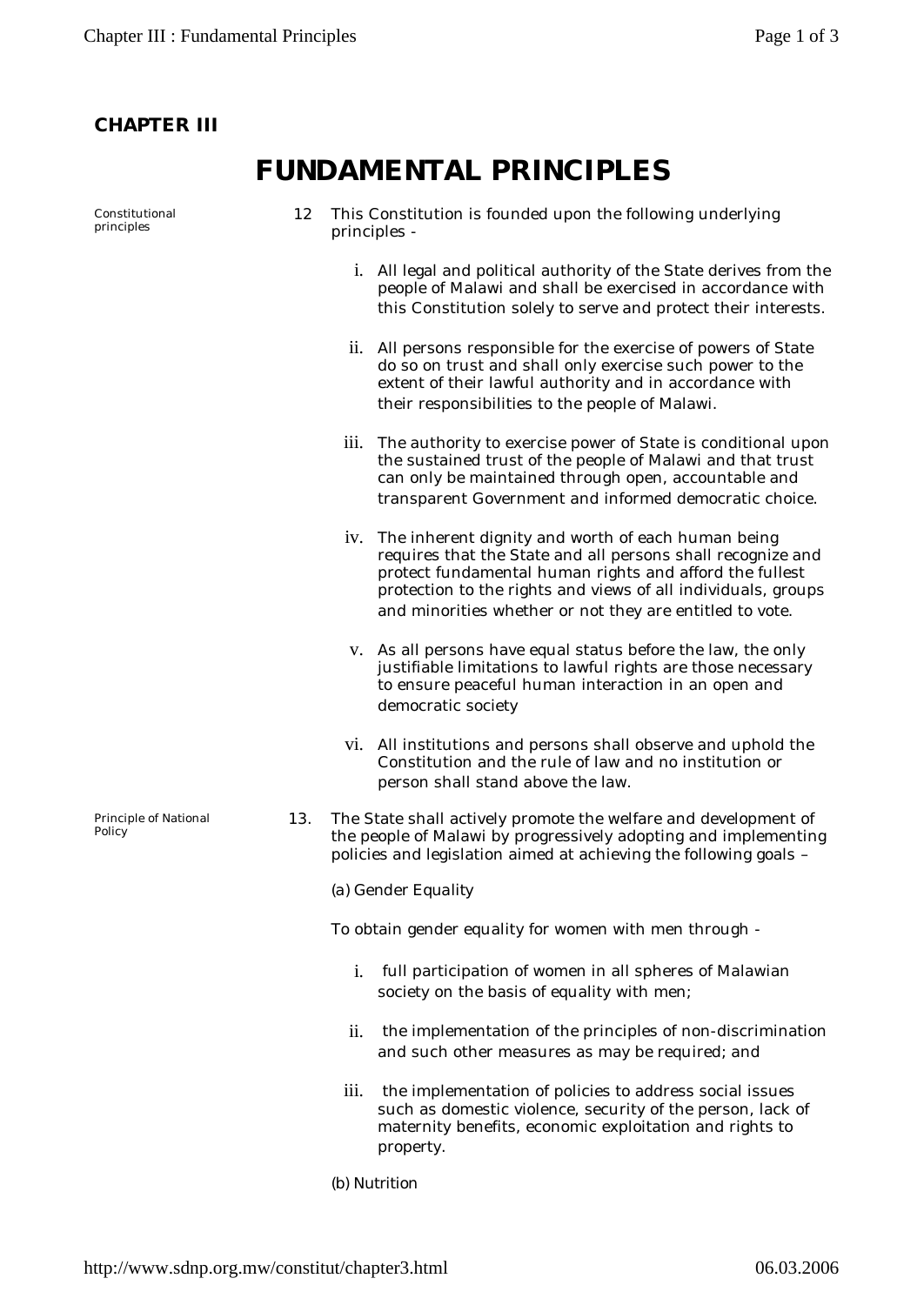## CHAPTER III

# FUNDAMENTAL PRINCIPLES

*Constitutional principles*

12 This Constitution is founded upon the following underlying principles -

i. All legal and political authority of the State derives from the people of Malawi and shall be exercised in accordance with this Constitution solely to serve and protect their interests.

ii. All persons responsible for the exercise of powers of State do so on trust and shall only exercise such power to the extent of their lawful authority and in accordance with their responsibilities to the people of Malawi.

iii. The authority to exercise power of State is conditional upon the sustained trust of the people of Malawi and that trust can only be maintained through open, accountable and transparent Government and informed democratic choice.

iv. The inherent dignity and worth of each human being requires that the State and all persons shall recognize and protect fundamental human rights and afford the fullest protection to the rights and views of all individuals, groups and minorities whether or not they are entitled to vote.

v. As all persons have equal status before the law, the only justifiable limitations to lawful rights are those necessary to ensure peaceful human interaction in an open and democratic society

vi. All institutions and persons shall observe and uphold the Constitution and the rule of law and no institution or person shall stand above the law.

*Principle of National Policy*

13. The State shall actively promote the welfare and development of the people of Malawi by progressively adopting and implementing policies and legislation aimed at achieving the following goals –

(a) Gender Equality

To obtain gender equality for women with men through -

i. full participation of women in all spheres of Malawian society on the basis of equality with men;

ii. the implementation of the principles of non-discrimination and such other measures as may be required; and

iii. the implementation of policies to address social issues such as domestic violence, security of the person, lack of maternity benefits, economic exploitation and rights to property.

(b) Nutrition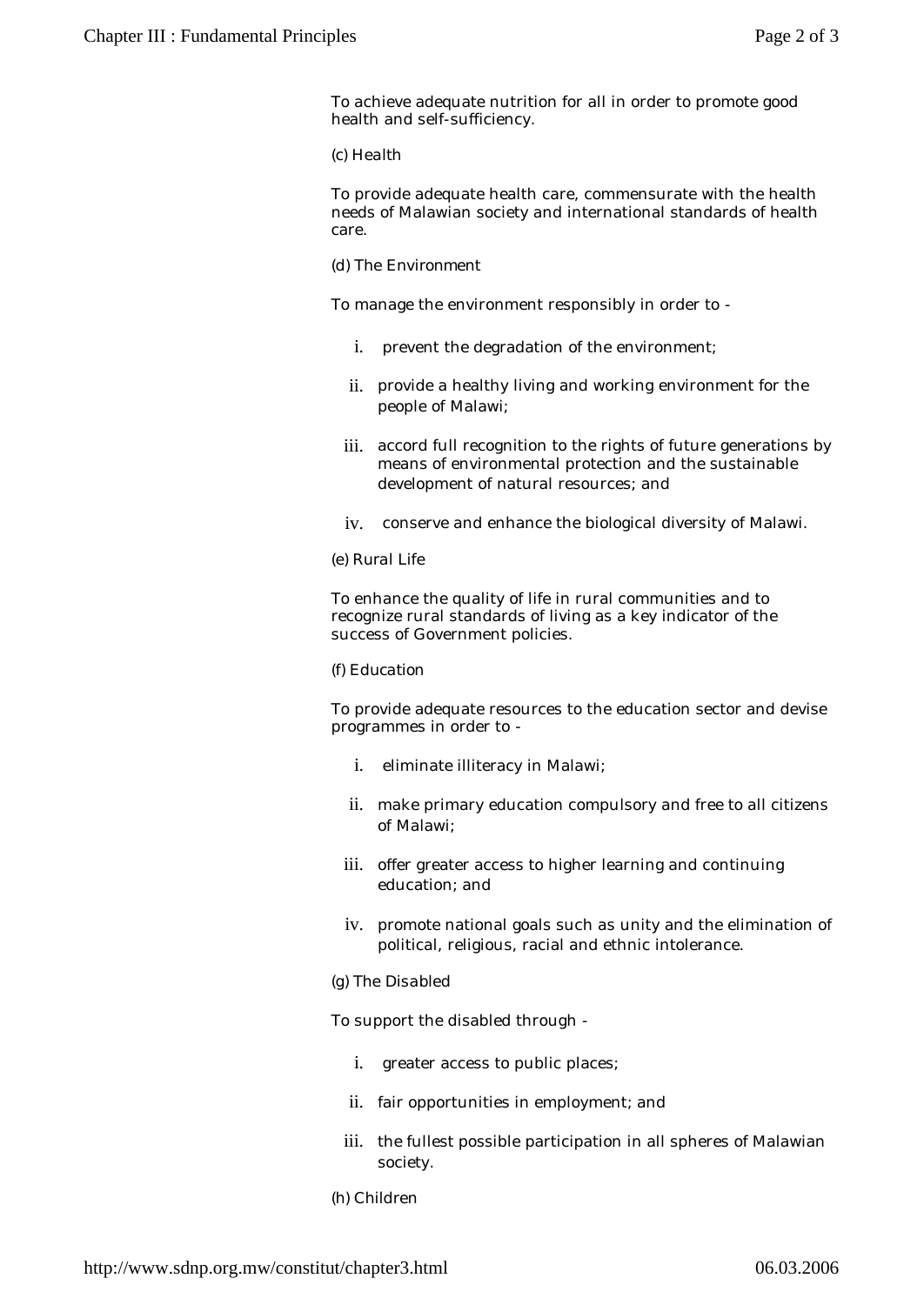To achieve adequate nutrition for all in order to promote good health and self-sufficiency.

(c) Health

To provide adequate health care, commensurate with the health needs of Malawian society and international standards of health care.

(d) The Environment

To manage the environment responsibly in order to -

i. prevent the degradation of the environment;
ii. provide a healthy living and working environment for the people of Malawi;
iii. accord full recognition to the rights of future generations by means of environmental protection and the sustainable development of natural resources; and
iv. conserve and enhance the biological diversity of Malawi.

(e) Rural Life

To enhance the quality of life in rural communities and to recognize rural standards of living as a key indicator of the success of Government policies.

(f) Education

To provide adequate resources to the education sector and devise programmes in order to -

i. eliminate illiteracy in Malawi;
ii. make primary education compulsory and free to all citizens of Malawi;
iii. offer greater access to higher learning and continuing education; and
iv. promote national goals such as unity and the elimination of political, religious, racial and ethnic intolerance.

(g) The Disabled

To support the disabled through -

i. greater access to public places;
ii. fair opportunities in employment; and
iii. the fullest possible participation in all spheres of Malawian society.

(h) Children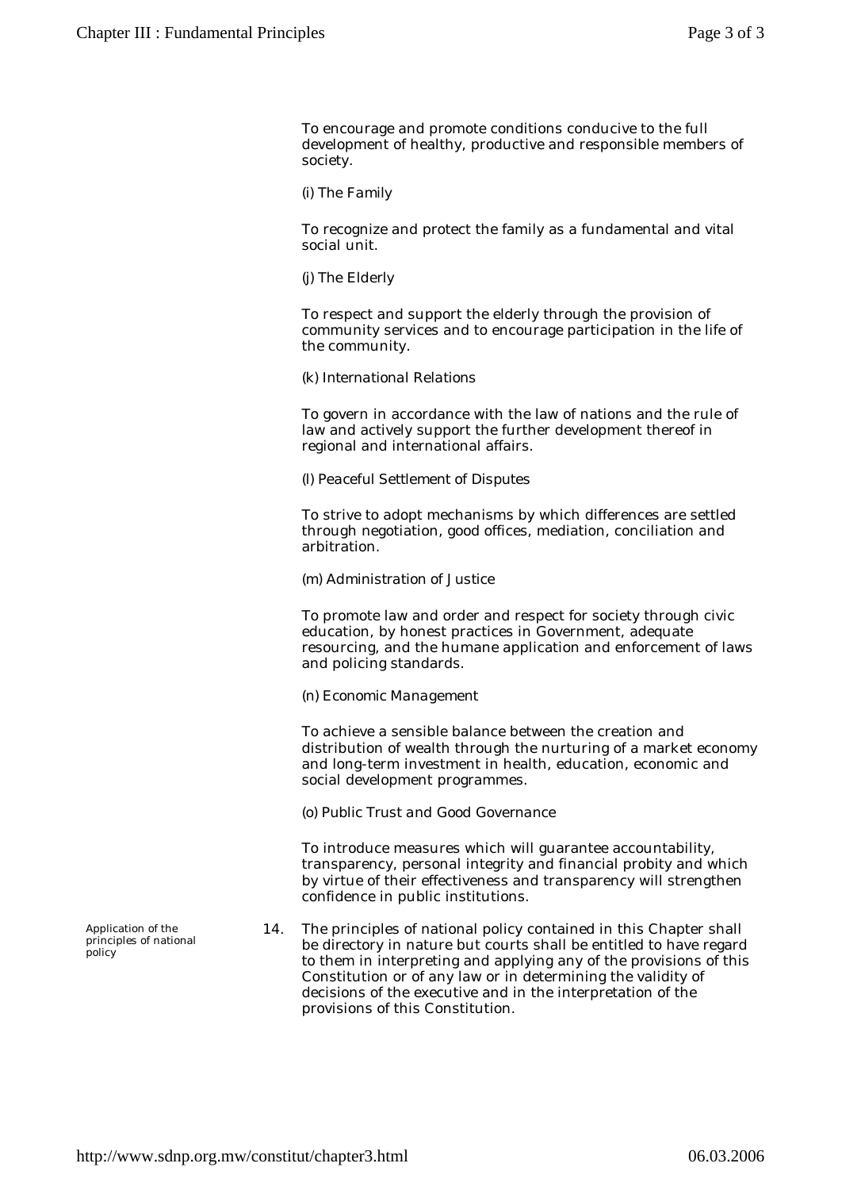To encourage and promote conditions conducive to the full development of healthy, productive and responsible members of society.

(i) The Family

To recognize and protect the family as a fundamental and vital social unit.

(j) The Elderly

To respect and support the elderly through the provision of community services and to encourage participation in the life of the community.

(k) International Relations

To govern in accordance with the law of nations and the rule of law and actively support the further development thereof in regional and international affairs.

(l) Peaceful Settlement of Disputes

To strive to adopt mechanisms by which differences are settled through negotiation, good offices, mediation, conciliation and arbitration.

(m) Administration of Justice

To promote law and order and respect for society through civic education, by honest practices in Government, adequate resourcing, and the humane application and enforcement of laws and policing standards.

(n) Economic Management

To achieve a sensible balance between the creation and distribution of wealth through the nurturing of a market economy and long-term investment in health, education, economic and social development programmes.

(o) Public Trust and Good Governance

To introduce measures which will guarantee accountability, transparency, personal integrity and financial probity and which by virtue of their effectiveness and transparency will strengthen confidence in public institutions.

*Application of the principles of national policy*

14. The principles of national policy contained in this Chapter shall be directory in nature but courts shall be entitled to have regard to them in interpreting and applying any of the provisions of this Constitution or of any law or in determining the validity of decisions of the executive and in the interpretation of the provisions of this Constitution.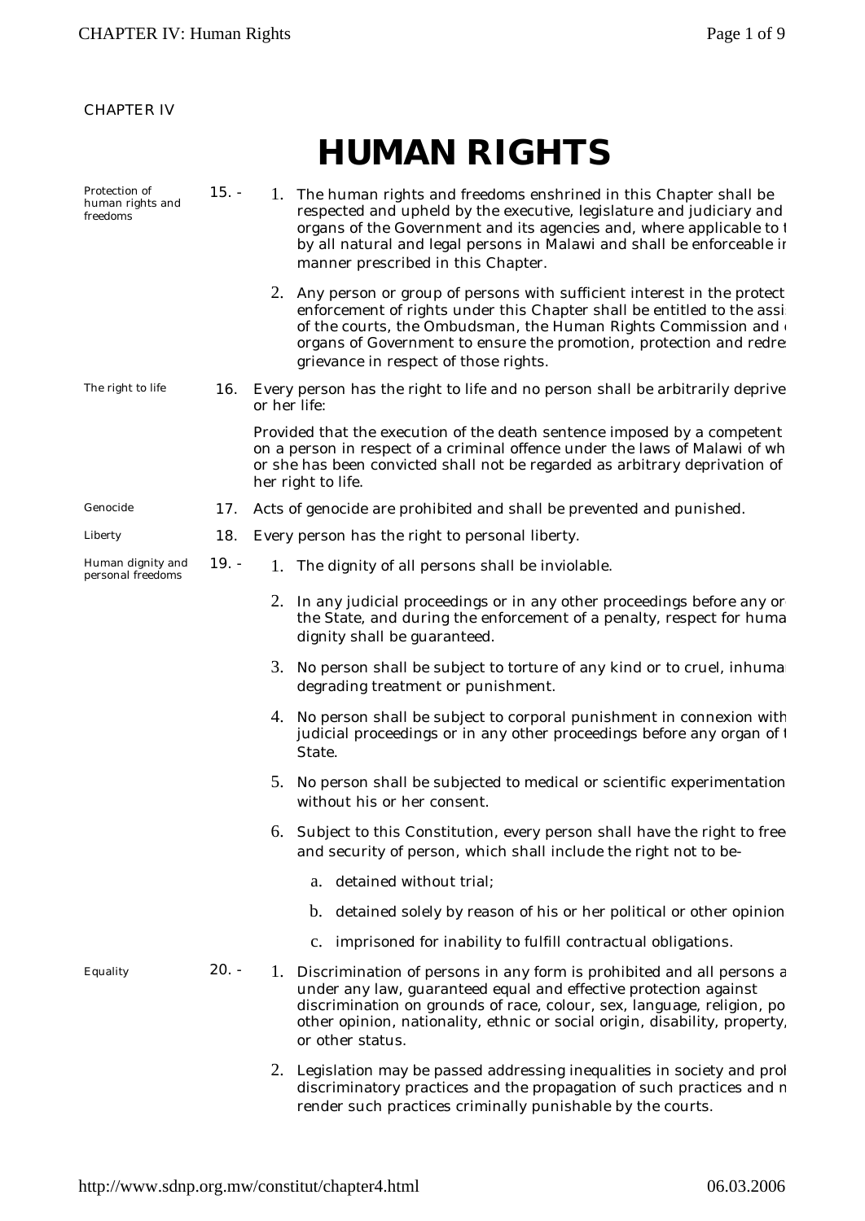CHAPTER IV

# HUMAN RIGHTS

*Protection of human rights and freedoms*

**15. -**

1. The human rights and freedoms enshrined in this Chapter shall be respected and upheld by the executive, legislature and judiciary and organs of the Government and its agencies and, where applicable to t by all natural and legal persons in Malawi and shall be enforceable ir manner prescribed in this Chapter.
2. Any person or group of persons with sufficient interest in the protect enforcement of rights under this Chapter shall be entitled to the assi of the courts, the Ombudsman, the Human Rights Commission and organs of Government to ensure the promotion, protection and redre grievance in respect of those rights.

*The right to life*

**16.** Every person has the right to life and no person shall be arbitrarily deprive or her life:

Provided that the execution of the death sentence imposed by a competent on a person in respect of a criminal offence under the laws of Malawi of wh or she has been convicted shall not be regarded as arbitrary deprivation of her right to life.

*Genocide*

**17.** Acts of genocide are prohibited and shall be prevented and punished.

*Liberty*

**18.** Every person has the right to personal liberty.

*Human dignity and personal freedoms*

**19. -**

1. The dignity of all persons shall be inviolable.
2. In any judicial proceedings or in any other proceedings before any or the State, and during the enforcement of a penalty, respect for huma dignity shall be guaranteed.
3. No person shall be subject to torture of any kind or to cruel, inhuma degrading treatment or punishment.
4. No person shall be subject to corporal punishment in connexion with judicial proceedings or in any other proceedings before any organ of t State.
5. No person shall be subjected to medical or scientific experimentation without his or her consent.
6. Subject to this Constitution, every person shall have the right to free and security of person, which shall include the right not to be-
    a. detained without trial;
    b. detained solely by reason of his or her political or other opinion
    c. imprisoned for inability to fulfill contractual obligations.

*Equality*

**20. -**

1. Discrimination of persons in any form is prohibited and all persons a under any law, guaranteed equal and effective protection against discrimination on grounds of race, colour, sex, language, religion, po other opinion, nationality, ethnic or social origin, disability, property, or other status.
2. Legislation may be passed addressing inequalities in society and prol discriminatory practices and the propagation of such practices and n render such practices criminally punishable by the courts.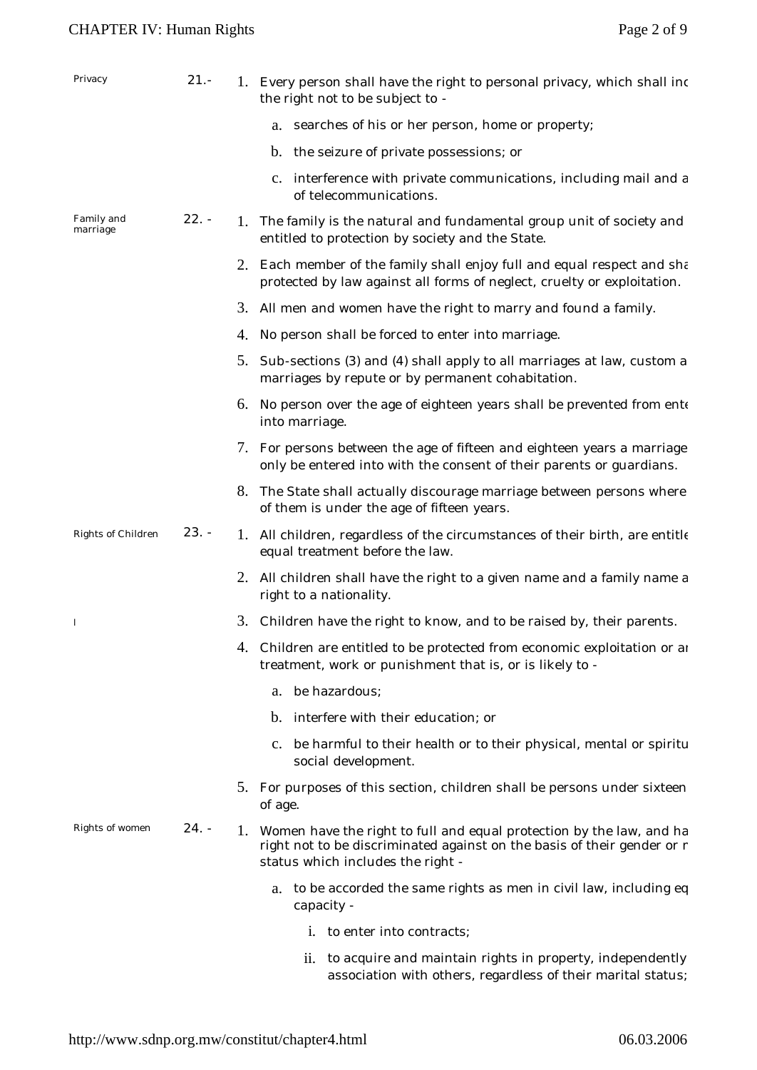**Privacy**

21.-

1. Every person shall have the right to personal privacy, which shall inc the right not to be subject to -

   a. searches of his or her person, home or property;

   b. the seizure of private possessions; or

   c. interference with private communications, including mail and a of telecommunications.

**Family and marriage**

22. -

1. The family is the natural and fundamental group unit of society and entitled to protection by society and the State.

2. Each member of the family shall enjoy full and equal respect and sha protected by law against all forms of neglect, cruelty or exploitation.

3. All men and women have the right to marry and found a family.

4. No person shall be forced to enter into marriage.

5. Sub-sections (3) and (4) shall apply to all marriages at law, custom a marriages by repute or by permanent cohabitation.

6. No person over the age of eighteen years shall be prevented from ente into marriage.

7. For persons between the age of fifteen and eighteen years a marriage only be entered into with the consent of their parents or guardians.

8. The State shall actually discourage marriage between persons where of them is under the age of fifteen years.

**Rights of Children**

23. -

1. All children, regardless of the circumstances of their birth, are entitle equal treatment before the law.

2. All children shall have the right to a given name and a family name a right to a nationality.

3. Children have the right to know, and to be raised by, their parents.

4. Children are entitled to be protected from economic exploitation or ar treatment, work or punishment that is, or is likely to -

   a. be hazardous;

   b. interfere with their education; or

   c. be harmful to their health or to their physical, mental or spiritu social development.

5. For purposes of this section, children shall be persons under sixteen of age.

**Rights of women**

24. -

1. Women have the right to full and equal protection by the law, and ha right not to be discriminated against on the basis of their gender or r status which includes the right -

   a. to be accorded the same rights as men in civil law, including eq capacity -

      i. to enter into contracts;

      ii. to acquire and maintain rights in property, independently association with others, regardless of their marital status;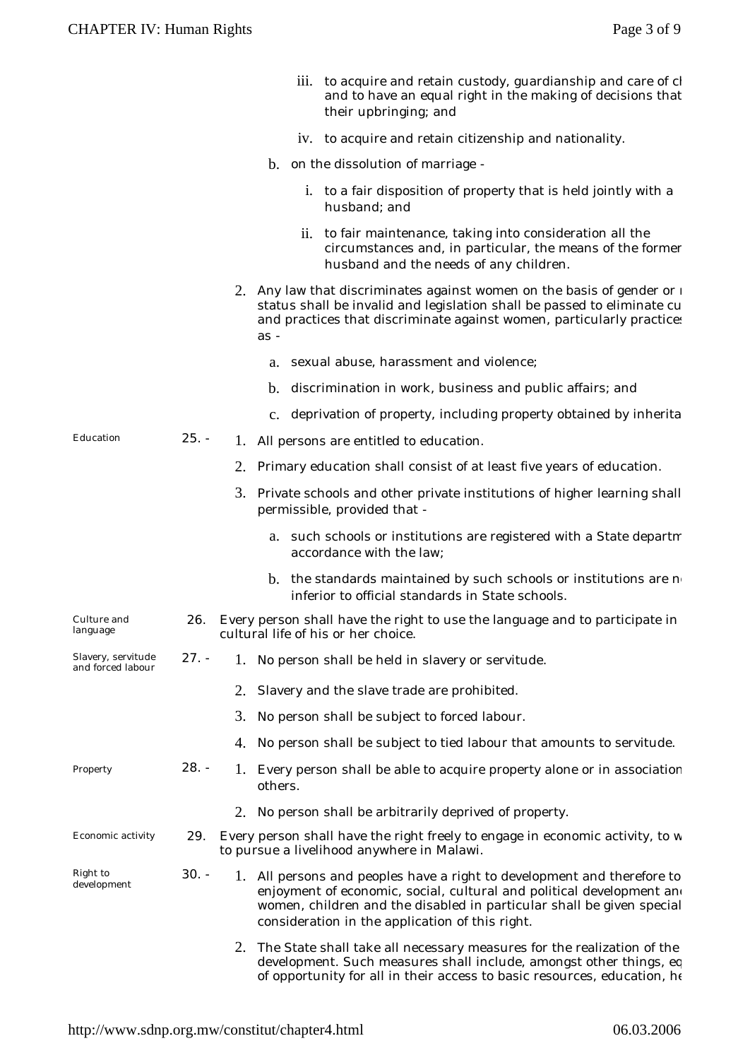iii. to acquire and retain custody, guardianship and care of cl and to have an equal right in the making of decisions that their upbringing; and

iv. to acquire and retain citizenship and nationality.

b. on the dissolution of marriage -

i. to a fair disposition of property that is held jointly with a husband; and

ii. to fair maintenance, taking into consideration all the circumstances and, in particular, the means of the former husband and the needs of any children.

2. Any law that discriminates against women on the basis of gender or r status shall be invalid and legislation shall be passed to eliminate cu and practices that discriminate against women, particularly practices as -

a. sexual abuse, harassment and violence;

b. discrimination in work, business and public affairs; and

c. deprivation of property, including property obtained by inherita

**Education**

25. -

1. All persons are entitled to education.

2. Primary education shall consist of at least five years of education.

3. Private schools and other private institutions of higher learning shall permissible, provided that -

a. such schools or institutions are registered with a State departm accordance with the law;

b. the standards maintained by such schools or institutions are n inferior to official standards in State schools.

**Culture and language**

26. Every person shall have the right to use the language and to participate in cultural life of his or her choice.

**Slavery, servitude and forced labour**

27. -

1. No person shall be held in slavery or servitude.

2. Slavery and the slave trade are prohibited.

3. No person shall be subject to forced labour.

4. No person shall be subject to tied labour that amounts to servitude.

**Property**

28. -

1. Every person shall be able to acquire property alone or in association others.

2. No person shall be arbitrarily deprived of property.

**Economic activity**

29. Every person shall have the right freely to engage in economic activity, to w to pursue a livelihood anywhere in Malawi.

**Right to development**

30. -

1. All persons and peoples have a right to development and therefore to enjoyment of economic, social, cultural and political development and women, children and the disabled in particular shall be given special consideration in the application of this right.

2. The State shall take all necessary measures for the realization of the development. Such measures shall include, amongst other things, eq of opportunity for all in their access to basic resources, education, he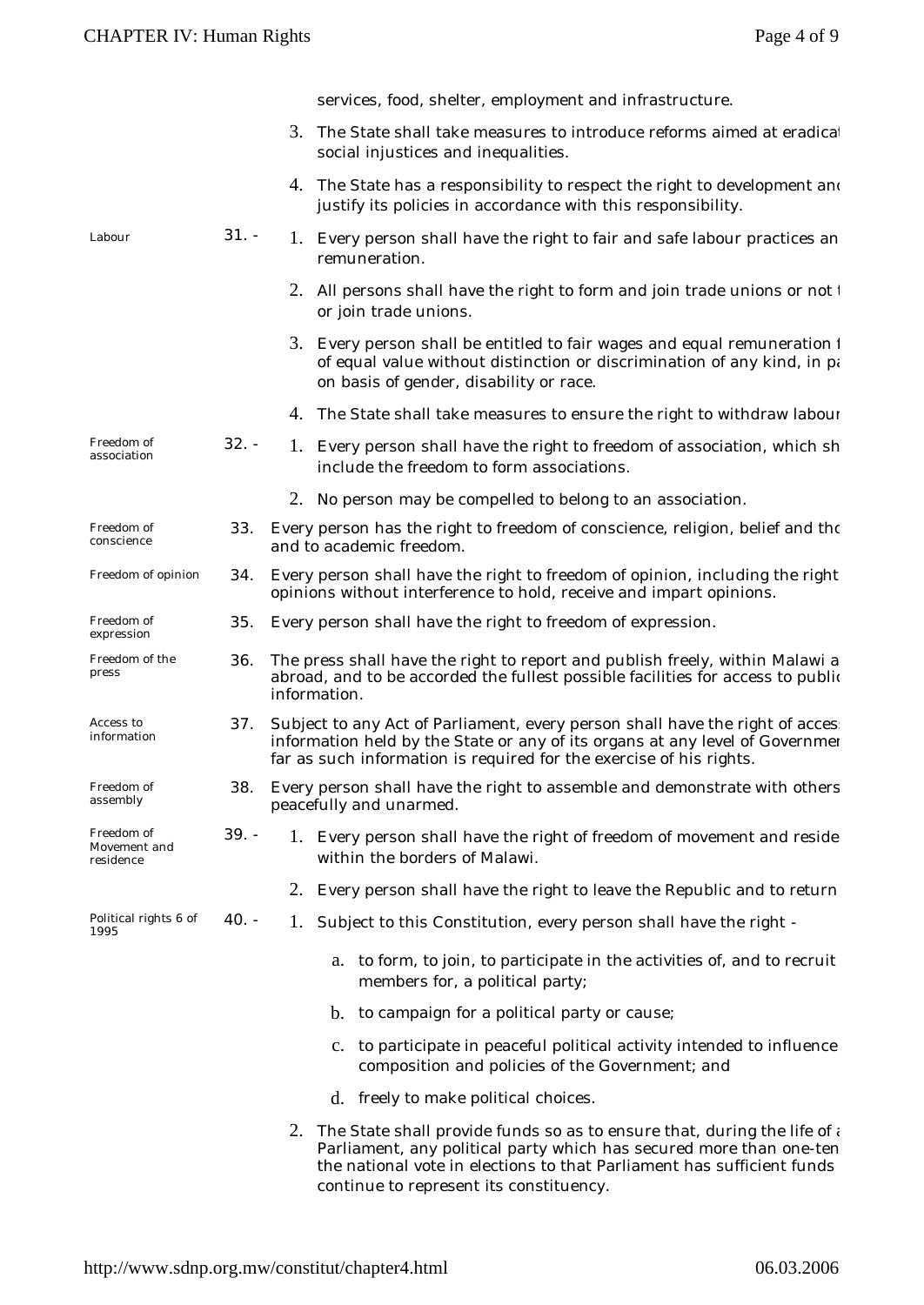services, food, shelter, employment and infrastructure.

3. The State shall take measures to introduce reforms aimed at eradicat social injustices and inequalities.
4. The State has a responsibility to respect the right to development and justify its policies in accordance with this responsibility.

Labour

**31. -**

1. Every person shall have the right to fair and safe labour practices an remuneration.
2. All persons shall have the right to form and join trade unions or not t or join trade unions.
3. Every person shall be entitled to fair wages and equal remuneration f of equal value without distinction or discrimination of any kind, in pa on basis of gender, disability or race.
4. The State shall take measures to ensure the right to withdraw labour

Freedom of association

**32. -**

1. Every person shall have the right to freedom of association, which sh include the freedom to form associations.
2. No person may be compelled to belong to an association.

Freedom of conscience

**33.** Every person has the right to freedom of conscience, religion, belief and tho and to academic freedom.

Freedom of opinion

**34.** Every person shall have the right to freedom of opinion, including the right opinions without interference to hold, receive and impart opinions.

Freedom of expression

**35.** Every person shall have the right to freedom of expression.

Freedom of the press

**36.** The press shall have the right to report and publish freely, within Malawi a abroad, and to be accorded the fullest possible facilities for access to public information.

Access to information

**37.** Subject to any Act of Parliament, every person shall have the right of access information held by the State or any of its organs at any level of Governmen far as such information is required for the exercise of his rights.

Freedom of assembly

**38.** Every person shall have the right to assemble and demonstrate with others peacefully and unarmed.

Freedom of Movement and residence

**39. -**

1. Every person shall have the right of freedom of movement and reside within the borders of Malawi.
2. Every person shall have the right to leave the Republic and to return

Political rights 6 of 1995

**40. -**

1. Subject to this Constitution, every person shall have the right -
   a. to form, to join, to participate in the activities of, and to recruit members for, a political party;
   b. to campaign for a political party or cause;
   c. to participate in peaceful political activity intended to influence composition and policies of the Government; and
   d. freely to make political choices.
2. The State shall provide funds so as to ensure that, during the life of a Parliament, any political party which has secured more than one-ten the national vote in elections to that Parliament has sufficient funds continue to represent its constituency.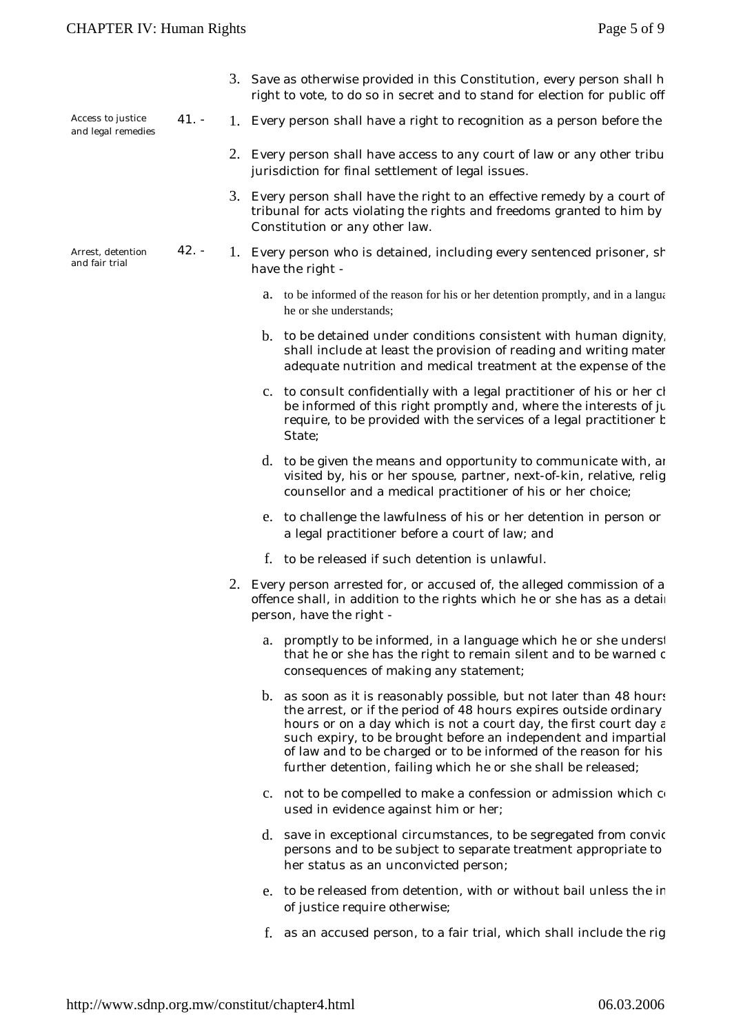3. Save as otherwise provided in this Constitution, every person shall h right to vote, to do so in secret and to stand for election for public off

**Access to justice and legal remedies**

41. -

1. Every person shall have a right to recognition as a person before the

2. Every person shall have access to any court of law or any other tribu jurisdiction for final settlement of legal issues.

3. Every person shall have the right to an effective remedy by a court of tribunal for acts violating the rights and freedoms granted to him by Constitution or any other law.

**Arrest, detention and fair trial**

42. -

1. Every person who is detained, including every sentenced prisoner, sh have the right -

   a. to be informed of the reason for his or her detention promptly, and in a langua he or she understands;

   b. to be detained under conditions consistent with human dignity, shall include at least the provision of reading and writing mater adequate nutrition and medical treatment at the expense of the

   c. to consult confidentially with a legal practitioner of his or her ch be informed of this right promptly and, where the interests of ju require, to be provided with the services of a legal practitioner b State;

   d. to be given the means and opportunity to communicate with, ar visited by, his or her spouse, partner, next-of-kin, relative, relig counsellor and a medical practitioner of his or her choice;

   e. to challenge the lawfulness of his or her detention in person or a legal practitioner before a court of law; and

   f. to be released if such detention is unlawful.

2. Every person arrested for, or accused of, the alleged commission of a offence shall, in addition to the rights which he or she has as a detai person, have the right -

   a. promptly to be informed, in a language which he or she underst that he or she has the right to remain silent and to be warned c consequences of making any statement;

   b. as soon as it is reasonably possible, but not later than 48 hours the arrest, or if the period of 48 hours expires outside ordinary hours or on a day which is not a court day, the first court day a such expiry, to be brought before an independent and impartial of law and to be charged or to be informed of the reason for his further detention, failing which he or she shall be released;

   c. not to be compelled to make a confession or admission which c used in evidence against him or her;

   d. save in exceptional circumstances, to be segregated from convic persons and to be subject to separate treatment appropriate to her status as an unconvicted person;

   e. to be released from detention, with or without bail unless the in of justice require otherwise;

   f. as an accused person, to a fair trial, which shall include the rig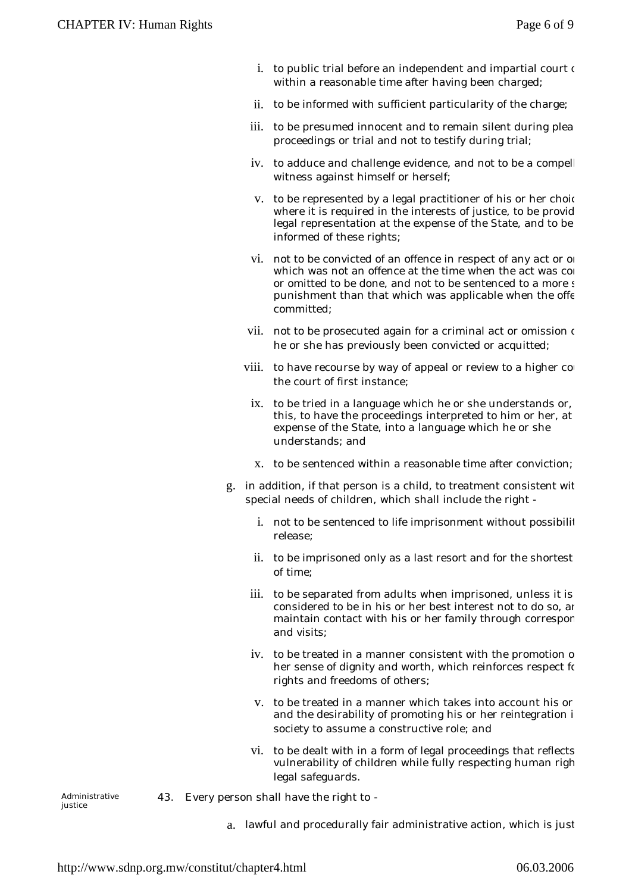i. to public trial before an independent and impartial court c within a reasonable time after having been charged;

ii. to be informed with sufficient particularity of the charge;

iii. to be presumed innocent and to remain silent during plea proceedings or trial and not to testify during trial;

iv. to adduce and challenge evidence, and not to be a compell witness against himself or herself;

v. to be represented by a legal practitioner of his or her choic where it is required in the interests of justice, to be provid legal representation at the expense of the State, and to be informed of these rights;

vi. not to be convicted of an offence in respect of any act or or which was not an offence at the time when the act was co or omitted to be done, and not to be sentenced to a more s punishment than that which was applicable when the offe committed;

vii. not to be prosecuted again for a criminal act or omission c he or she has previously been convicted or acquitted;

viii. to have recourse by way of appeal or review to a higher co the court of first instance;

ix. to be tried in a language which he or she understands or, this, to have the proceedings interpreted to him or her, at expense of the State, into a language which he or she understands; and

x. to be sentenced within a reasonable time after conviction;

g. in addition, if that person is a child, to treatment consistent wit special needs of children, which shall include the right -

i. not to be sentenced to life imprisonment without possibilit release;

ii. to be imprisoned only as a last resort and for the shortest of time;

iii. to be separated from adults when imprisoned, unless it is considered to be in his or her best interest not to do so, ar maintain contact with his or her family through correspon and visits;

iv. to be treated in a manner consistent with the promotion o her sense of dignity and worth, which reinforces respect fo rights and freedoms of others;

v. to be treated in a manner which takes into account his or and the desirability of promoting his or her reintegration i society to assume a constructive role; and

vi. to be dealt with in a form of legal proceedings that reflects vulnerability of children while fully respecting human righ legal safeguards.

Administrative justice

43. Every person shall have the right to -

a. lawful and procedurally fair administrative action, which is just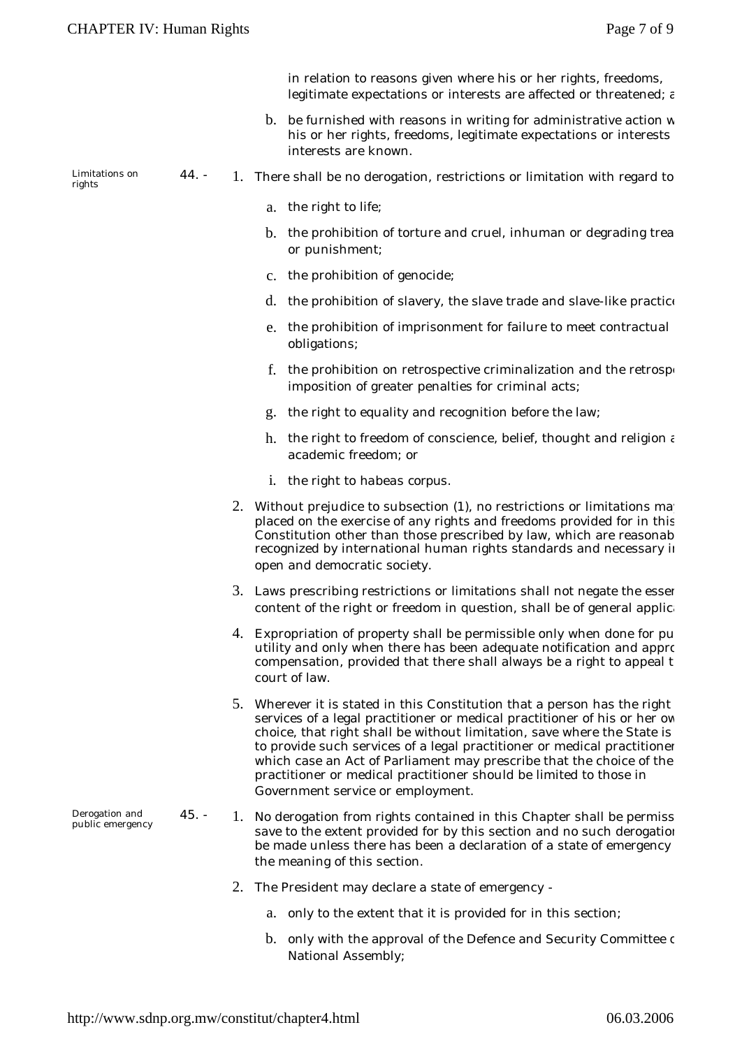in relation to reasons given where his or her rights, freedoms, legitimate expectations or interests are affected or threatened; a

b. be furnished with reasons in writing for administrative action w his or her rights, freedoms, legitimate expectations or interests interests are known.

*Limitations on rights*

**44. -**

1. There shall be no derogation, restrictions or limitation with regard to
   a. the right to life;
   b. the prohibition of torture and cruel, inhuman or degrading trea or punishment;
   c. the prohibition of genocide;
   d. the prohibition of slavery, the slave trade and slave-like practic
   e. the prohibition of imprisonment for failure to meet contractual obligations;
   f. the prohibition on retrospective criminalization and the retrosp imposition of greater penalties for criminal acts;
   g. the right to equality and recognition before the law;
   h. the right to freedom of conscience, belief, thought and religion a academic freedom; or
   i. the right to habeas corpus.
2. Without prejudice to subsection (1), no restrictions or limitations ma placed on the exercise of any rights and freedoms provided for in this Constitution other than those prescribed by law, which are reasonab recognized by international human rights standards and necessary in open and democratic society.
3. Laws prescribing restrictions or limitations shall not negate the esser content of the right or freedom in question, shall be of general applic
4. Expropriation of property shall be permissible only when done for pu utility and only when there has been adequate notification and appro compensation, provided that there shall always be a right to appeal t court of law.
5. Wherever it is stated in this Constitution that a person has the right services of a legal practitioner or medical practitioner of his or her ow choice, that right shall be without limitation, save where the State is to provide such services of a legal practitioner or medical practitioner which case an Act of Parliament may prescribe that the choice of the practitioner or medical practitioner should be limited to those in Government service or employment.

*Derogation and public emergency*

**45. -**

1. No derogation from rights contained in this Chapter shall be permiss save to the extent provided for by this section and no such derogatio be made unless there has been a declaration of a state of emergency the meaning of this section.
2. The President may declare a state of emergency -
   a. only to the extent that it is provided for in this section;
   b. only with the approval of the Defence and Security Committee o National Assembly;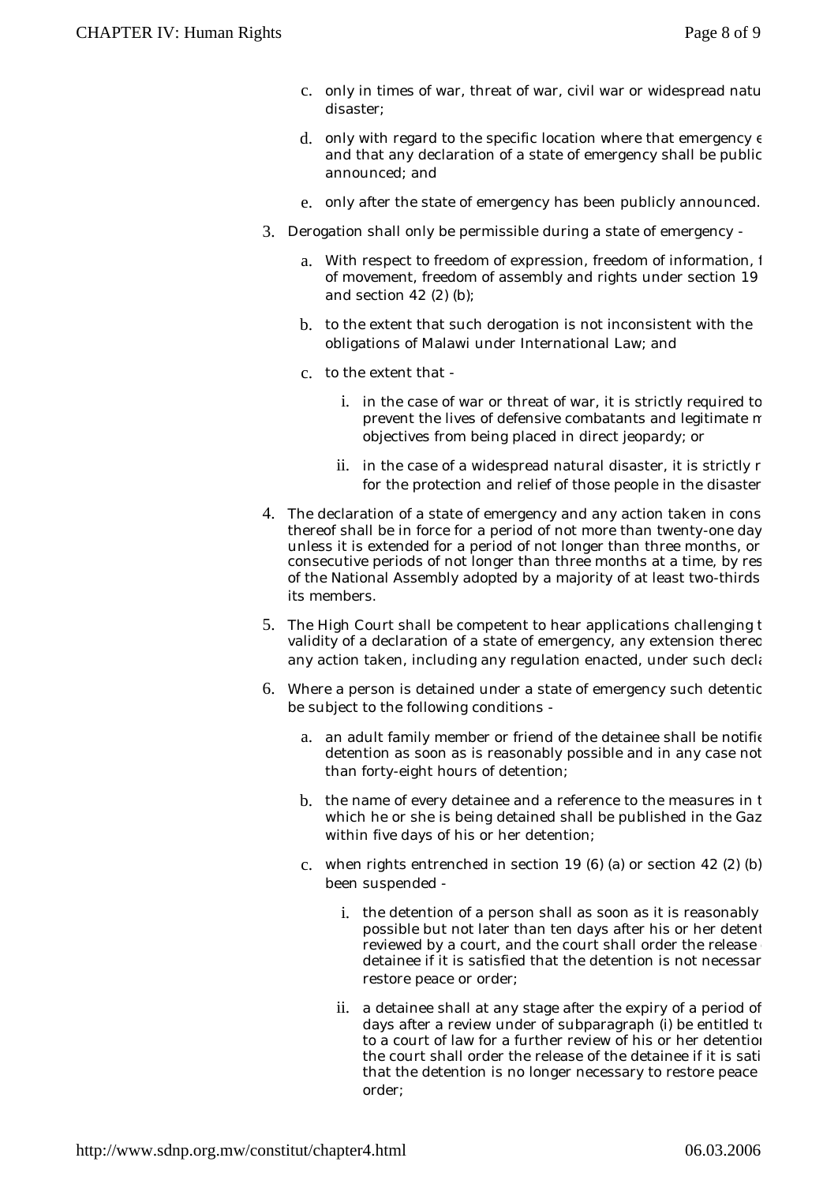c. only in times of war, threat of war, civil war or widespread natu disaster;

d. only with regard to the specific location where that emergency e and that any declaration of a state of emergency shall be public announced; and

e. only after the state of emergency has been publicly announced.

3. Derogation shall only be permissible during a state of emergency -

   a. With respect to freedom of expression, freedom of information, f of movement, freedom of assembly and rights under section 19 and section 42 (2) (b);

   b. to the extent that such derogation is not inconsistent with the obligations of Malawi under International Law; and

   c. to the extent that -

      i. in the case of war or threat of war, it is strictly required to prevent the lives of defensive combatants and legitimate m objectives from being placed in direct jeopardy; or

      ii. in the case of a widespread natural disaster, it is strictly r for the protection and relief of those people in the disaster

4. The declaration of a state of emergency and any action taken in cons thereof shall be in force for a period of not more than twenty-one day unless it is extended for a period of not longer than three months, or consecutive periods of not longer than three months at a time, by res of the National Assembly adopted by a majority of at least two-thirds its members.

5. The High Court shall be competent to hear applications challenging t validity of a declaration of a state of emergency, any extension thereo any action taken, including any regulation enacted, under such decla

6. Where a person is detained under a state of emergency such detentio be subject to the following conditions -

   a. an adult family member or friend of the detainee shall be notifie detention as soon as is reasonably possible and in any case not than forty-eight hours of detention;

   b. the name of every detainee and a reference to the measures in t which he or she is being detained shall be published in the Gaz within five days of his or her detention;

   c. when rights entrenched in section 19 (6) (a) or section 42 (2) (b) been suspended -

      i. the detention of a person shall as soon as it is reasonably possible but not later than ten days after his or her detent reviewed by a court, and the court shall order the release detainee if it is satisfied that the detention is not necessar restore peace or order;

      ii. a detainee shall at any stage after the expiry of a period of days after a review under of subparagraph (i) be entitled to to a court of law for a further review of his or her detention the court shall order the release of the detainee if it is sati that the detention is no longer necessary to restore peace order;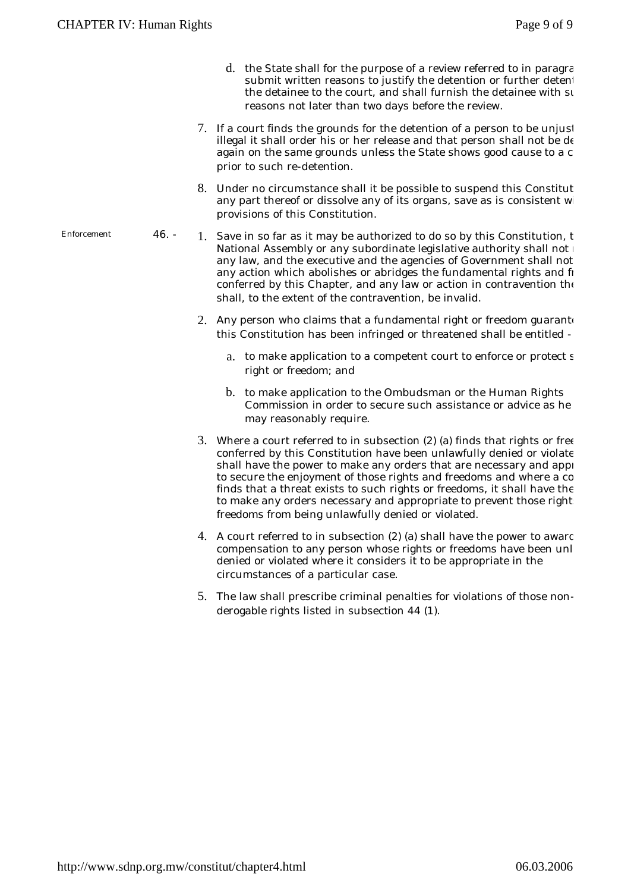d. the State shall for the purpose of a review referred to in paragra submit written reasons to justify the detention or further detent the detainee to the court, and shall furnish the detainee with su reasons not later than two days before the review.

7. If a court finds the grounds for the detention of a person to be unjust illegal it shall order his or her release and that person shall not be de again on the same grounds unless the State shows good cause to a c prior to such re-detention.

8. Under no circumstance shall it be possible to suspend this Constitut any part thereof or dissolve any of its organs, save as is consistent wi provisions of this Constitution.

**Enforcement**

**46. -**

1. Save in so far as it may be authorized to do so by this Constitution, t National Assembly or any subordinate legislative authority shall not any law, and the executive and the agencies of Government shall not any action which abolishes or abridges the fundamental rights and fr conferred by this Chapter, and any law or action in contravention the shall, to the extent of the contravention, be invalid.

2. Any person who claims that a fundamental right or freedom guarante this Constitution has been infringed or threatened shall be entitled -

   a. to make application to a competent court to enforce or protect s right or freedom; and

   b. to make application to the Ombudsman or the Human Rights Commission in order to secure such assistance or advice as he may reasonably require.

3. Where a court referred to in subsection (2) (a) finds that rights or free conferred by this Constitution have been unlawfully denied or violate shall have the power to make any orders that are necessary and appr to secure the enjoyment of those rights and freedoms and where a co finds that a threat exists to such rights or freedoms, it shall have the to make any orders necessary and appropriate to prevent those right freedoms from being unlawfully denied or violated.

4. A court referred to in subsection (2) (a) shall have the power to awarc compensation to any person whose rights or freedoms have been unl denied or violated where it considers it to be appropriate in the circumstances of a particular case.

5. The law shall prescribe criminal penalties for violations of those non-derogable rights listed in subsection 44 (1).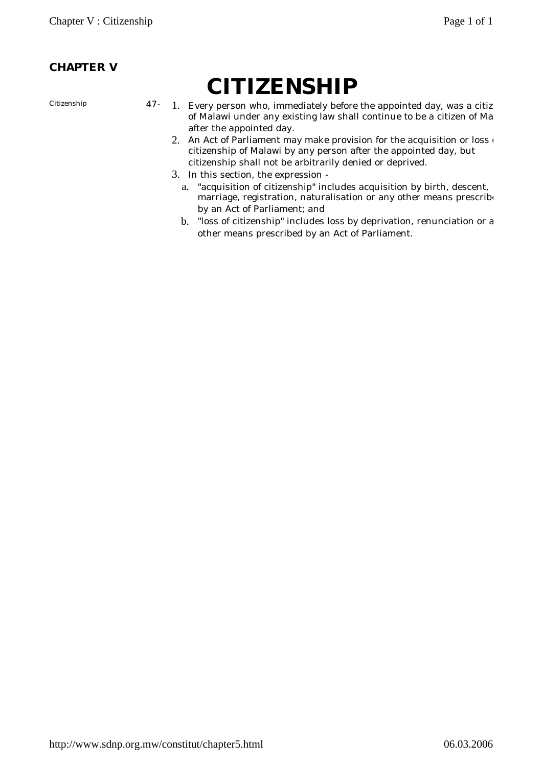**CHAPTER V**

# CITIZENSHIP

Citizenship

47-

1. Every person who, immediately before the appointed day, was a citiz of Malawi under any existing law shall continue to be a citizen of Ma after the appointed day.
2. An Act of Parliament may make provision for the acquisition or loss citizenship of Malawi by any person after the appointed day, but citizenship shall not be arbitrarily denied or deprived.
3. In this section, the expression -
   a. "acquisition of citizenship" includes acquisition by birth, descent, marriage, registration, naturalisation or any other means prescrib by an Act of Parliament; and
   b. "loss of citizenship" includes loss by deprivation, renunciation or a other means prescribed by an Act of Parliament.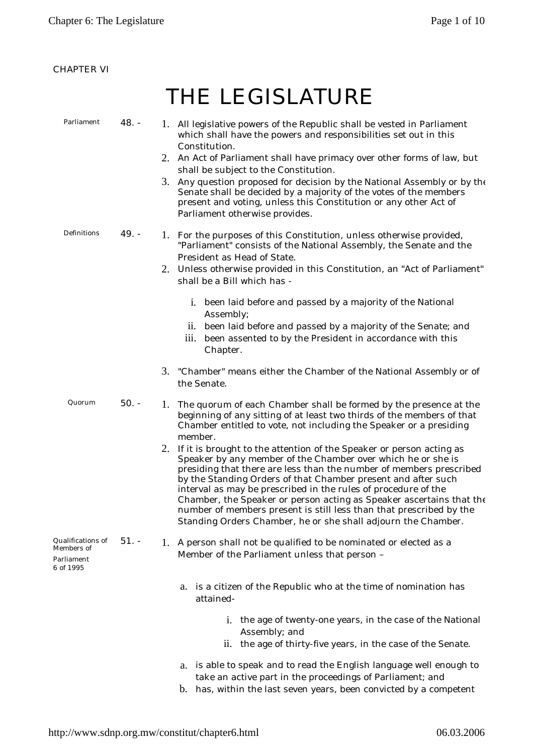CHAPTER VI

# THE LEGISLATURE

**Parliament**

**48. -**

1. All legislative powers of the Republic shall be vested in Parliament which shall have the powers and responsibilities set out in this Constitution.
2. An Act of Parliament shall have primacy over other forms of law, but shall be subject to the Constitution.
3. Any question proposed for decision by the National Assembly or by the Senate shall be decided by a majority of the votes of the members present and voting, unless this Constitution or any other Act of Parliament otherwise provides.

**Definitions**

**49. -**

1. For the purposes of this Constitution, unless otherwise provided, "Parliament" consists of the National Assembly, the Senate and the President as Head of State.
2. Unless otherwise provided in this Constitution, an "Act of Parliament" shall be a Bill which has -
   1. been laid before and passed by a majority of the National Assembly;
   2. been laid before and passed by a majority of the Senate; and
   3. been assented to by the President in accordance with this Chapter.
3. "Chamber" means either the Chamber of the National Assembly or of the Senate.

**Quorum**

**50. -**

1. The quorum of each Chamber shall be formed by the presence at the beginning of any sitting of at least two thirds of the members of that Chamber entitled to vote, not including the Speaker or a presiding member.
2. If it is brought to the attention of the Speaker or person acting as Speaker by any member of the Chamber over which he or she is presiding that there are less than the number of members prescribed by the Standing Orders of that Chamber present and after such interval as may be prescribed in the rules of procedure of the Chamber, the Speaker or person acting as Speaker ascertains that the number of members present is still less than that prescribed by the Standing Orders Chamber, he or she shall adjourn the Chamber.

**Qualifications of Members of Parliament**
6 of 1995

**51. -**

1. A person shall not be qualified to be nominated or elected as a Member of the Parliament unless that person –
   a. is a citizen of the Republic who at the time of nomination has attained-
      i. the age of twenty-one years, in the case of the National Assembly; and
      ii. the age of thirty-five years, in the case of the Senate.
   a. is able to speak and to read the English language well enough to take an active part in the proceedings of Parliament; and
   b. has, within the last seven years, been convicted by a competent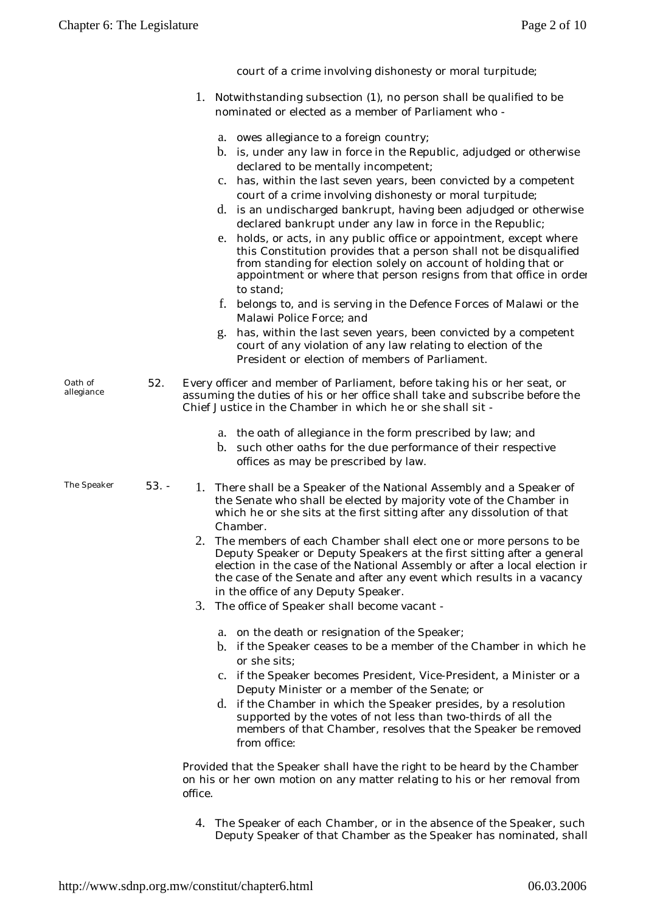court of a crime involving dishonesty or moral turpitude;

1. Notwithstanding subsection (1), no person shall be qualified to be nominated or elected as a member of Parliament who -

   a. owes allegiance to a foreign country;
   b. is, under any law in force in the Republic, adjudged or otherwise declared to be mentally incompetent;
   c. has, within the last seven years, been convicted by a competent court of a crime involving dishonesty or moral turpitude;
   d. is an undischarged bankrupt, having been adjudged or otherwise declared bankrupt under any law in force in the Republic;
   e. holds, or acts, in any public office or appointment, except where this Constitution provides that a person shall not be disqualified from standing for election solely on account of holding that or appointment or where that person resigns from that office in order to stand;
   f. belongs to, and is serving in the Defence Forces of Malawi or the Malawi Police Force; and
   g. has, within the last seven years, been convicted by a competent court of any violation of any law relating to election of the President or election of members of Parliament.

Oath of allegiance

**52.** Every officer and member of Parliament, before taking his or her seat, or assuming the duties of his or her office shall take and subscribe before the Chief Justice in the Chamber in which he or she shall sit -

   a. the oath of allegiance in the form prescribed by law; and
   b. such other oaths for the due performance of their respective offices as may be prescribed by law.

The Speaker

**53.** -

1. There shall be a Speaker of the National Assembly and a Speaker of the Senate who shall be elected by majority vote of the Chamber in which he or she sits at the first sitting after any dissolution of that Chamber.
2. The members of each Chamber shall elect one or more persons to be Deputy Speaker or Deputy Speakers at the first sitting after a general election in the case of the National Assembly or after a local election in the case of the Senate and after any event which results in a vacancy in the office of any Deputy Speaker.
3. The office of Speaker shall become vacant -

   a. on the death or resignation of the Speaker;
   b. if the Speaker ceases to be a member of the Chamber in which he or she sits;
   c. if the Speaker becomes President, Vice-President, a Minister or a Deputy Minister or a member of the Senate; or
   d. if the Chamber in which the Speaker presides, by a resolution supported by the votes of not less than two-thirds of all the members of that Chamber, resolves that the Speaker be removed from office:

Provided that the Speaker shall have the right to be heard by the Chamber on his or her own motion on any matter relating to his or her removal from office.

4. The Speaker of each Chamber, or in the absence of the Speaker, such Deputy Speaker of that Chamber as the Speaker has nominated, shall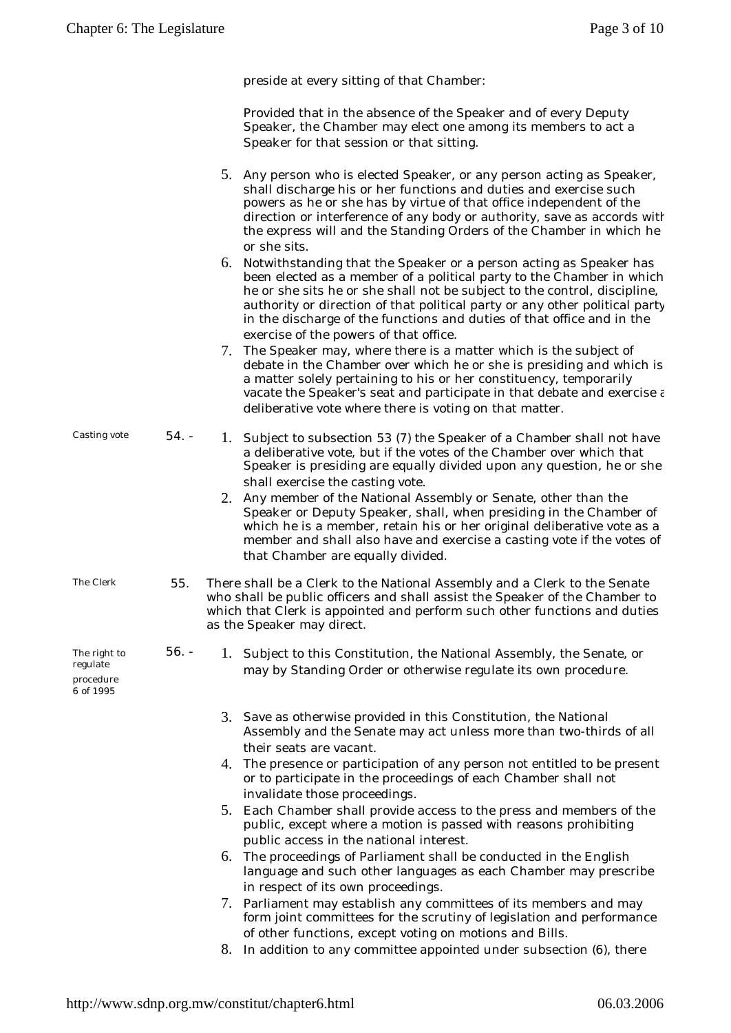preside at every sitting of that Chamber:

Provided that in the absence of the Speaker and of every Deputy Speaker, the Chamber may elect one among its members to act a Speaker for that session or that sitting.

5. Any person who is elected Speaker, or any person acting as Speaker, shall discharge his or her functions and duties and exercise such powers as he or she has by virtue of that office independent of the direction or interference of any body or authority, save as accords with the express will and the Standing Orders of the Chamber in which he or she sits.
6. Notwithstanding that the Speaker or a person acting as Speaker has been elected as a member of a political party to the Chamber in which he or she sits he or she shall not be subject to the control, discipline, authority or direction of that political party or any other political party in the discharge of the functions and duties of that office and in the exercise of the powers of that office.
7. The Speaker may, where there is a matter which is the subject of debate in the Chamber over which he or she is presiding and which is a matter solely pertaining to his or her constituency, temporarily vacate the Speaker's seat and participate in that debate and exercise a deliberative vote where there is voting on that matter.

*Casting vote*

**54. -**

1. Subject to subsection 53 (7) the Speaker of a Chamber shall not have a deliberative vote, but if the votes of the Chamber over which that Speaker is presiding are equally divided upon any question, he or she shall exercise the casting vote.
2. Any member of the National Assembly or Senate, other than the Speaker or Deputy Speaker, shall, when presiding in the Chamber of which he is a member, retain his or her original deliberative vote as a member and shall also have and exercise a casting vote if the votes of that Chamber are equally divided.

*The Clerk*

**55.** There shall be a Clerk to the National Assembly and a Clerk to the Senate who shall be public officers and shall assist the Speaker of the Chamber to which that Clerk is appointed and perform such other functions and duties as the Speaker may direct.

*The right to regulate procedure*
*6 of 1995*

**56. -**

1. Subject to this Constitution, the National Assembly, the Senate, or may by Standing Order or otherwise regulate its own procedure.

3. Save as otherwise provided in this Constitution, the National Assembly and the Senate may act unless more than two-thirds of all their seats are vacant.
4. The presence or participation of any person not entitled to be present or to participate in the proceedings of each Chamber shall not invalidate those proceedings.
5. Each Chamber shall provide access to the press and members of the public, except where a motion is passed with reasons prohibiting public access in the national interest.
6. The proceedings of Parliament shall be conducted in the English language and such other languages as each Chamber may prescribe in respect of its own proceedings.
7. Parliament may establish any committees of its members and may form joint committees for the scrutiny of legislation and performance of other functions, except voting on motions and Bills.
8. In addition to any committee appointed under subsection (6), there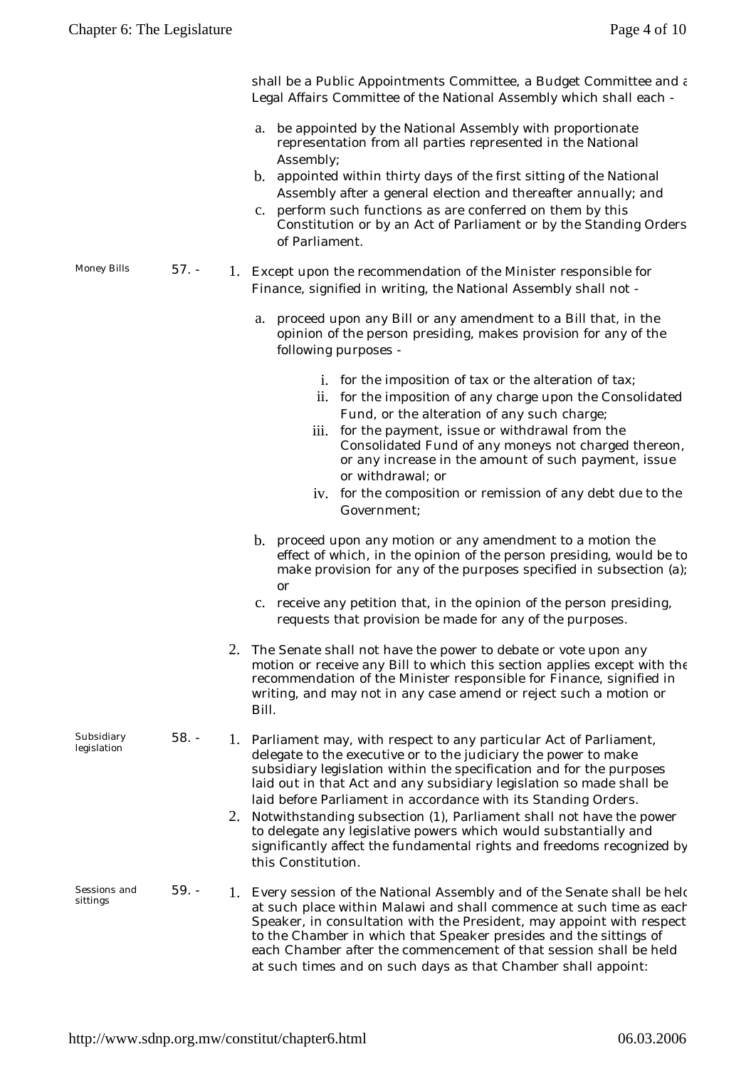shall be a Public Appointments Committee, a Budget Committee and a Legal Affairs Committee of the National Assembly which shall each -

a. be appointed by the National Assembly with proportionate representation from all parties represented in the National Assembly;
b. appointed within thirty days of the first sitting of the National Assembly after a general election and thereafter annually; and
c. perform such functions as are conferred on them by this Constitution or by an Act of Parliament or by the Standing Orders of Parliament.

**Money Bills**

57. -

1. Except upon the recommendation of the Minister responsible for Finance, signified in writing, the National Assembly shall not -

   a. proceed upon any Bill or any amendment to a Bill that, in the opinion of the person presiding, makes provision for any of the following purposes -

      i. for the imposition of tax or the alteration of tax;
      ii. for the imposition of any charge upon the Consolidated Fund, or the alteration of any such charge;
      iii. for the payment, issue or withdrawal from the Consolidated Fund of any moneys not charged thereon, or any increase in the amount of such payment, issue or withdrawal; or
      iv. for the composition or remission of any debt due to the Government;

   b. proceed upon any motion or any amendment to a motion the effect of which, in the opinion of the person presiding, would be to make provision for any of the purposes specified in subsection (a); or
   c. receive any petition that, in the opinion of the person presiding, requests that provision be made for any of the purposes.

2. The Senate shall not have the power to debate or vote upon any motion or receive any Bill to which this section applies except with the recommendation of the Minister responsible for Finance, signified in writing, and may not in any case amend or reject such a motion or Bill.

**Subsidiary legislation**

58. -

1. Parliament may, with respect to any particular Act of Parliament, delegate to the executive or to the judiciary the power to make subsidiary legislation within the specification and for the purposes laid out in that Act and any subsidiary legislation so made shall be laid before Parliament in accordance with its Standing Orders.
2. Notwithstanding subsection (1), Parliament shall not have the power to delegate any legislative powers which would substantially and significantly affect the fundamental rights and freedoms recognized by this Constitution.

**Sessions and sittings**

59. -

1. Every session of the National Assembly and of the Senate shall be held at such place within Malawi and shall commence at such time as each Speaker, in consultation with the President, may appoint with respect to the Chamber in which that Speaker presides and the sittings of each Chamber after the commencement of that session shall be held at such times and on such days as that Chamber shall appoint: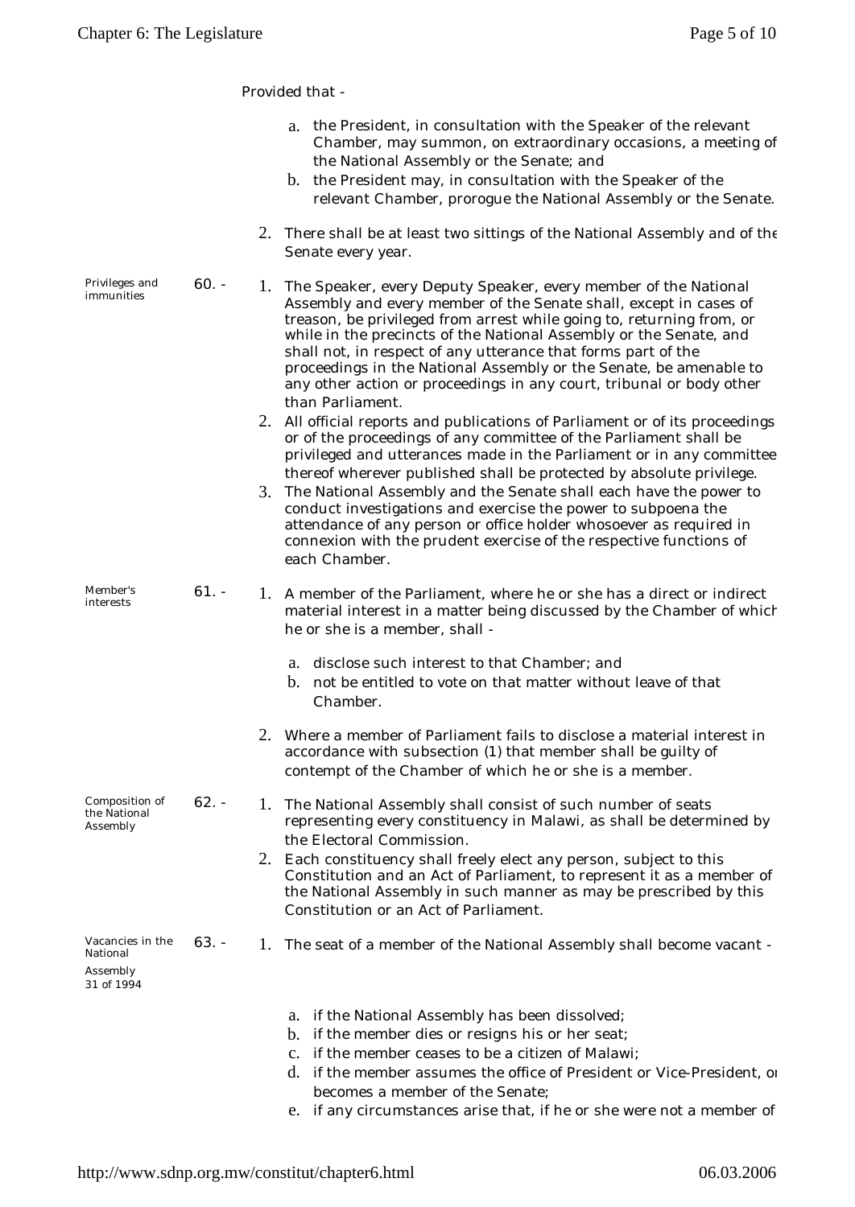Provided that -

a. the President, in consultation with the Speaker of the relevant Chamber, may summon, on extraordinary occasions, a meeting of the National Assembly or the Senate; and
b. the President may, in consultation with the Speaker of the relevant Chamber, prorogue the National Assembly or the Senate.

2. There shall be at least two sittings of the National Assembly and of the Senate every year.

*Privileges and immunities*

**60. -**

1. The Speaker, every Deputy Speaker, every member of the National Assembly and every member of the Senate shall, except in cases of treason, be privileged from arrest while going to, returning from, or while in the precincts of the National Assembly or the Senate, and shall not, in respect of any utterance that forms part of the proceedings in the National Assembly or the Senate, be amenable to any other action or proceedings in any court, tribunal or body other than Parliament.
2. All official reports and publications of Parliament or of its proceedings or of the proceedings of any committee of the Parliament shall be privileged and utterances made in the Parliament or in any committee thereof wherever published shall be protected by absolute privilege.
3. The National Assembly and the Senate shall each have the power to conduct investigations and exercise the power to subpoena the attendance of any person or office holder whosoever as required in connexion with the prudent exercise of the respective functions of each Chamber.

*Member's interests*

**61. -**

1. A member of the Parliament, where he or she has a direct or indirect material interest in a matter being discussed by the Chamber of which he or she is a member, shall -

   a. disclose such interest to that Chamber; and
   b. not be entitled to vote on that matter without leave of that Chamber.

2. Where a member of Parliament fails to disclose a material interest in accordance with subsection (1) that member shall be guilty of contempt of the Chamber of which he or she is a member.

*Composition of the National Assembly*

**62. -**

1. The National Assembly shall consist of such number of seats representing every constituency in Malawi, as shall be determined by the Electoral Commission.
2. Each constituency shall freely elect any person, subject to this Constitution and an Act of Parliament, to represent it as a member of the National Assembly in such manner as may be prescribed by this Constitution or an Act of Parliament.

*Vacancies in the National Assembly*
*31 of 1994*

**63. -**

1. The seat of a member of the National Assembly shall become vacant -

   a. if the National Assembly has been dissolved;
   b. if the member dies or resigns his or her seat;
   c. if the member ceases to be a citizen of Malawi;
   d. if the member assumes the office of President or Vice-President, or becomes a member of the Senate;
   e. if any circumstances arise that, if he or she were not a member of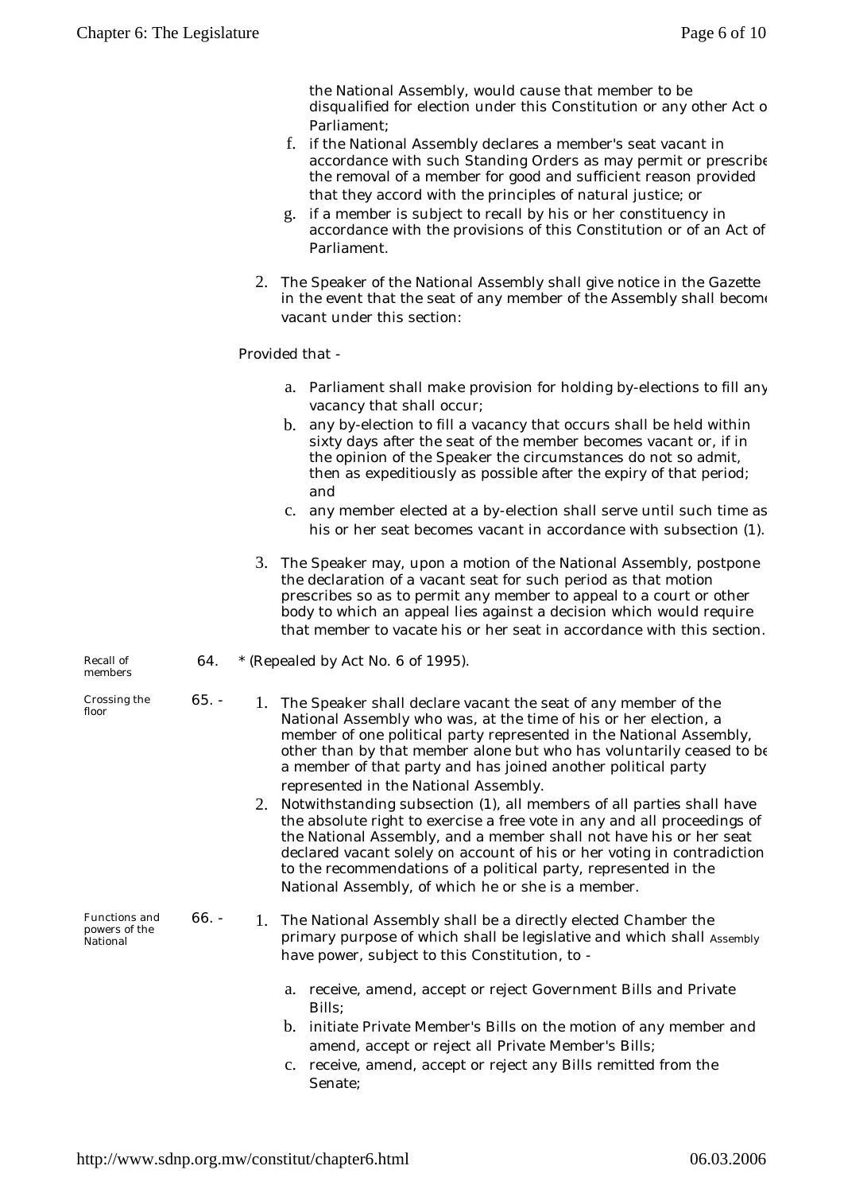the National Assembly, would cause that member to be disqualified for election under this Constitution or any other Act o Parliament;

f. if the National Assembly declares a member's seat vacant in accordance with such Standing Orders as may permit or prescribe the removal of a member for good and sufficient reason provided that they accord with the principles of natural justice; or

g. if a member is subject to recall by his or her constituency in accordance with the provisions of this Constitution or of an Act of Parliament.

2. The Speaker of the National Assembly shall give notice in the Gazette in the event that the seat of any member of the Assembly shall become vacant under this section:

Provided that -

a. Parliament shall make provision for holding by-elections to fill any vacancy that shall occur;

b. any by-election to fill a vacancy that occurs shall be held within sixty days after the seat of the member becomes vacant or, if in the opinion of the Speaker the circumstances do not so admit, then as expeditiously as possible after the expiry of that period; and

c. any member elected at a by-election shall serve until such time as his or her seat becomes vacant in accordance with subsection (1).

3. The Speaker may, upon a motion of the National Assembly, postpone the declaration of a vacant seat for such period as that motion prescribes so as to permit any member to appeal to a court or other body to which an appeal lies against a decision which would require that member to vacate his or her seat in accordance with this section.

*Recall of members*

64. * (Repealed by Act No. 6 of 1995).

*Crossing the floor*

65. -

1. The Speaker shall declare vacant the seat of any member of the National Assembly who was, at the time of his or her election, a member of one political party represented in the National Assembly, other than by that member alone but who has voluntarily ceased to be a member of that party and has joined another political party represented in the National Assembly.

2. Notwithstanding subsection (1), all members of all parties shall have the absolute right to exercise a free vote in any and all proceedings of the National Assembly, and a member shall not have his or her seat declared vacant solely on account of his or her voting in contradiction to the recommendations of a political party, represented in the National Assembly, of which he or she is a member.

*Functions and powers of the National Assembly*

66. -

1. The National Assembly shall be a directly elected Chamber the primary purpose of which shall be legislative and which shall have power, subject to this Constitution, to -

a. receive, amend, accept or reject Government Bills and Private Bills;

b. initiate Private Member's Bills on the motion of any member and amend, accept or reject all Private Member's Bills;

c. receive, amend, accept or reject any Bills remitted from the Senate;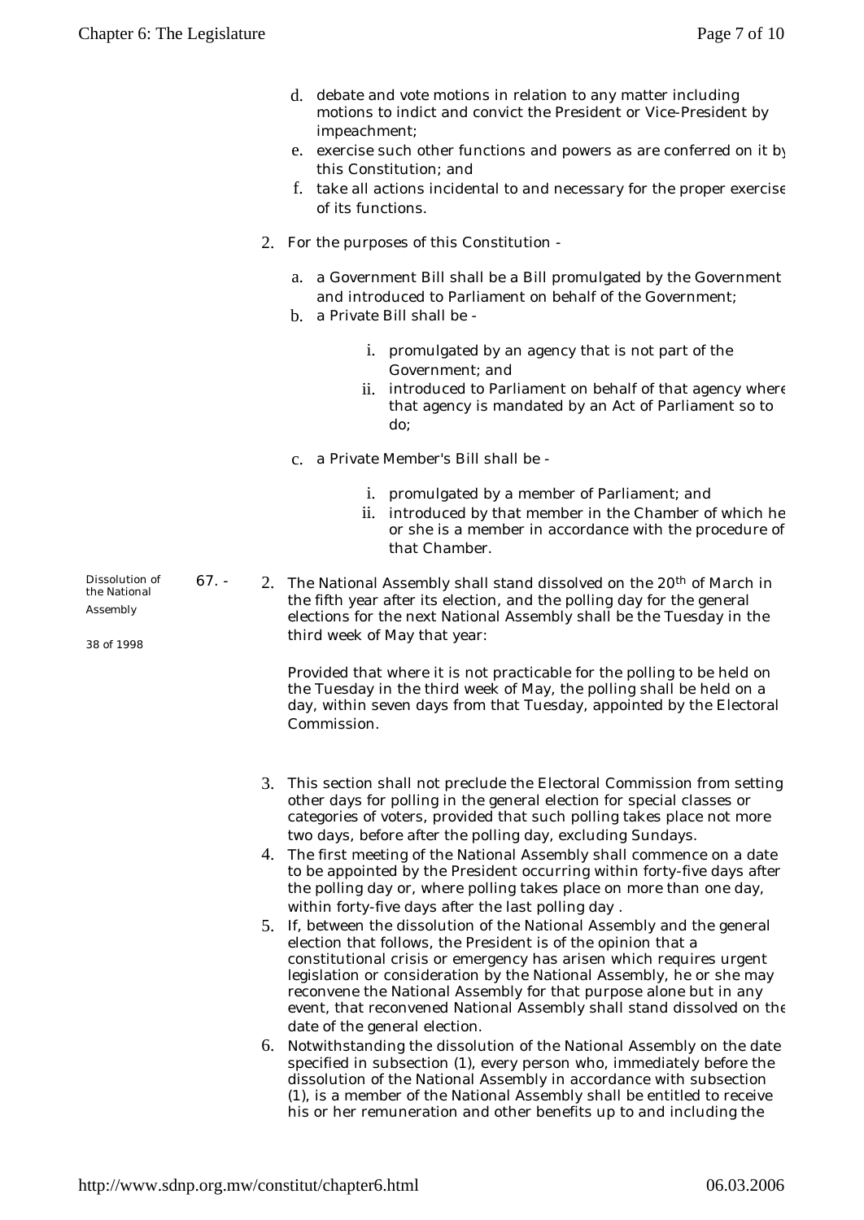d. debate and vote motions in relation to any matter including motions to indict and convict the President or Vice-President by impeachment;

e. exercise such other functions and powers as are conferred on it by this Constitution; and

f. take all actions incidental to and necessary for the proper exercise of its functions.

2. For the purposes of this Constitution -

   a. a Government Bill shall be a Bill promulgated by the Government and introduced to Parliament on behalf of the Government;

   b. a Private Bill shall be -

      i. promulgated by an agency that is not part of the Government; and

      ii. introduced to Parliament on behalf of that agency where that agency is mandated by an Act of Parliament so to do;

   c. a Private Member's Bill shall be -

      i. promulgated by a member of Parliament; and

      ii. introduced by that member in the Chamber of which he or she is a member in accordance with the procedure of that Chamber.

Dissolution of the National Assembly

38 of 1998

**67. -**

2. The National Assembly shall stand dissolved on the 20th of March in the fifth year after its election, and the polling day for the general elections for the next National Assembly shall be the Tuesday in the third week of May that year:

   Provided that where it is not practicable for the polling to be held on the Tuesday in the third week of May, the polling shall be held on a day, within seven days from that Tuesday, appointed by the Electoral Commission.

3. This section shall not preclude the Electoral Commission from setting other days for polling in the general election for special classes or categories of voters, provided that such polling takes place not more two days, before after the polling day, excluding Sundays.

4. The first meeting of the National Assembly shall commence on a date to be appointed by the President occurring within forty-five days after the polling day or, where polling takes place on more than one day, within forty-five days after the last polling day .

5. If, between the dissolution of the National Assembly and the general election that follows, the President is of the opinion that a constitutional crisis or emergency has arisen which requires urgent legislation or consideration by the National Assembly, he or she may reconvene the National Assembly for that purpose alone but in any event, that reconvened National Assembly shall stand dissolved on the date of the general election.

6. Notwithstanding the dissolution of the National Assembly on the date specified in subsection (1), every person who, immediately before the dissolution of the National Assembly in accordance with subsection (1), is a member of the National Assembly shall be entitled to receive his or her remuneration and other benefits up to and including the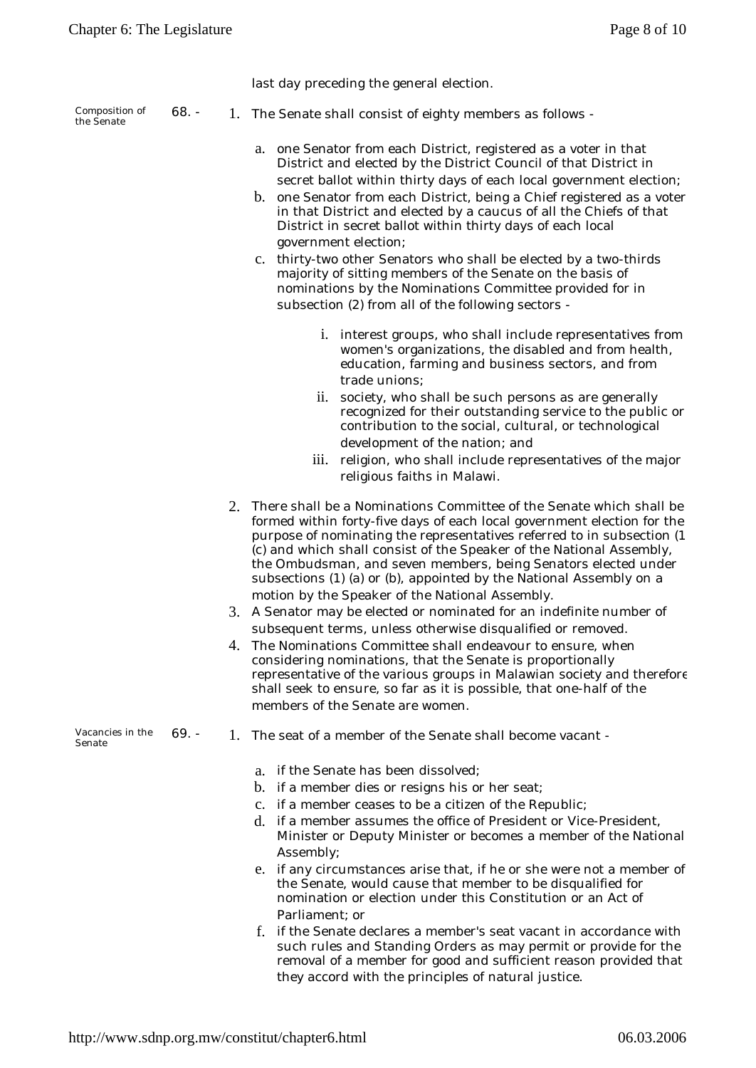last day preceding the general election.

**68. - Composition of the Senate**

1. The Senate shall consist of eighty members as follows -

   a. one Senator from each District, registered as a voter in that District and elected by the District Council of that District in secret ballot within thirty days of each local government election;

   b. one Senator from each District, being a Chief registered as a voter in that District and elected by a caucus of all the Chiefs of that District in secret ballot within thirty days of each local government election;

   c. thirty-two other Senators who shall be elected by a two-thirds majority of sitting members of the Senate on the basis of nominations by the Nominations Committee provided for in subsection (2) from all of the following sectors -

      i. interest groups, who shall include representatives from women's organizations, the disabled and from health, education, farming and business sectors, and from trade unions;

      ii. society, who shall be such persons as are generally recognized for their outstanding service to the public or contribution to the social, cultural, or technological development of the nation; and

      iii. religion, who shall include representatives of the major religious faiths in Malawi.

2. There shall be a Nominations Committee of the Senate which shall be formed within forty-five days of each local government election for the purpose of nominating the representatives referred to in subsection (1 (c) and which shall consist of the Speaker of the National Assembly, the Ombudsman, and seven members, being Senators elected under subsections (1) (a) or (b), appointed by the National Assembly on a motion by the Speaker of the National Assembly.

3. A Senator may be elected or nominated for an indefinite number of subsequent terms, unless otherwise disqualified or removed.

4. The Nominations Committee shall endeavour to ensure, when considering nominations, that the Senate is proportionally representative of the various groups in Malawian society and therefore shall seek to ensure, so far as it is possible, that one-half of the members of the Senate are women.

**69. - Vacancies in the Senate**

1. The seat of a member of the Senate shall become vacant -

   a. if the Senate has been dissolved;

   b. if a member dies or resigns his or her seat;

   c. if a member ceases to be a citizen of the Republic;

   d. if a member assumes the office of President or Vice-President, Minister or Deputy Minister or becomes a member of the National Assembly;

   e. if any circumstances arise that, if he or she were not a member of the Senate, would cause that member to be disqualified for nomination or election under this Constitution or an Act of Parliament; or

   f. if the Senate declares a member's seat vacant in accordance with such rules and Standing Orders as may permit or provide for the removal of a member for good and sufficient reason provided that they accord with the principles of natural justice.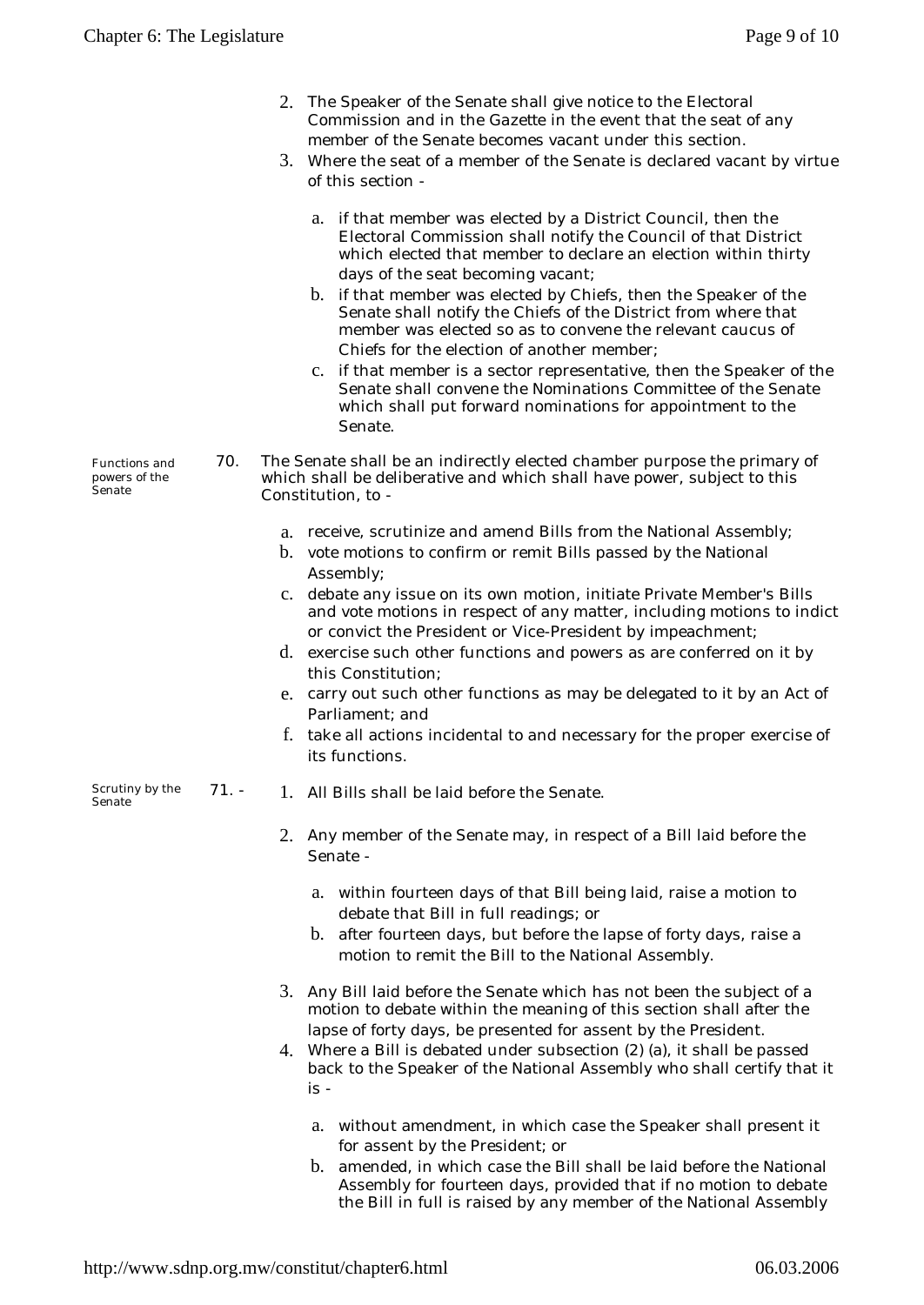2. The Speaker of the Senate shall give notice to the Electoral Commission and in the Gazette in the event that the seat of any member of the Senate becomes vacant under this section.
3. Where the seat of a member of the Senate is declared vacant by virtue of this section -

    a. if that member was elected by a District Council, then the Electoral Commission shall notify the Council of that District which elected that member to declare an election within thirty days of the seat becoming vacant;
    b. if that member was elected by Chiefs, then the Speaker of the Senate shall notify the Chiefs of the District from where that member was elected so as to convene the relevant caucus of Chiefs for the election of another member;
    c. if that member is a sector representative, then the Speaker of the Senate shall convene the Nominations Committee of the Senate which shall put forward nominations for appointment to the Senate.

*Functions and powers of the Senate*

70. The Senate shall be an indirectly elected chamber purpose the primary of which shall be deliberative and which shall have power, subject to this Constitution, to -

    a. receive, scrutinize and amend Bills from the National Assembly;
    b. vote motions to confirm or remit Bills passed by the National Assembly;
    c. debate any issue on its own motion, initiate Private Member's Bills and vote motions in respect of any matter, including motions to indict or convict the President or Vice-President by impeachment;
    d. exercise such other functions and powers as are conferred on it by this Constitution;
    e. carry out such other functions as may be delegated to it by an Act of Parliament; and
    f. take all actions incidental to and necessary for the proper exercise of its functions.

*Scrutiny by the Senate*

71. -

1. All Bills shall be laid before the Senate.
2. Any member of the Senate may, in respect of a Bill laid before the Senate -

    a. within fourteen days of that Bill being laid, raise a motion to debate that Bill in full readings; or
    b. after fourteen days, but before the lapse of forty days, raise a motion to remit the Bill to the National Assembly.

3. Any Bill laid before the Senate which has not been the subject of a motion to debate within the meaning of this section shall after the lapse of forty days, be presented for assent by the President.
4. Where a Bill is debated under subsection (2) (a), it shall be passed back to the Speaker of the National Assembly who shall certify that it is -

    a. without amendment, in which case the Speaker shall present it for assent by the President; or
    b. amended, in which case the Bill shall be laid before the National Assembly for fourteen days, provided that if no motion to debate the Bill in full is raised by any member of the National Assembly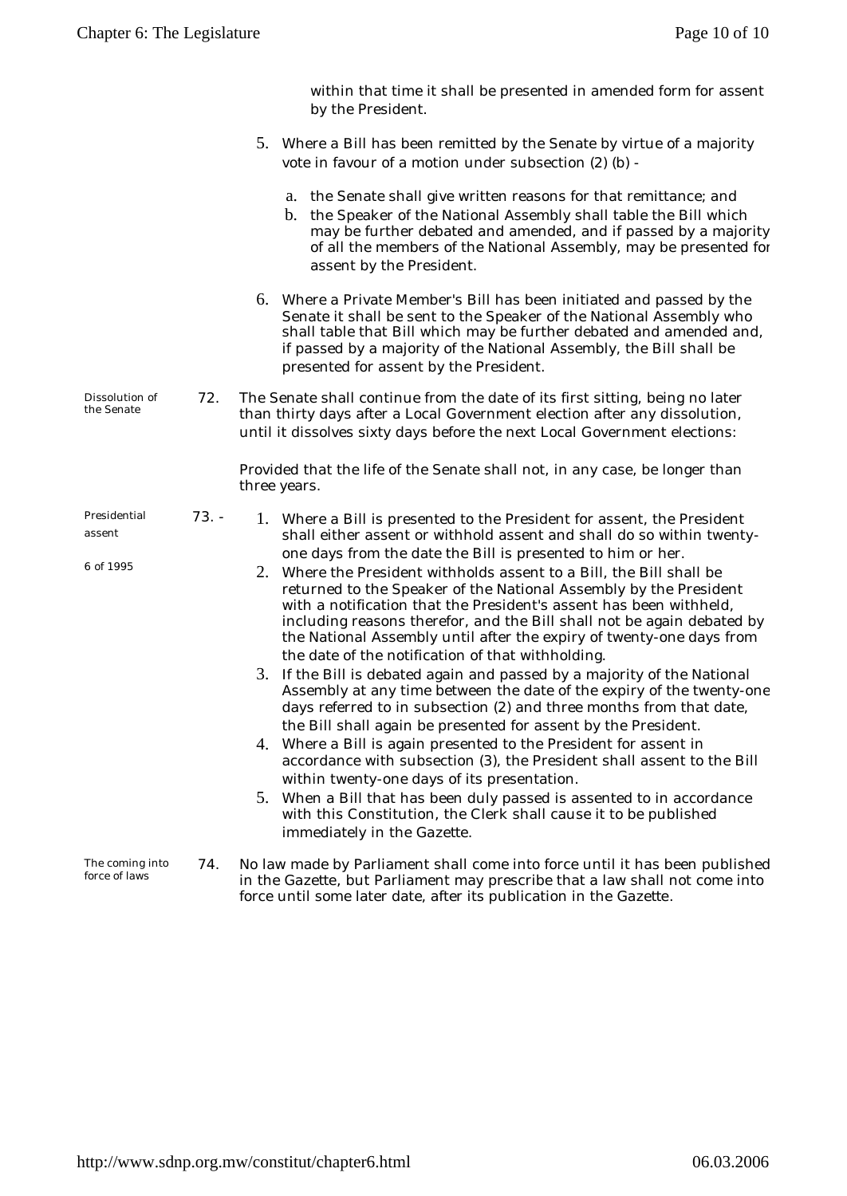within that time it shall be presented in amended form for assent by the President.

5. Where a Bill has been remitted by the Senate by virtue of a majority vote in favour of a motion under subsection (2) (b) -

   a. the Senate shall give written reasons for that remittance; and
   b. the Speaker of the National Assembly shall table the Bill which may be further debated and amended, and if passed by a majority of all the members of the National Assembly, may be presented for assent by the President.

6. Where a Private Member's Bill has been initiated and passed by the Senate it shall be sent to the Speaker of the National Assembly who shall table that Bill which may be further debated and amended and, if passed by a majority of the National Assembly, the Bill shall be presented for assent by the President.

*Dissolution of the Senate*

**72.** The Senate shall continue from the date of its first sitting, being no later than thirty days after a Local Government election after any dissolution, until it dissolves sixty days before the next Local Government elections:

Provided that the life of the Senate shall not, in any case, be longer than three years.

*Presidential assent*

*6 of 1995*

**73. -**

1. Where a Bill is presented to the President for assent, the President shall either assent or withhold assent and shall do so within twenty-one days from the date the Bill is presented to him or her.
2. Where the President withholds assent to a Bill, the Bill shall be returned to the Speaker of the National Assembly by the President with a notification that the President's assent has been withheld, including reasons therefor, and the Bill shall not be again debated by the National Assembly until after the expiry of twenty-one days from the date of the notification of that withholding.
3. If the Bill is debated again and passed by a majority of the National Assembly at any time between the date of the expiry of the twenty-one days referred to in subsection (2) and three months from that date, the Bill shall again be presented for assent by the President.
4. Where a Bill is again presented to the President for assent in accordance with subsection (3), the President shall assent to the Bill within twenty-one days of its presentation.
5. When a Bill that has been duly passed is assented to in accordance with this Constitution, the Clerk shall cause it to be published immediately in the Gazette.

*The coming into force of laws*

**74.** No law made by Parliament shall come into force until it has been published in the Gazette, but Parliament may prescribe that a law shall not come into force until some later date, after its publication in the Gazette.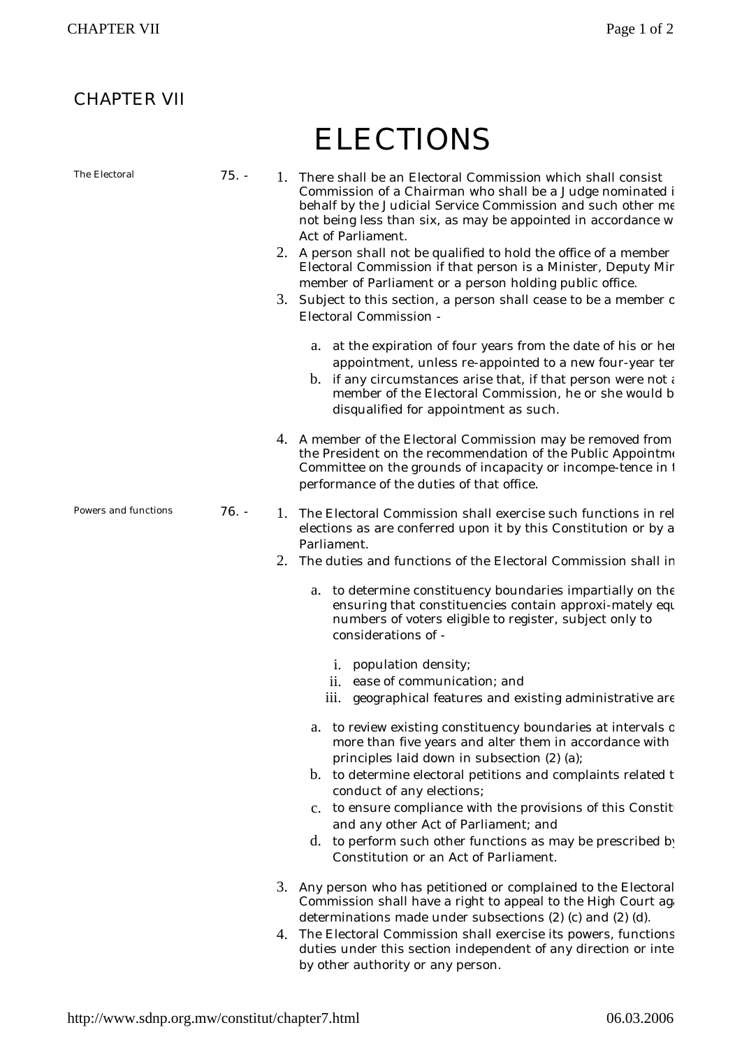# CHAPTER VII

## ELECTIONS

**The Electoral Commission**

**75. -**

1. There shall be an Electoral Commission which shall consist of a Chairman who shall be a Judge nominated i behalf by the Judicial Service Commission and such other me not being less than six, as may be appointed in accordance w Act of Parliament.
2. A person shall not be qualified to hold the office of a member Electoral Commission if that person is a Minister, Deputy Mir member of Parliament or a person holding public office.
3. Subject to this section, a person shall cease to be a member c Electoral Commission -

   a. at the expiration of four years from the date of his or her appointment, unless re-appointed to a new four-year ter
   b. if any circumstances arise that, if that person were not a member of the Electoral Commission, he or she would b disqualified for appointment as such.

4. A member of the Electoral Commission may be removed from the President on the recommendation of the Public Appointme Committee on the grounds of incapacity or incompe-tence in t performance of the duties of that office.

**Powers and functions**

**76. -**

1. The Electoral Commission shall exercise such functions in rel elections as are conferred upon it by this Constitution or by a Parliament.
2. The duties and functions of the Electoral Commission shall in

   a. to determine constituency boundaries impartially on the ensuring that constituencies contain approxi-mately equ numbers of voters eligible to register, subject only to considerations of -

      i. population density;
      ii. ease of communication; and
      iii. geographical features and existing administrative are

   a. to review existing constituency boundaries at intervals c more than five years and alter them in accordance with principles laid down in subsection (2) (a);
   b. to determine electoral petitions and complaints related t conduct of any elections;
   c. to ensure compliance with the provisions of this Constit and any other Act of Parliament; and
   d. to perform such other functions as may be prescribed by Constitution or an Act of Parliament.

3. Any person who has petitioned or complained to the Electoral Commission shall have a right to appeal to the High Court ag determinations made under subsections (2) (c) and (2) (d).
4. The Electoral Commission shall exercise its powers, functions duties under this section independent of any direction or inte by other authority or any person.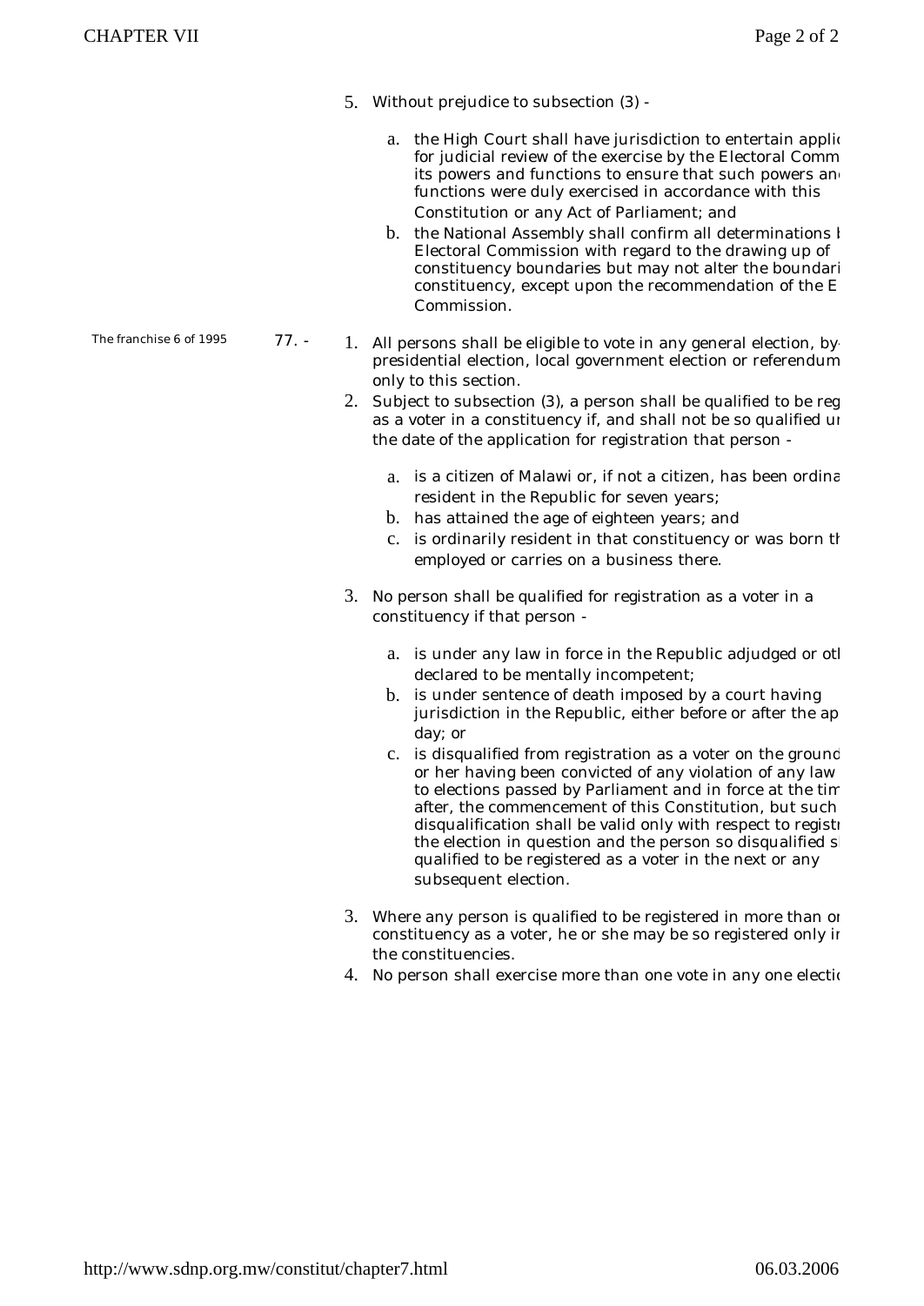5. Without prejudice to subsection (3) -

   a. the High Court shall have jurisdiction to entertain applic for judicial review of the exercise by the Electoral Comm its powers and functions to ensure that such powers an functions were duly exercised in accordance with this Constitution or any Act of Parliament; and
   b. the National Assembly shall confirm all determinations l Electoral Commission with regard to the drawing up of constituency boundaries but may not alter the boundari constituency, except upon the recommendation of the E Commission.

The franchise 6 of 1995

**77. -**

1. All persons shall be eligible to vote in any general election, by presidential election, local government election or referendum only to this section.
2. Subject to subsection (3), a person shall be qualified to be reg as a voter in a constituency if, and shall not be so qualified ur the date of the application for registration that person -

   a. is a citizen of Malawi or, if not a citizen, has been ordina resident in the Republic for seven years;
   b. has attained the age of eighteen years; and
   c. is ordinarily resident in that constituency or was born th employed or carries on a business there.

3. No person shall be qualified for registration as a voter in a constituency if that person -

   a. is under any law in force in the Republic adjudged or otl declared to be mentally incompetent;
   b. is under sentence of death imposed by a court having jurisdiction in the Republic, either before or after the ap day; or
   c. is disqualified from registration as a voter on the ground or her having been convicted of any violation of any law to elections passed by Parliament and in force at the tim after, the commencement of this Constitution, but such disqualification shall be valid only with respect to registr the election in question and the person so disqualified s qualified to be registered as a voter in the next or any subsequent election.

3. Where any person is qualified to be registered in more than or constituency as a voter, he or she may be so registered only ir the constituencies.
4. No person shall exercise more than one vote in any one electio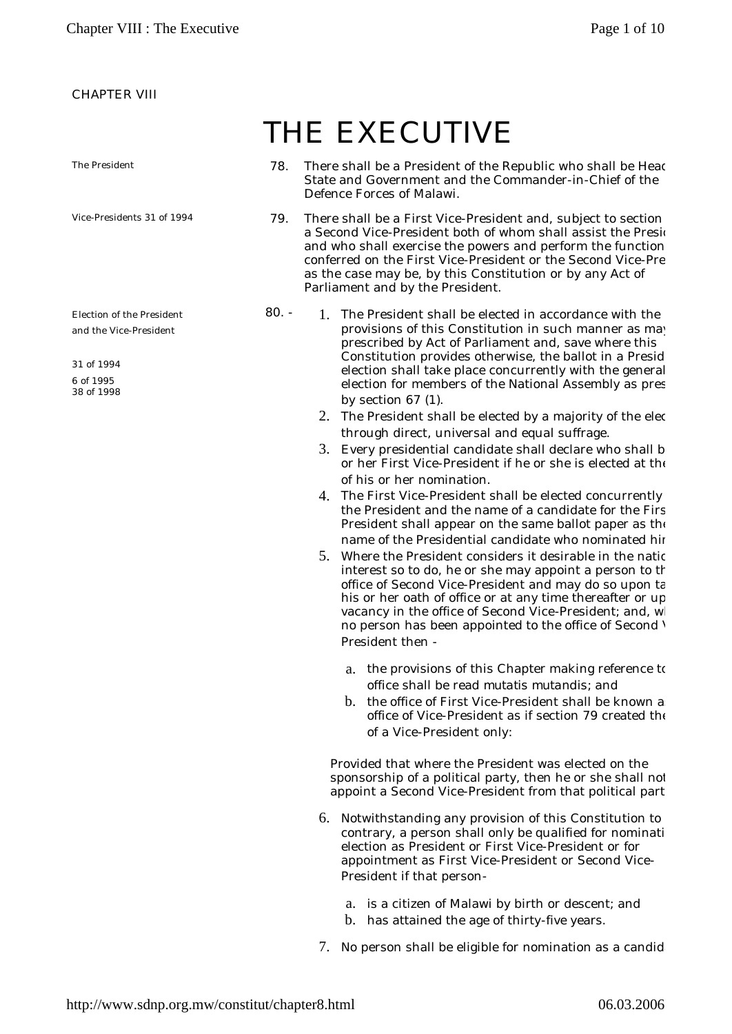CHAPTER VIII

# THE EXECUTIVE

The President

78. There shall be a President of the Republic who shall be Heac State and Government and the Commander-in-Chief of the Defence Forces of Malawi.

Vice-Presidents 31 of 1994

79. There shall be a First Vice-President and, subject to section a Second Vice-President both of whom shall assist the Presi and who shall exercise the powers and perform the function conferred on the First Vice-President or the Second Vice-Pre as the case may be, by this Constitution or by any Act of Parliament and by the President.

Election of the President and the Vice-President

31 of 1994
6 of 1995
38 of 1998

80. -

1. The President shall be elected in accordance with the provisions of this Constitution in such manner as may prescribed by Act of Parliament and, save where this Constitution provides otherwise, the ballot in a Presid election shall take place concurrently with the general election for members of the National Assembly as pres by section 67 (1).
2. The President shall be elected by a majority of the elec through direct, universal and equal suffrage.
3. Every presidential candidate shall declare who shall b or her First Vice-President if he or she is elected at the of his or her nomination.
4. The First Vice-President shall be elected concurrently the President and the name of a candidate for the Firs President shall appear on the same ballot paper as the name of the Presidential candidate who nominated hir
5. Where the President considers it desirable in the natic interest so to do, he or she may appoint a person to th office of Second Vice-President and may do so upon ta his or her oath of office or at any time thereafter or up vacancy in the office of Second Vice-President; and, wl no person has been appointed to the office of Second \ President then -

    a. the provisions of this Chapter making reference to office shall be read mutatis mutandis; and
    b. the office of First Vice-President shall be known a office of Vice-President as if section 79 created the of a Vice-President only:

    Provided that where the President was elected on the sponsorship of a political party, then he or she shall not appoint a Second Vice-President from that political part

6. Notwithstanding any provision of this Constitution to contrary, a person shall only be qualified for nominati election as President or First Vice-President or for appointment as First Vice-President or Second Vice-President if that person-

    a. is a citizen of Malawi by birth or descent; and
    b. has attained the age of thirty-five years.

7. No person shall be eligible for nomination as a candid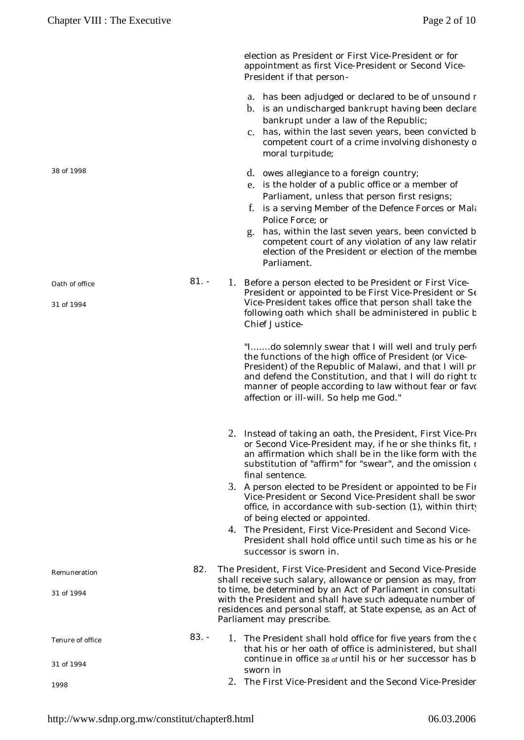election as President or First Vice-President or for appointment as first Vice-President or Second Vice-President if that person-

a. has been adjudged or declared to be of unsound r
b. is an undischarged bankrupt having been declare bankrupt under a law of the Republic;
c. has, within the last seven years, been convicted b competent court of a crime involving dishonesty o moral turpitude;

38 of 1998

d. owes allegiance to a foreign country;
e. is the holder of a public office or a member of Parliament, unless that person first resigns;
f. is a serving Member of the Defence Forces or Mala Police Force; or
g. has, within the last seven years, been convicted b competent court of any violation of any law relatin election of the President or election of the member Parliament.

Oath of office

31 of 1994

81. -

1. Before a person elected to be President or First Vice-President or appointed to be First Vice-President or Se Vice-President takes office that person shall take the following oath which shall be administered in public b Chief Justice-

"I.......do solemnly swear that I will well and truly perf the functions of the high office of President (or Vice-President) of the Republic of Malawi, and that I will pr and defend the Constitution, and that I will do right to manner of people according to law without fear or favo affection or ill-will. So help me God."

2. Instead of taking an oath, the President, First Vice-Pre or Second Vice-President may, if he or she thinks fit, r an affirmation which shall be in the like form with the substitution of "affirm" for "swear", and the omission o final sentence.
3. A person elected to be President or appointed to be Fir Vice-President or Second Vice-President shall be swor office, in accordance with sub-section (1), within thirty of being elected or appointed.
4. The President, First Vice-President and Second Vice-President shall hold office until such time as his or he successor is sworn in.

Remuneration

31 of 1994

82. The President, First Vice-President and Second Vice-Preside shall receive such salary, allowance or pension as may, from to time, be determined by an Act of Parliament in consultati with the President and shall have such adequate number of residences and personal staff, at State expense, as an Act of Parliament may prescribe.

Tenure of office

31 of 1994

1998

83. -

1. The President shall hold office for five years from the d that his or her oath of office is administered, but shall continue in office 38 of until his or her successor has b sworn in
2. The First Vice-President and the Second Vice-Presider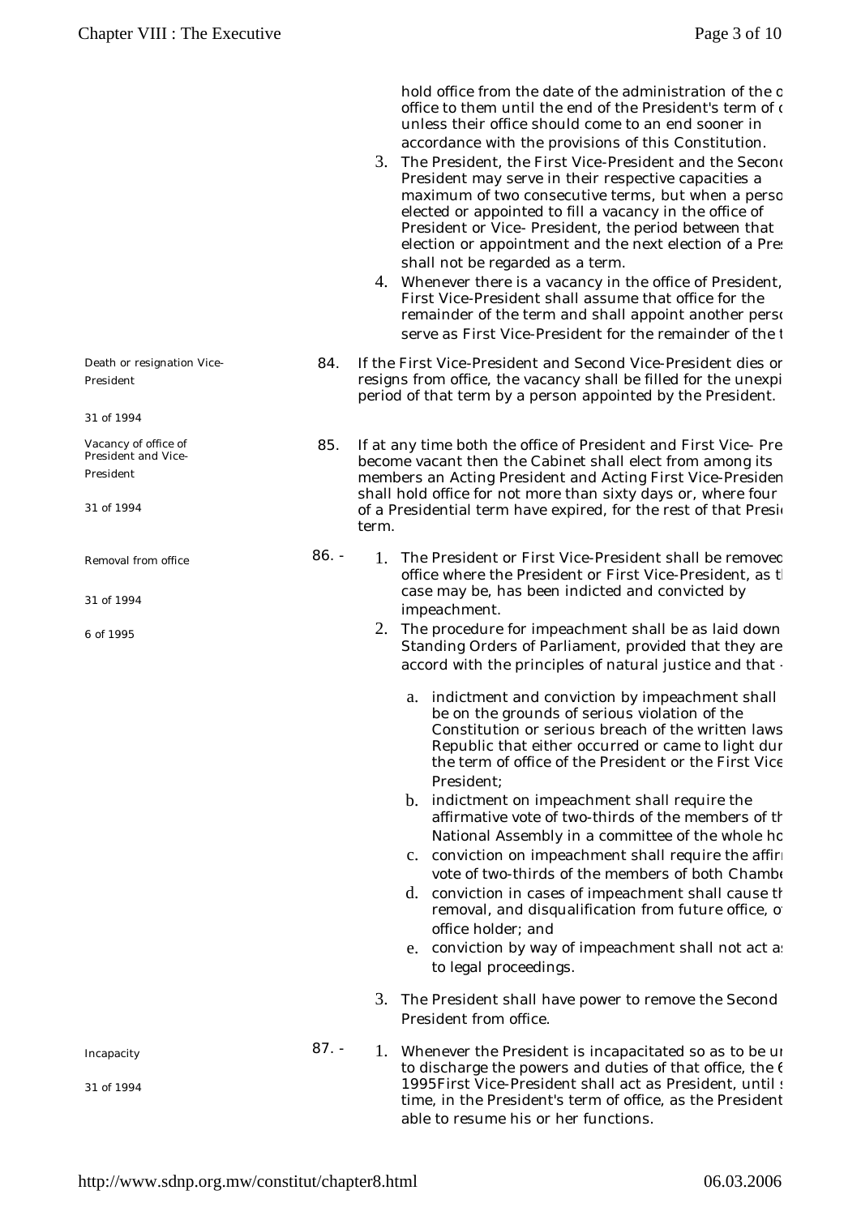hold office from the date of the administration of the o office to them until the end of the President's term of o unless their office should come to an end sooner in accordance with the provisions of this Constitution.

3. The President, the First Vice-President and the Second President may serve in their respective capacities a maximum of two consecutive terms, but when a perso elected or appointed to fill a vacancy in the office of President or Vice- President, the period between that election or appointment and the next election of a Pres shall not be regarded as a term.
4. Whenever there is a vacancy in the office of President, First Vice-President shall assume that office for the remainder of the term and shall appoint another perso serve as First Vice-President for the remainder of the t

*Death or resignation Vice-President*

*31 of 1994*

84. If the First Vice-President and Second Vice-President dies or resigns from office, the vacancy shall be filled for the unexpi period of that term by a person appointed by the President.

*Vacancy of office of President and Vice-President*

*31 of 1994*

85. If at any time both the office of President and First Vice- Pre become vacant then the Cabinet shall elect from among its members an Acting President and Acting First Vice-Presiden shall hold office for not more than sixty days or, where four of a Presidential term have expired, for the rest of that Presid term.

*Removal from office*

*31 of 1994*

*6 of 1995*

86. -

1. The President or First Vice-President shall be removed office where the President or First Vice-President, as th case may be, has been indicted and convicted by impeachment.
2. The procedure for impeachment shall be as laid down Standing Orders of Parliament, provided that they are accord with the principles of natural justice and that -
   a. indictment and conviction by impeachment shall be on the grounds of serious violation of the Constitution or serious breach of the written laws Republic that either occurred or came to light dur the term of office of the President or the First Vice President;
   b. indictment on impeachment shall require the affirmative vote of two-thirds of the members of th National Assembly in a committee of the whole ho
   c. conviction on impeachment shall require the affirm vote of two-thirds of the members of both Chambe
   d. conviction in cases of impeachment shall cause th removal, and disqualification from future office, o office holder; and
   e. conviction by way of impeachment shall not act as to legal proceedings.
3. The President shall have power to remove the Second President from office.

*Incapacity*

*31 of 1994*

87. -

1. Whenever the President is incapacitated so as to be un to discharge the powers and duties of that office, the 6 1995First Vice-President shall act as President, until s time, in the President's term of office, as the President able to resume his or her functions.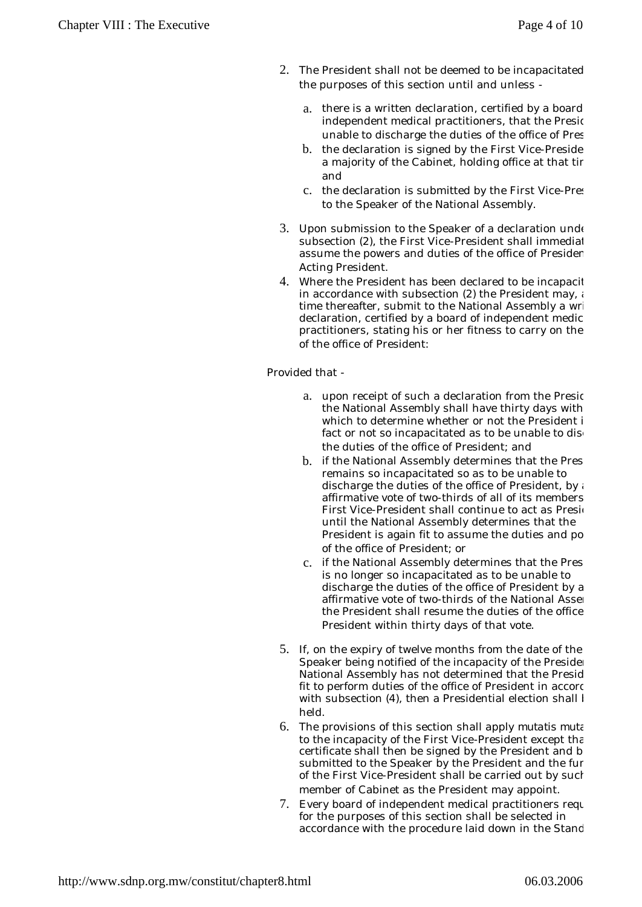2. The President shall not be deemed to be incapacitated the purposes of this section until and unless -

   a. there is a written declaration, certified by a board independent medical practitioners, that the Presic unable to discharge the duties of the office of Pres
   b. the declaration is signed by the First Vice-Preside a majority of the Cabinet, holding office at that tir and
   c. the declaration is submitted by the First Vice-Pres to the Speaker of the National Assembly.

3. Upon submission to the Speaker of a declaration unde subsection (2), the First Vice-President shall immediat assume the powers and duties of the office of Presiden Acting President.
4. Where the President has been declared to be incapacit in accordance with subsection (2) the President may, a time thereafter, submit to the National Assembly a wri declaration, certified by a board of independent medic practitioners, stating his or her fitness to carry on the of the office of President:

Provided that -

   a. upon receipt of such a declaration from the Presic the National Assembly shall have thirty days with which to determine whether or not the President i fact or not so incapacitated as to be unable to dis the duties of the office of President; and
   b. if the National Assembly determines that the Pres remains so incapacitated so as to be unable to discharge the duties of the office of President, by a affirmative vote of two-thirds of all of its members First Vice-President shall continue to act as Presi until the National Assembly determines that the President is again fit to assume the duties and po of the office of President; or
   c. if the National Assembly determines that the Pres is no longer so incapacitated as to be unable to discharge the duties of the office of President by a affirmative vote of two-thirds of the National Asser the President shall resume the duties of the office President within thirty days of that vote.

5. If, on the expiry of twelve months from the date of the Speaker being notified of the incapacity of the Presider National Assembly has not determined that the Presid fit to perform duties of the office of President in accord with subsection (4), then a Presidential election shall l held.
6. The provisions of this section shall apply mutatis muta to the incapacity of the First Vice-President except tha certificate shall then be signed by the President and b submitted to the Speaker by the President and the fur of the First Vice-President shall be carried out by such member of Cabinet as the President may appoint.
7. Every board of independent medical practitioners requ for the purposes of this section shall be selected in accordance with the procedure laid down in the Stand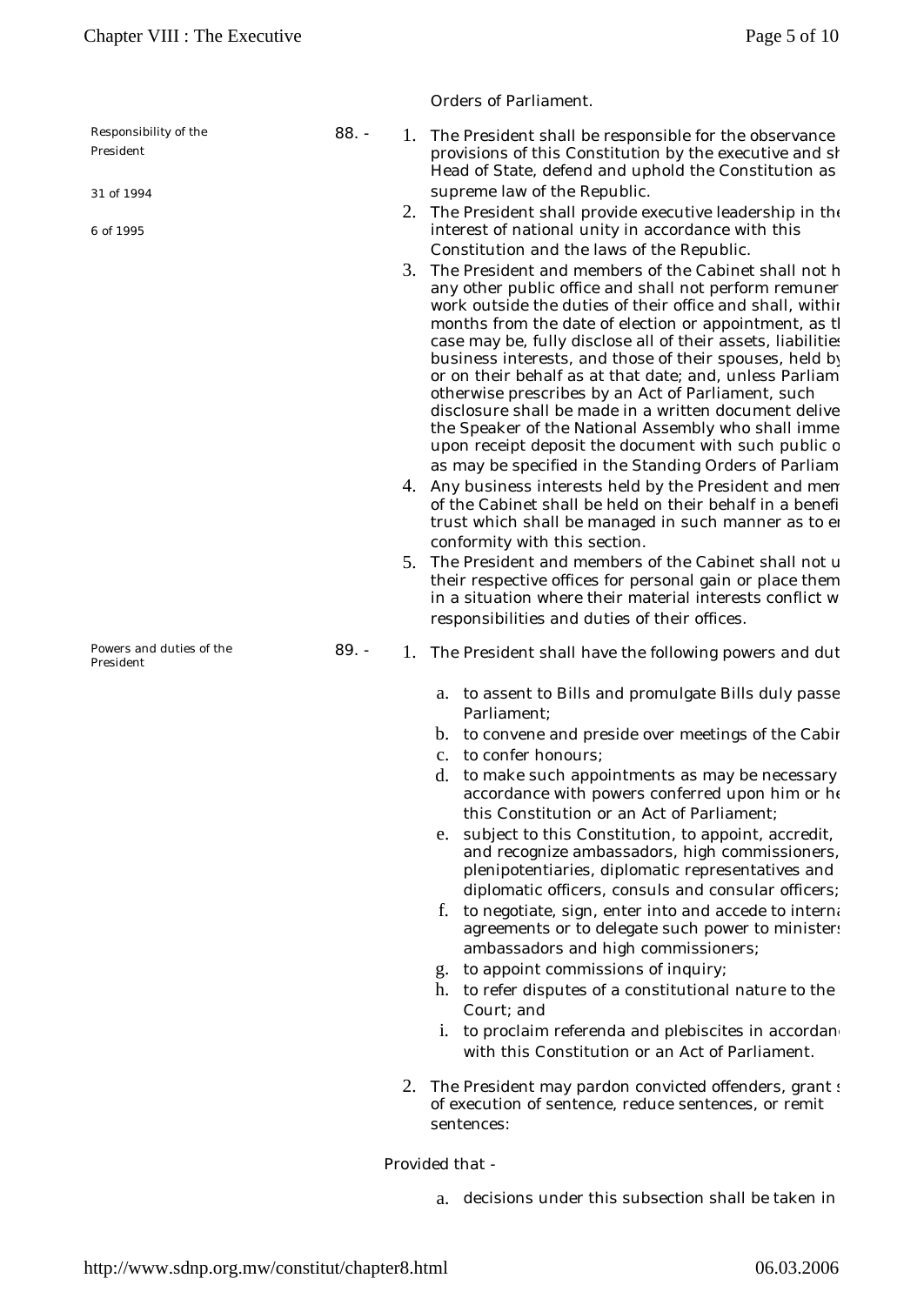Orders of Parliament.

Responsibility of the President

31 of 1994

6 of 1995

88. -

1. The President shall be responsible for the observance provisions of this Constitution by the executive and sh Head of State, defend and uphold the Constitution as supreme law of the Republic.
2. The President shall provide executive leadership in the interest of national unity in accordance with this Constitution and the laws of the Republic.
3. The President and members of the Cabinet shall not h any other public office and shall not perform remuner work outside the duties of their office and shall, withir months from the date of election or appointment, as tl case may be, fully disclose all of their assets, liabilities business interests, and those of their spouses, held by or on their behalf as at that date; and, unless Parliam otherwise prescribes by an Act of Parliament, such disclosure shall be made in a written document delive the Speaker of the National Assembly who shall imme upon receipt deposit the document with such public o as may be specified in the Standing Orders of Parliam
4. Any business interests held by the President and mem of the Cabinet shall be held on their behalf in a benefi trust which shall be managed in such manner as to er conformity with this section.
5. The President and members of the Cabinet shall not u their respective offices for personal gain or place them in a situation where their material interests conflict w responsibilities and duties of their offices.

Powers and duties of the President

89. -

1. The President shall have the following powers and dut
   a. to assent to Bills and promulgate Bills duly passe Parliament;
   b. to convene and preside over meetings of the Cabir
   c. to confer honours;
   d. to make such appointments as may be necessary accordance with powers conferred upon him or he this Constitution or an Act of Parliament;
   e. subject to this Constitution, to appoint, accredit, and recognize ambassadors, high commissioners, plenipotentiaries, diplomatic representatives and diplomatic officers, consuls and consular officers;
   f. to negotiate, sign, enter into and accede to interna agreements or to delegate such power to ministers ambassadors and high commissioners;
   g. to appoint commissions of inquiry;
   h. to refer disputes of a constitutional nature to the Court; and
   i. to proclaim referenda and plebiscites in accordan with this Constitution or an Act of Parliament.
2. The President may pardon convicted offenders, grant s of execution of sentence, reduce sentences, or remit sentences:

Provided that -

a. decisions under this subsection shall be taken in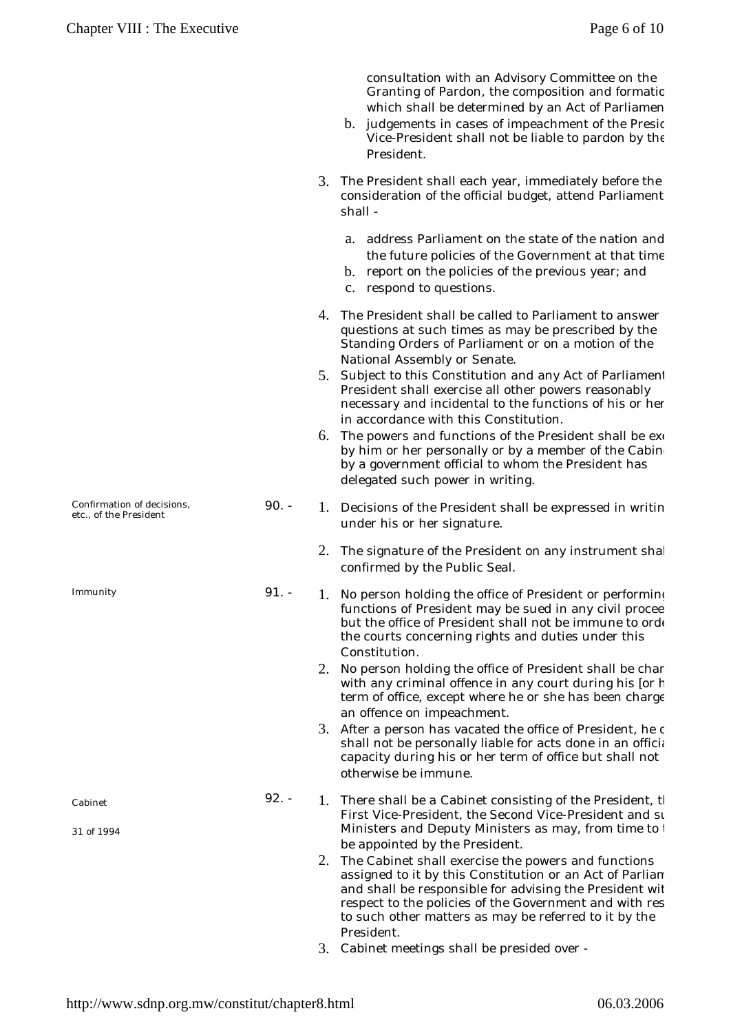consultation with an Advisory Committee on the Granting of Pardon, the composition and formatio which shall be determined by an Act of Parliamen

b. judgements in cases of impeachment of the Presid Vice-President shall not be liable to pardon by the President.

3. The President shall each year, immediately before the consideration of the official budget, attend Parliament shall -

   a. address Parliament on the state of the nation and the future policies of the Government at that time
   b. report on the policies of the previous year; and
   c. respond to questions.

4. The President shall be called to Parliament to answer questions at such times as may be prescribed by the Standing Orders of Parliament or on a motion of the National Assembly or Senate.
5. Subject to this Constitution and any Act of Parliament President shall exercise all other powers reasonably necessary and incidental to the functions of his or her in accordance with this Constitution.
6. The powers and functions of the President shall be exe by him or her personally or by a member of the Cabin by a government official to whom the President has delegated such power in writing.

*Confirmation of decisions, etc., of the President*

90. -

1. Decisions of the President shall be expressed in writin under his or her signature.
2. The signature of the President on any instrument shal confirmed by the Public Seal.

*Immunity*

91. -

1. No person holding the office of President or performing functions of President may be sued in any civil procee but the office of President shall not be immune to orde the courts concerning rights and duties under this Constitution.
2. No person holding the office of President shall be char with any criminal offence in any court during his [or h term of office, except where he or she has been charge an offence on impeachment.
3. After a person has vacated the office of President, he o shall not be personally liable for acts done in an officia capacity during his or her term of office but shall not otherwise be immune.

*Cabinet*

*31 of 1994*

92. -

1. There shall be a Cabinet consisting of the President, th First Vice-President, the Second Vice-President and su Ministers and Deputy Ministers as may, from time to t be appointed by the President.
2. The Cabinet shall exercise the powers and functions assigned to it by this Constitution or an Act of Parliam and shall be responsible for advising the President wit respect to the policies of the Government and with res to such other matters as may be referred to it by the President.
3. Cabinet meetings shall be presided over -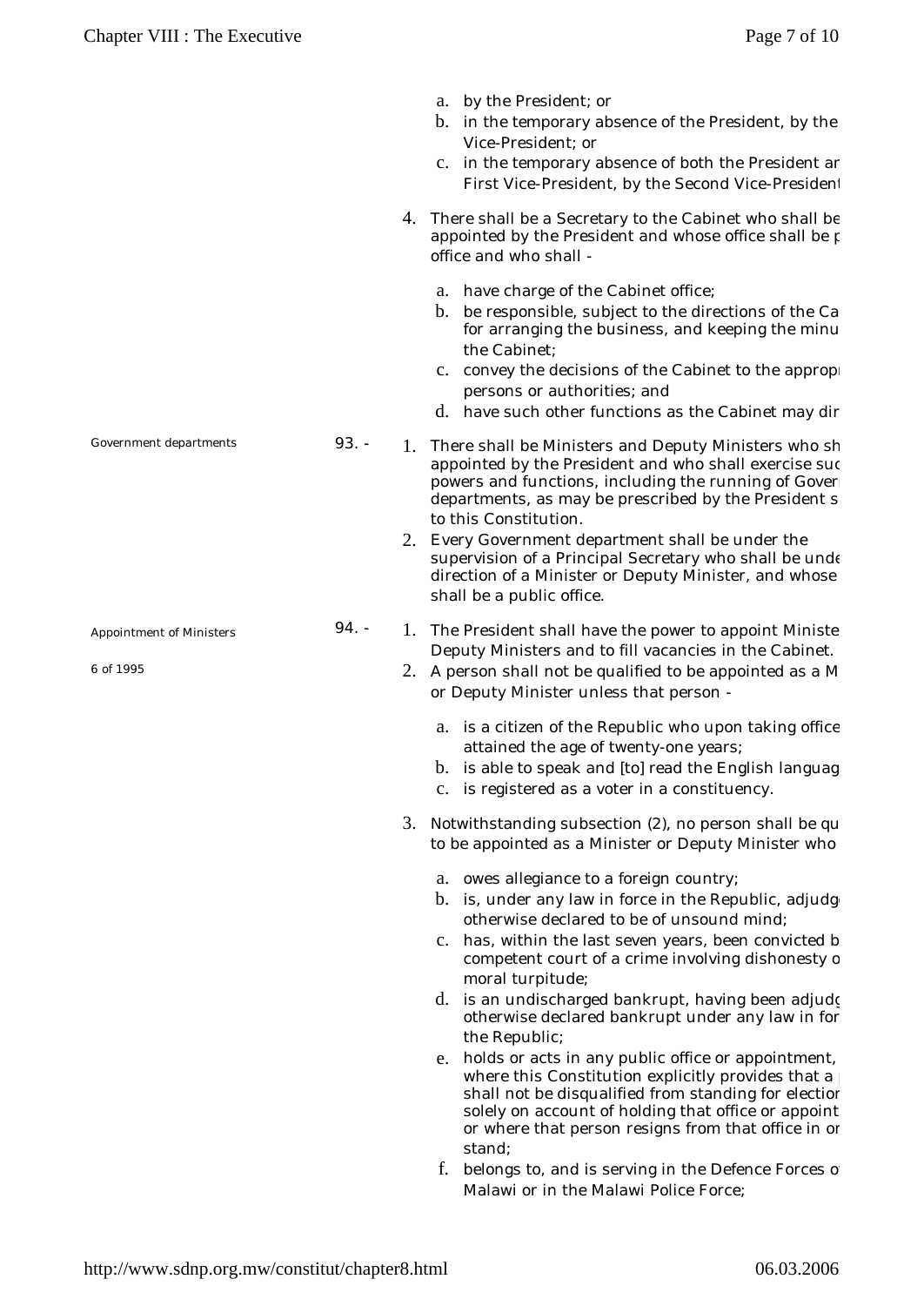a. by the President; or
b. in the temporary absence of the President, by the Vice-President; or
c. in the temporary absence of both the President ar First Vice-President, by the Second Vice-President

4. There shall be a Secretary to the Cabinet who shall be appointed by the President and whose office shall be p office and who shall -

   a. have charge of the Cabinet office;
   b. be responsible, subject to the directions of the Ca for arranging the business, and keeping the minu the Cabinet;
   c. convey the decisions of the Cabinet to the appropr persons or authorities; and
   d. have such other functions as the Cabinet may dir

Government departments

93. -

1. There shall be Ministers and Deputy Ministers who sh appointed by the President and who shall exercise suc powers and functions, including the running of Gover departments, as may be prescribed by the President s to this Constitution.
2. Every Government department shall be under the supervision of a Principal Secretary who shall be unde direction of a Minister or Deputy Minister, and whose shall be a public office.

Appointment of Ministers

6 of 1995

94. -

1. The President shall have the power to appoint Ministe Deputy Ministers and to fill vacancies in the Cabinet.
2. A person shall not be qualified to be appointed as a M or Deputy Minister unless that person -

   a. is a citizen of the Republic who upon taking office attained the age of twenty-one years;
   b. is able to speak and [to] read the English languag
   c. is registered as a voter in a constituency.

3. Notwithstanding subsection (2), no person shall be qu to be appointed as a Minister or Deputy Minister who

   a. owes allegiance to a foreign country;
   b. is, under any law in force in the Republic, adjudg otherwise declared to be of unsound mind;
   c. has, within the last seven years, been convicted b competent court of a crime involving dishonesty o moral turpitude;
   d. is an undischarged bankrupt, having been adjudg otherwise declared bankrupt under any law in for the Republic;
   e. holds or acts in any public office or appointment, where this Constitution explicitly provides that a shall not be disqualified from standing for election solely on account of holding that office or appoint or where that person resigns from that office in or stand;
   f. belongs to, and is serving in the Defence Forces o Malawi or in the Malawi Police Force;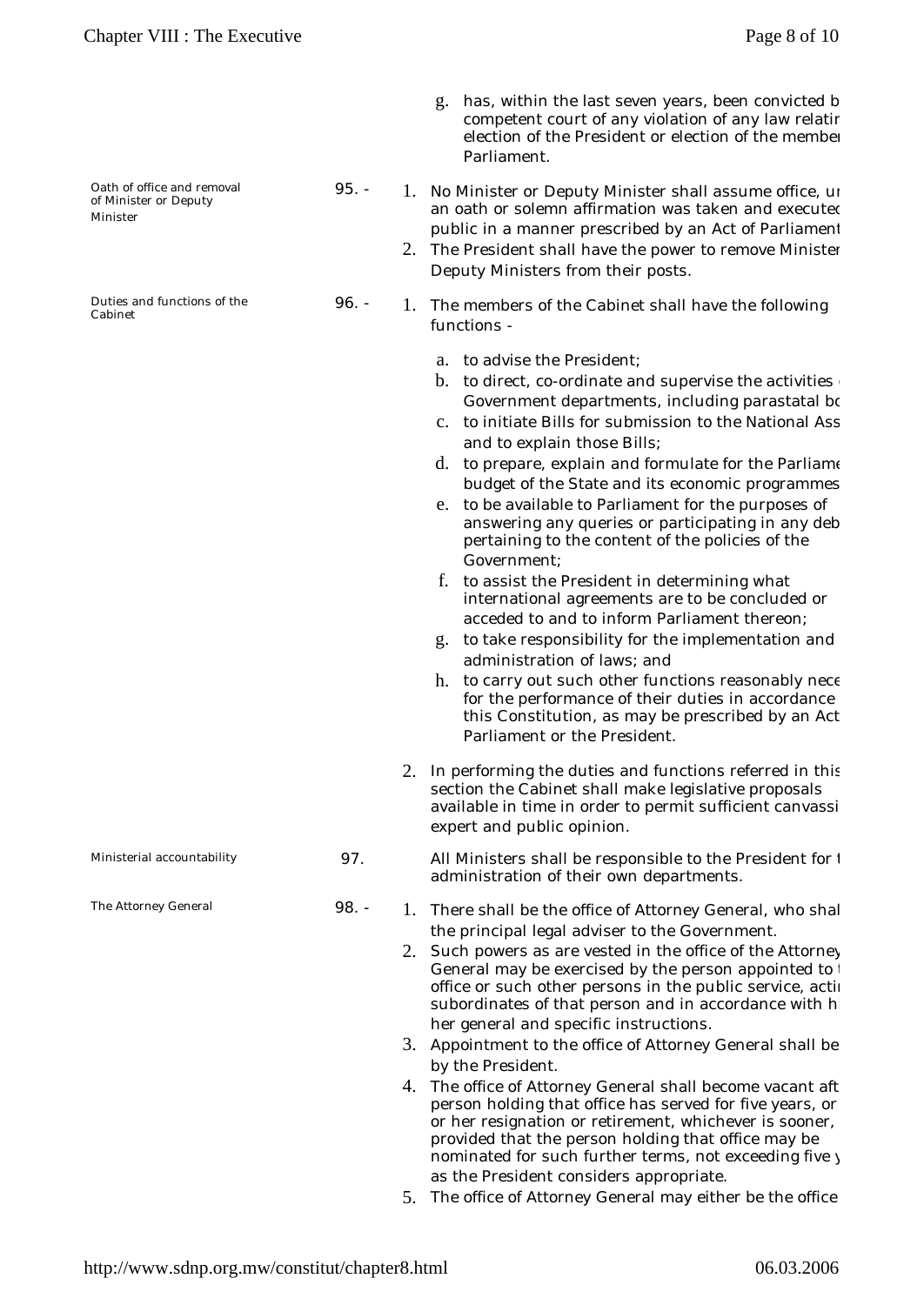g. has, within the last seven years, been convicted b competent court of any violation of any law relatir election of the President or election of the member Parliament.

**Oath of office and removal of Minister or Deputy Minister**

95. -

1. No Minister or Deputy Minister shall assume office, ur an oath or solemn affirmation was taken and executed public in a manner prescribed by an Act of Parliament
2. The President shall have the power to remove Minister Deputy Ministers from their posts.

**Duties and functions of the Cabinet**

96. -

1. The members of the Cabinet shall have the following functions -

   a. to advise the President;
   b. to direct, co-ordinate and supervise the activities Government departments, including parastatal bo
   c. to initiate Bills for submission to the National Ass and to explain those Bills;
   d. to prepare, explain and formulate for the Parliame budget of the State and its economic programmes
   e. to be available to Parliament for the purposes of answering any queries or participating in any deb pertaining to the content of the policies of the Government;
   f. to assist the President in determining what international agreements are to be concluded or acceded to and to inform Parliament thereon;
   g. to take responsibility for the implementation and administration of laws; and
   h. to carry out such other functions reasonably nece for the performance of their duties in accordance this Constitution, as may be prescribed by an Act Parliament or the President.

2. In performing the duties and functions referred in this section the Cabinet shall make legislative proposals available in time in order to permit sufficient canvassi expert and public opinion.

**Ministerial accountability**

97.

All Ministers shall be responsible to the President for t administration of their own departments.

**The Attorney General**

98. -

1. There shall be the office of Attorney General, who shal the principal legal adviser to the Government.
2. Such powers as are vested in the office of the Attorney General may be exercised by the person appointed to t office or such other persons in the public service, actir subordinates of that person and in accordance with h her general and specific instructions.
3. Appointment to the office of Attorney General shall be by the President.
4. The office of Attorney General shall become vacant aft person holding that office has served for five years, or or her resignation or retirement, whichever is sooner, provided that the person holding that office may be nominated for such further terms, not exceeding five y as the President considers appropriate.
5. The office of Attorney General may either be the office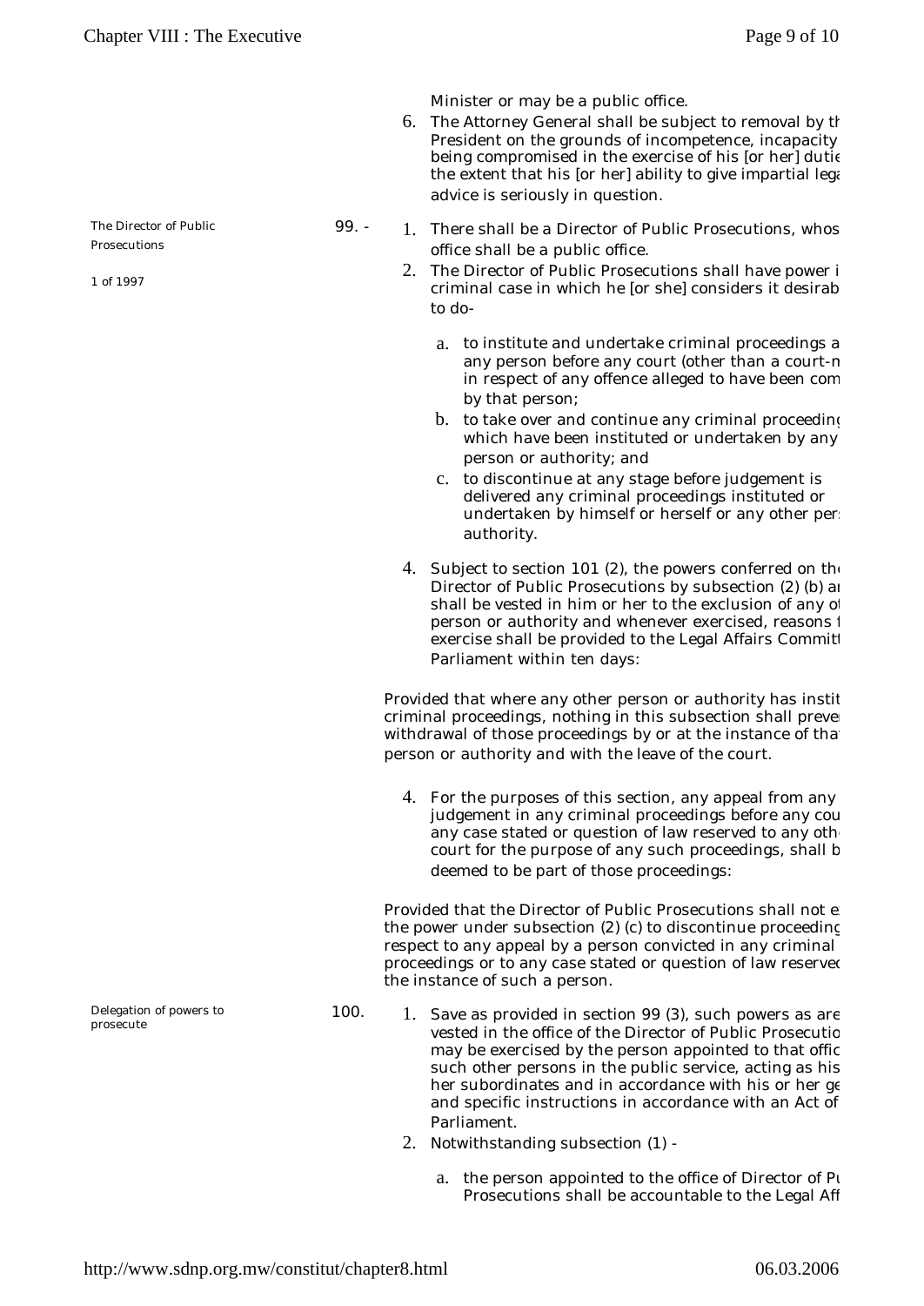Minister or may be a public office.

6. The Attorney General shall be subject to removal by th President on the grounds of incompetence, incapacity being compromised in the exercise of his [or her] dutie the extent that his [or her] ability to give impartial lega advice is seriously in question.

The Director of Public Prosecutions

1 of 1997

99. -

1. There shall be a Director of Public Prosecutions, whos office shall be a public office.
2. The Director of Public Prosecutions shall have power i criminal case in which he [or she] considers it desirab to do-
   a. to institute and undertake criminal proceedings a any person before any court (other than a court-m in respect of any offence alleged to have been com by that person;
   b. to take over and continue any criminal proceeding which have been instituted or undertaken by any person or authority; and
   c. to discontinue at any stage before judgement is delivered any criminal proceedings instituted or undertaken by himself or herself or any other pers authority.
4. Subject to section 101 (2), the powers conferred on the Director of Public Prosecutions by subsection (2) (b) an shall be vested in him or her to the exclusion of any ot person or authority and whenever exercised, reasons f exercise shall be provided to the Legal Affairs Committ Parliament within ten days:

Provided that where any other person or authority has instit criminal proceedings, nothing in this subsection shall preve withdrawal of those proceedings by or at the instance of tha person or authority and with the leave of the court.

4. For the purposes of this section, any appeal from any judgement in any criminal proceedings before any cou any case stated or question of law reserved to any oth court for the purpose of any such proceedings, shall b deemed to be part of those proceedings:

Provided that the Director of Public Prosecutions shall not e the power under subsection (2) (c) to discontinue proceeding respect to any appeal by a person convicted in any criminal proceedings or to any case stated or question of law reserved the instance of such a person.

Delegation of powers to prosecute

100.

1. Save as provided in section 99 (3), such powers as are vested in the office of the Director of Public Prosecutio may be exercised by the person appointed to that offic such other persons in the public service, acting as his her subordinates and in accordance with his or her ge and specific instructions in accordance with an Act of Parliament.
2. Notwithstanding subsection (1) -
   a. the person appointed to the office of Director of Pu Prosecutions shall be accountable to the Legal Aff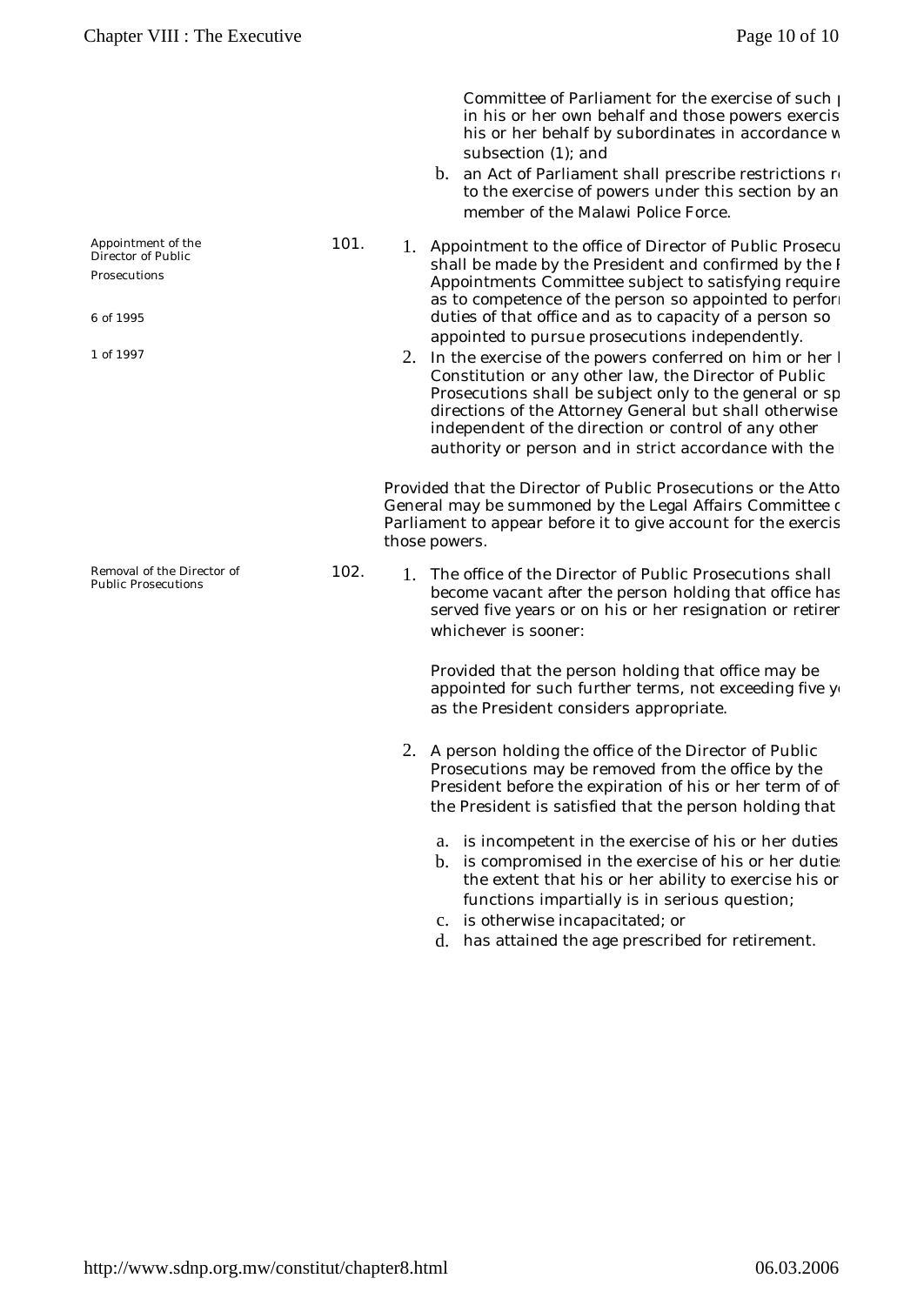Committee of Parliament for the exercise of such p in his or her own behalf and those powers exercis his or her behalf by subordinates in accordance w subsection (1); and

b. an Act of Parliament shall prescribe restrictions r to the exercise of powers under this section by an member of the Malawi Police Force.

*Appointment of the Director of Public Prosecutions*

*6 of 1995*

*1 of 1997*

101.

1. Appointment to the office of Director of Public Prosecu shall be made by the President and confirmed by the P Appointments Committee subject to satisfying require as to competence of the person so appointed to perfor duties of that office and as to capacity of a person so appointed to pursue prosecutions independently.
2. In the exercise of the powers conferred on him or her l Constitution or any other law, the Director of Public Prosecutions shall be subject only to the general or sp directions of the Attorney General but shall otherwise independent of the direction or control of any other authority or person and in strict accordance with the

Provided that the Director of Public Prosecutions or the Atto General may be summoned by the Legal Affairs Committee c Parliament to appear before it to give account for the exercis those powers.

*Removal of the Director of Public Prosecutions*

102.

1. The office of the Director of Public Prosecutions shall become vacant after the person holding that office has served five years or on his or her resignation or retirer whichever is sooner:

   Provided that the person holding that office may be appointed for such further terms, not exceeding five y as the President considers appropriate.

2. A person holding the office of the Director of Public Prosecutions may be removed from the office by the President before the expiration of his or her term of of the President is satisfied that the person holding that

   a. is incompetent in the exercise of his or her duties
   b. is compromised in the exercise of his or her dutie the extent that his or her ability to exercise his or functions impartially is in serious question;
   c. is otherwise incapacitated; or
   d. has attained the age prescribed for retirement.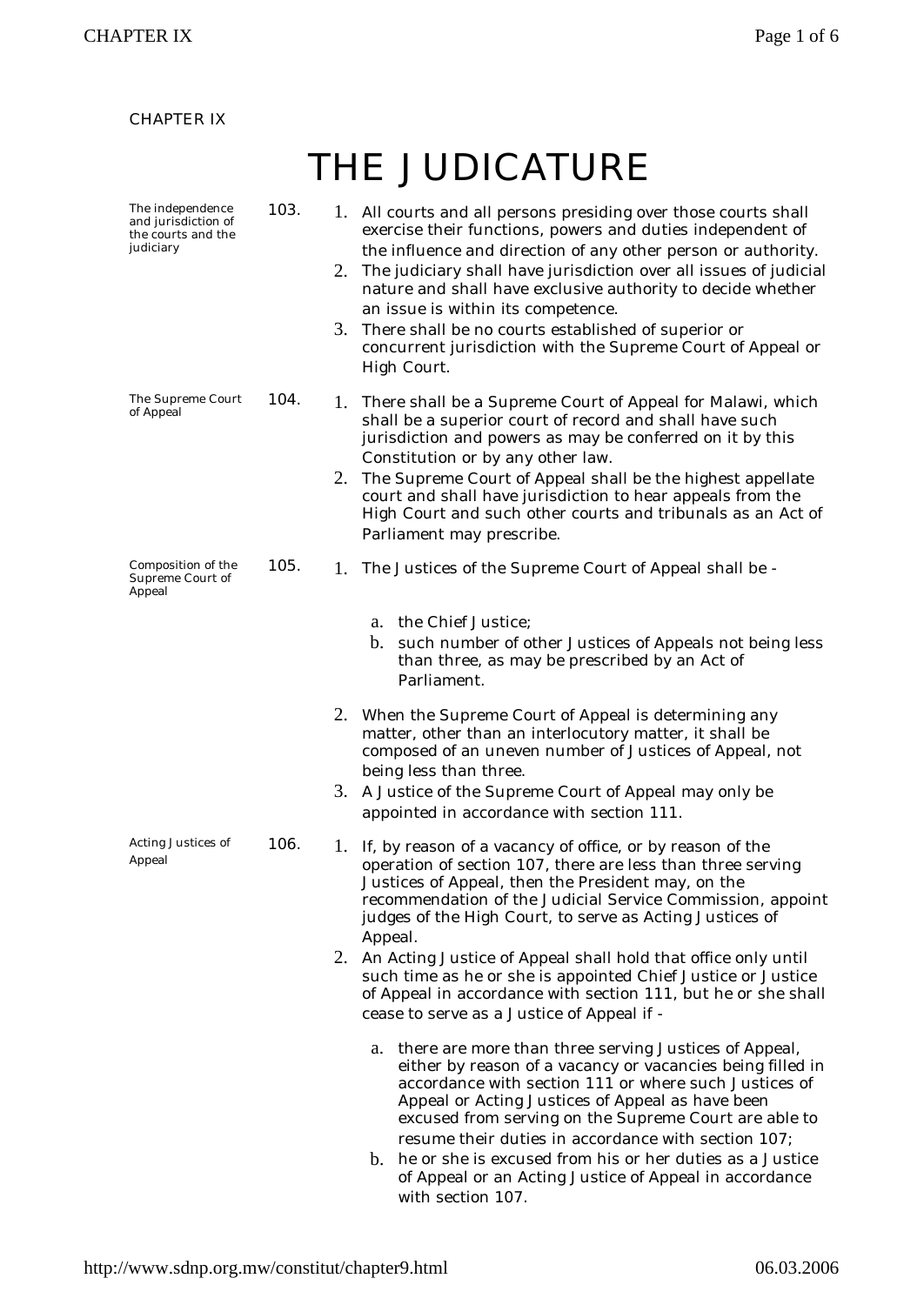CHAPTER IX

# THE JUDICATURE

**103. The independence and jurisdiction of the courts and the judiciary**

1. All courts and all persons presiding over those courts shall exercise their functions, powers and duties independent of the influence and direction of any other person or authority.
2. The judiciary shall have jurisdiction over all issues of judicial nature and shall have exclusive authority to decide whether an issue is within its competence.
3. There shall be no courts established of superior or concurrent jurisdiction with the Supreme Court of Appeal or High Court.

**104. The Supreme Court of Appeal**

1. There shall be a Supreme Court of Appeal for Malawi, which shall be a superior court of record and shall have such jurisdiction and powers as may be conferred on it by this Constitution or by any other law.
2. The Supreme Court of Appeal shall be the highest appellate court and shall have jurisdiction to hear appeals from the High Court and such other courts and tribunals as an Act of Parliament may prescribe.

**105. Composition of the Supreme Court of Appeal**

1. The Justices of the Supreme Court of Appeal shall be -
   a. the Chief Justice;
   b. such number of other Justices of Appeals not being less than three, as may be prescribed by an Act of Parliament.
2. When the Supreme Court of Appeal is determining any matter, other than an interlocutory matter, it shall be composed of an uneven number of Justices of Appeal, not being less than three.
3. A Justice of the Supreme Court of Appeal may only be appointed in accordance with section 111.

**106. Acting Justices of Appeal**

1. If, by reason of a vacancy of office, or by reason of the operation of section 107, there are less than three serving Justices of Appeal, then the President may, on the recommendation of the Judicial Service Commission, appoint judges of the High Court, to serve as Acting Justices of Appeal.
2. An Acting Justice of Appeal shall hold that office only until such time as he or she is appointed Chief Justice or Justice of Appeal in accordance with section 111, but he or she shall cease to serve as a Justice of Appeal if -
   a. there are more than three serving Justices of Appeal, either by reason of a vacancy or vacancies being filled in accordance with section 111 or where such Justices of Appeal or Acting Justices of Appeal as have been excused from serving on the Supreme Court are able to resume their duties in accordance with section 107;
   b. he or she is excused from his or her duties as a Justice of Appeal or an Acting Justice of Appeal in accordance with section 107.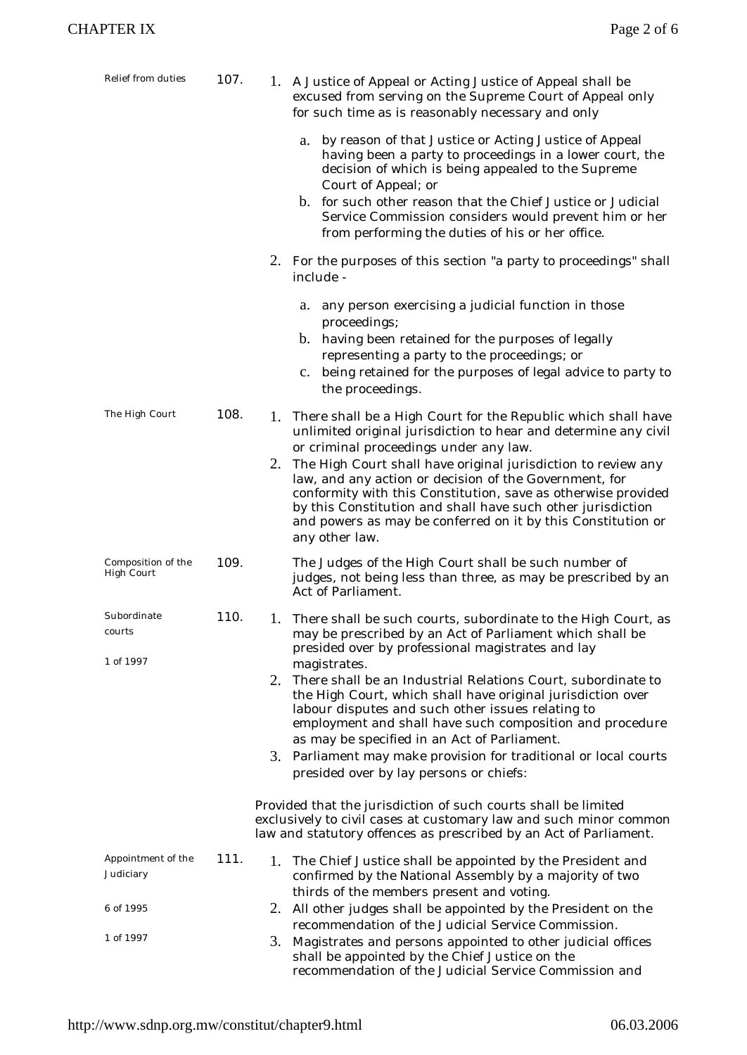**Relief from duties**

**107.**

1. A Justice of Appeal or Acting Justice of Appeal shall be excused from serving on the Supreme Court of Appeal only for such time as is reasonably necessary and only

   a. by reason of that Justice or Acting Justice of Appeal having been a party to proceedings in a lower court, the decision of which is being appealed to the Supreme Court of Appeal; or
   b. for such other reason that the Chief Justice or Judicial Service Commission considers would prevent him or her from performing the duties of his or her office.

2. For the purposes of this section "a party to proceedings" shall include -

   a. any person exercising a judicial function in those proceedings;
   b. having been retained for the purposes of legally representing a party to the proceedings; or
   c. being retained for the purposes of legal advice to party to the proceedings.

**The High Court**

**108.**

1. There shall be a High Court for the Republic which shall have unlimited original jurisdiction to hear and determine any civil or criminal proceedings under any law.
2. The High Court shall have original jurisdiction to review any law, and any action or decision of the Government, for conformity with this Constitution, save as otherwise provided by this Constitution and shall have such other jurisdiction and powers as may be conferred on it by this Constitution or any other law.

**Composition of the High Court**

**109.**

The Judges of the High Court shall be such number of judges, not being less than three, as may be prescribed by an Act of Parliament.

**Subordinate courts**

1 of 1997

**110.**

1. There shall be such courts, subordinate to the High Court, as may be prescribed by an Act of Parliament which shall be presided over by professional magistrates and lay magistrates.
2. There shall be an Industrial Relations Court, subordinate to the High Court, which shall have original jurisdiction over labour disputes and such other issues relating to employment and shall have such composition and procedure as may be specified in an Act of Parliament.
3. Parliament may make provision for traditional or local courts presided over by lay persons or chiefs:

Provided that the jurisdiction of such courts shall be limited exclusively to civil cases at customary law and such minor common law and statutory offences as prescribed by an Act of Parliament.

**Appointment of the Judiciary**

6 of 1995

1 of 1997

**111.**

1. The Chief Justice shall be appointed by the President and confirmed by the National Assembly by a majority of two thirds of the members present and voting.
2. All other judges shall be appointed by the President on the recommendation of the Judicial Service Commission.
3. Magistrates and persons appointed to other judicial offices shall be appointed by the Chief Justice on the recommendation of the Judicial Service Commission and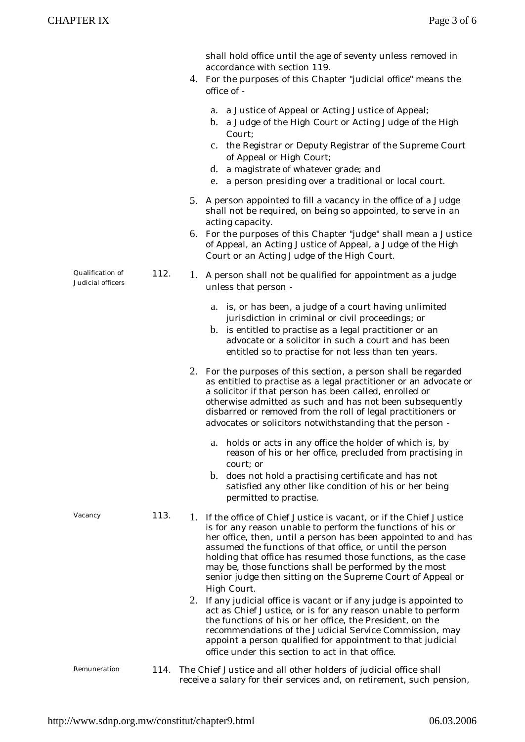shall hold office until the age of seventy unless removed in accordance with section 119.

4. For the purposes of this Chapter "judicial office" means the office of -

   a. a Justice of Appeal or Acting Justice of Appeal;
   b. a Judge of the High Court or Acting Judge of the High Court;
   c. the Registrar or Deputy Registrar of the Supreme Court of Appeal or High Court;
   d. a magistrate of whatever grade; and
   e. a person presiding over a traditional or local court.

5. A person appointed to fill a vacancy in the office of a Judge shall not be required, on being so appointed, to serve in an acting capacity.
6. For the purposes of this Chapter "judge" shall mean a Justice of Appeal, an Acting Justice of Appeal, a Judge of the High Court or an Acting Judge of the High Court.

*Qualification of Judicial officers*

**112.**

1. A person shall not be qualified for appointment as a judge unless that person -

   a. is, or has been, a judge of a court having unlimited jurisdiction in criminal or civil proceedings; or
   b. is entitled to practise as a legal practitioner or an advocate or a solicitor in such a court and has been entitled so to practise for not less than ten years.

2. For the purposes of this section, a person shall be regarded as entitled to practise as a legal practitioner or an advocate or a solicitor if that person has been called, enrolled or otherwise admitted as such and has not been subsequently disbarred or removed from the roll of legal practitioners or advocates or solicitors notwithstanding that the person -

   a. holds or acts in any office the holder of which is, by reason of his or her office, precluded from practising in court; or
   b. does not hold a practising certificate and has not satisfied any other like condition of his or her being permitted to practise.

*Vacancy*

**113.**

1. If the office of Chief Justice is vacant, or if the Chief Justice is for any reason unable to perform the functions of his or her office, then, until a person has been appointed to and has assumed the functions of that office, or until the person holding that office has resumed those functions, as the case may be, those functions shall be performed by the most senior judge then sitting on the Supreme Court of Appeal or High Court.
2. If any judicial office is vacant or if any judge is appointed to act as Chief Justice, or is for any reason unable to perform the functions of his or her office, the President, on the recommendations of the Judicial Service Commission, may appoint a person qualified for appointment to that judicial office under this section to act in that office.

*Remuneration*

**114.** The Chief Justice and all other holders of judicial office shall receive a salary for their services and, on retirement, such pension,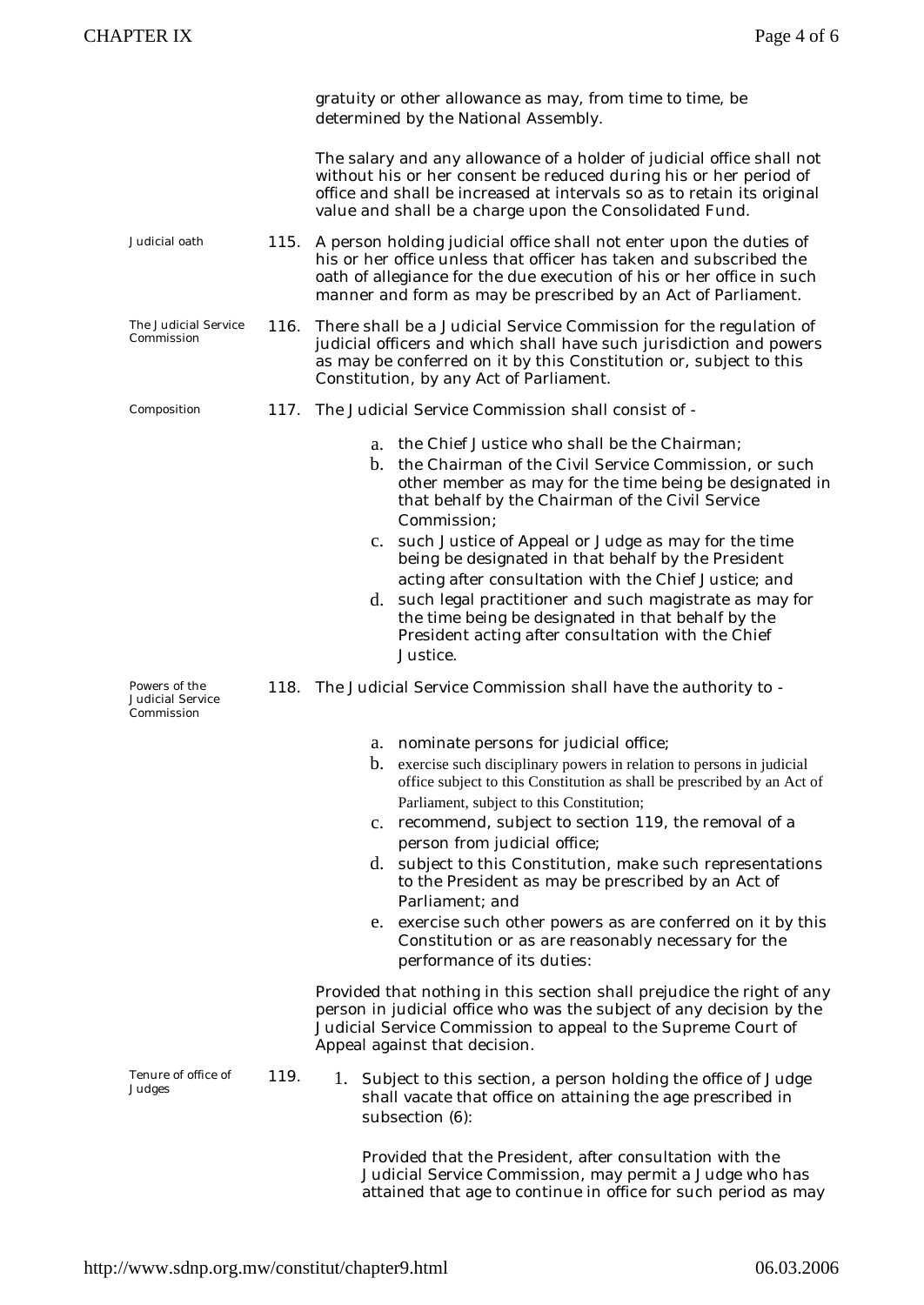gratuity or other allowance as may, from time to time, be determined by the National Assembly.

The salary and any allowance of a holder of judicial office shall not without his or her consent be reduced during his or her period of office and shall be increased at intervals so as to retain its original value and shall be a charge upon the Consolidated Fund.

*Judicial oath*

**115.** A person holding judicial office shall not enter upon the duties of his or her office unless that officer has taken and subscribed the oath of allegiance for the due execution of his or her office in such manner and form as may be prescribed by an Act of Parliament.

*The Judicial Service Commission*

**116.** There shall be a Judicial Service Commission for the regulation of judicial officers and which shall have such jurisdiction and powers as may be conferred on it by this Constitution or, subject to this Constitution, by any Act of Parliament.

*Composition*

**117.** The Judicial Service Commission shall consist of -

a. the Chief Justice who shall be the Chairman;
b. the Chairman of the Civil Service Commission, or such other member as may for the time being be designated in that behalf by the Chairman of the Civil Service Commission;
c. such Justice of Appeal or Judge as may for the time being be designated in that behalf by the President acting after consultation with the Chief Justice; and
d. such legal practitioner and such magistrate as may for the time being be designated in that behalf by the President acting after consultation with the Chief Justice.

*Powers of the Judicial Service Commission*

**118.** The Judicial Service Commission shall have the authority to -

a. nominate persons for judicial office;
b. exercise such disciplinary powers in relation to persons in judicial office subject to this Constitution as shall be prescribed by an Act of Parliament, subject to this Constitution;
c. recommend, subject to section 119, the removal of a person from judicial office;
d. subject to this Constitution, make such representations to the President as may be prescribed by an Act of Parliament; and
e. exercise such other powers as are conferred on it by this Constitution or as are reasonably necessary for the performance of its duties:

Provided that nothing in this section shall prejudice the right of any person in judicial office who was the subject of any decision by the Judicial Service Commission to appeal to the Supreme Court of Appeal against that decision.

*Tenure of office of Judges*

**119.**

1. Subject to this section, a person holding the office of Judge shall vacate that office on attaining the age prescribed in subsection (6):

   Provided that the President, after consultation with the Judicial Service Commission, may permit a Judge who has attained that age to continue in office for such period as may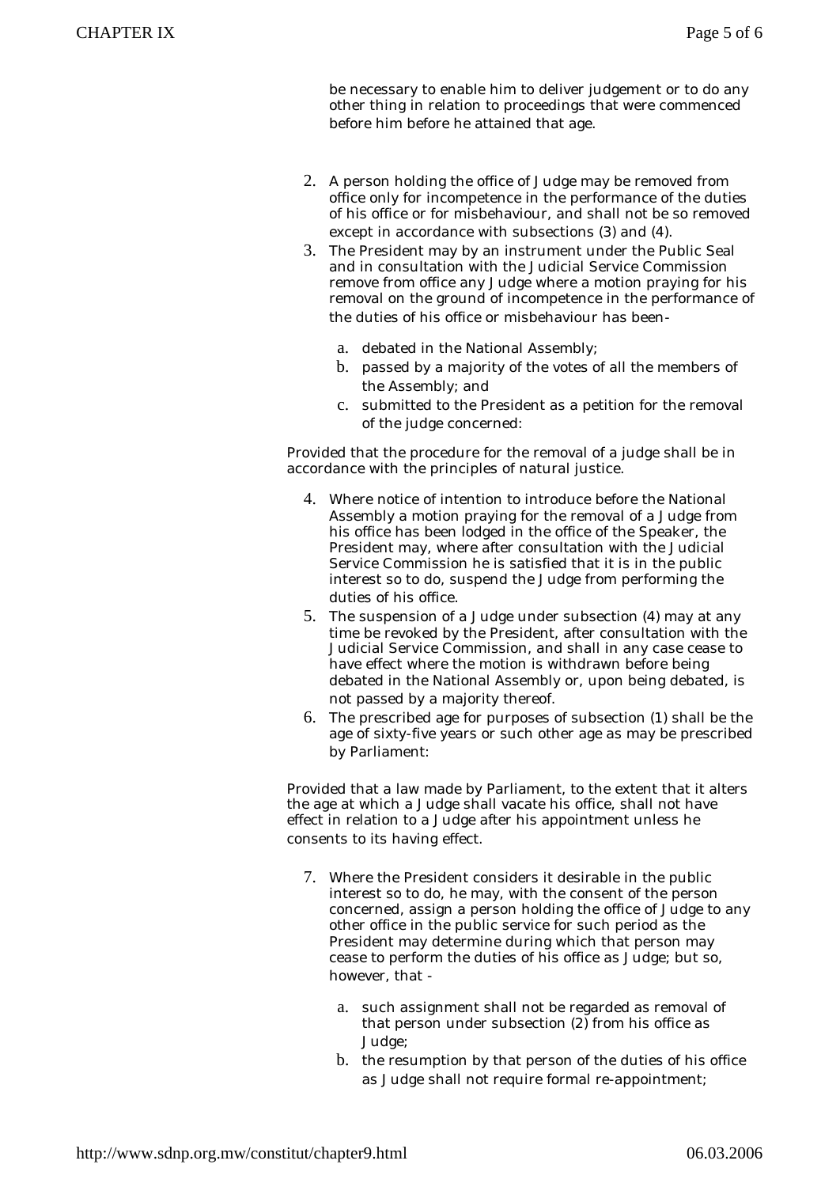be necessary to enable him to deliver judgement or to do any other thing in relation to proceedings that were commenced before him before he attained that age.

2. A person holding the office of Judge may be removed from office only for incompetence in the performance of the duties of his office or for misbehaviour, and shall not be so removed except in accordance with subsections (3) and (4).
3. The President may by an instrument under the Public Seal and in consultation with the Judicial Service Commission remove from office any Judge where a motion praying for his removal on the ground of incompetence in the performance of the duties of his office or misbehaviour has been-
   a. debated in the National Assembly;
   b. passed by a majority of the votes of all the members of the Assembly; and
   c. submitted to the President as a petition for the removal of the judge concerned:

Provided that the procedure for the removal of a judge shall be in accordance with the principles of natural justice.

4. Where notice of intention to introduce before the National Assembly a motion praying for the removal of a Judge from his office has been lodged in the office of the Speaker, the President may, where after consultation with the Judicial Service Commission he is satisfied that it is in the public interest so to do, suspend the Judge from performing the duties of his office.
5. The suspension of a Judge under subsection (4) may at any time be revoked by the President, after consultation with the Judicial Service Commission, and shall in any case cease to have effect where the motion is withdrawn before being debated in the National Assembly or, upon being debated, is not passed by a majority thereof.
6. The prescribed age for purposes of subsection (1) shall be the age of sixty-five years or such other age as may be prescribed by Parliament:

Provided that a law made by Parliament, to the extent that it alters the age at which a Judge shall vacate his office, shall not have effect in relation to a Judge after his appointment unless he consents to its having effect.

7. Where the President considers it desirable in the public interest so to do, he may, with the consent of the person concerned, assign a person holding the office of Judge to any other office in the public service for such period as the President may determine during which that person may cease to perform the duties of his office as Judge; but so, however, that -
   a. such assignment shall not be regarded as removal of that person under subsection (2) from his office as Judge;
   b. the resumption by that person of the duties of his office as Judge shall not require formal re-appointment;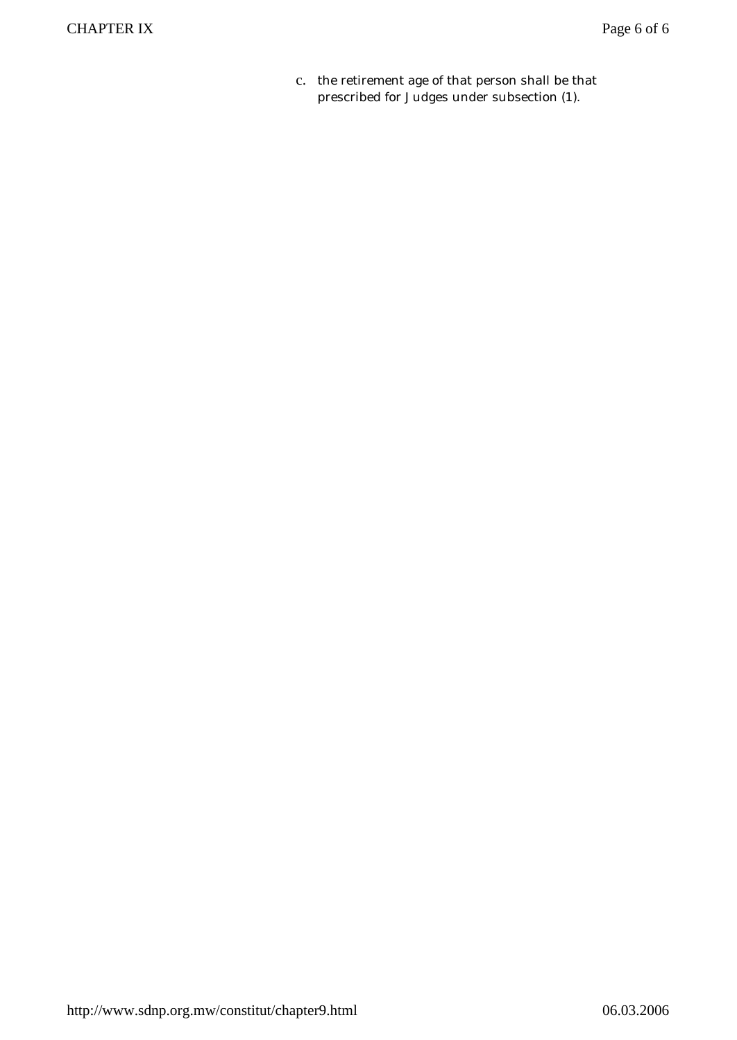c. the retirement age of that person shall be that prescribed for Judges under subsection (1).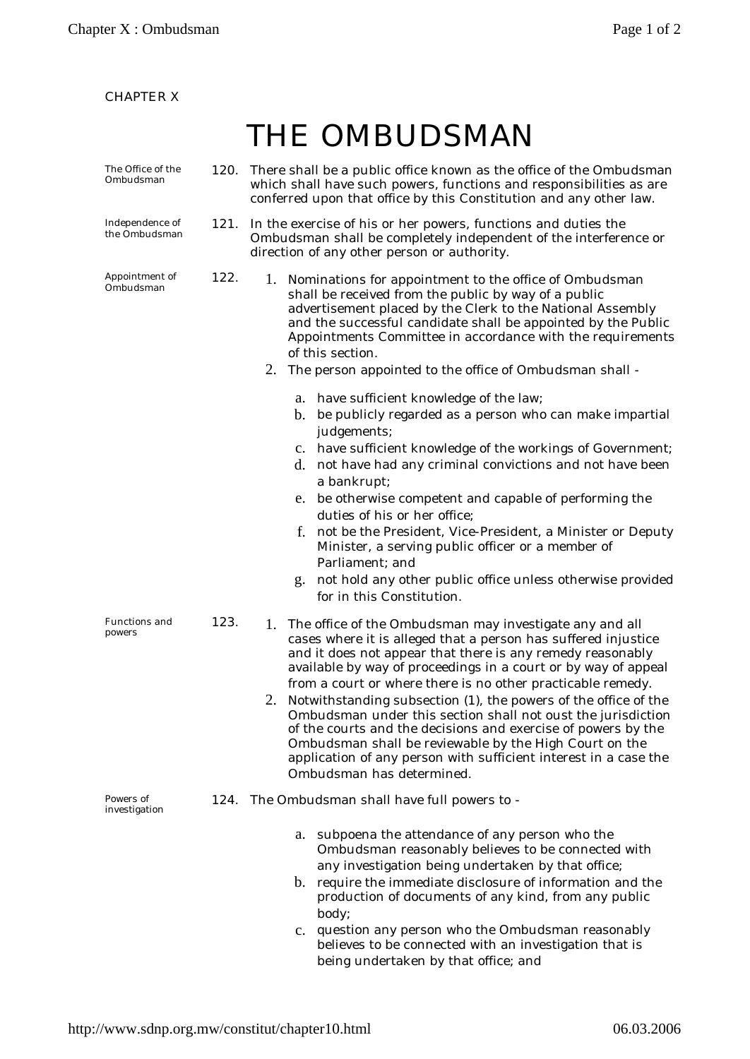CHAPTER X

# THE OMBUDSMAN

*The Office of the Ombudsman*

**120.** There shall be a public office known as the office of the Ombudsman which shall have such powers, functions and responsibilities as are conferred upon that office by this Constitution and any other law.

*Independence of the Ombudsman*

**121.** In the exercise of his or her powers, functions and duties the Ombudsman shall be completely independent of the interference or direction of any other person or authority.

*Appointment of Ombudsman*

**122.**

1. Nominations for appointment to the office of Ombudsman shall be received from the public by way of a public advertisement placed by the Clerk to the National Assembly and the successful candidate shall be appointed by the Public Appointments Committee in accordance with the requirements of this section.
2. The person appointed to the office of Ombudsman shall -

   a. have sufficient knowledge of the law;
   b. be publicly regarded as a person who can make impartial judgements;
   c. have sufficient knowledge of the workings of Government;
   d. not have had any criminal convictions and not have been a bankrupt;
   e. be otherwise competent and capable of performing the duties of his or her office;
   f. not be the President, Vice-President, a Minister or Deputy Minister, a serving public officer or a member of Parliament; and
   g. not hold any other public office unless otherwise provided for in this Constitution.

*Functions and powers*

**123.**

1. The office of the Ombudsman may investigate any and all cases where it is alleged that a person has suffered injustice and it does not appear that there is any remedy reasonably available by way of proceedings in a court or by way of appeal from a court or where there is no other practicable remedy.
2. Notwithstanding subsection (1), the powers of the office of the Ombudsman under this section shall not oust the jurisdiction of the courts and the decisions and exercise of powers by the Ombudsman shall be reviewable by the High Court on the application of any person with sufficient interest in a case the Ombudsman has determined.

*Powers of investigation*

**124.** The Ombudsman shall have full powers to -

   a. subpoena the attendance of any person who the Ombudsman reasonably believes to be connected with any investigation being undertaken by that office;
   b. require the immediate disclosure of information and the production of documents of any kind, from any public body;
   c. question any person who the Ombudsman reasonably believes to be connected with an investigation that is being undertaken by that office; and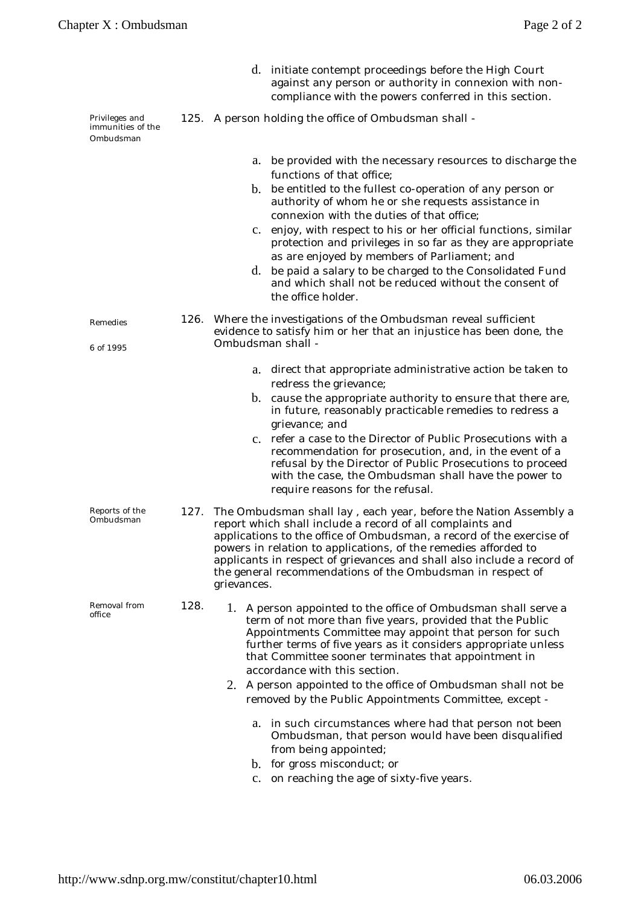d. initiate contempt proceedings before the High Court against any person or authority in connexion with non-compliance with the powers conferred in this section.

*Privileges and immunities of the Ombudsman*

125. A person holding the office of Ombudsman shall -

a. be provided with the necessary resources to discharge the functions of that office;
b. be entitled to the fullest co-operation of any person or authority of whom he or she requests assistance in connexion with the duties of that office;
c. enjoy, with respect to his or her official functions, similar protection and privileges in so far as they are appropriate as are enjoyed by members of Parliament; and
d. be paid a salary to be charged to the Consolidated Fund and which shall not be reduced without the consent of the office holder.

*Remedies*

*6 of 1995*

126. Where the investigations of the Ombudsman reveal sufficient evidence to satisfy him or her that an injustice has been done, the Ombudsman shall -

a. direct that appropriate administrative action be taken to redress the grievance;
b. cause the appropriate authority to ensure that there are, in future, reasonably practicable remedies to redress a grievance; and
c. refer a case to the Director of Public Prosecutions with a recommendation for prosecution, and, in the event of a refusal by the Director of Public Prosecutions to proceed with the case, the Ombudsman shall have the power to require reasons for the refusal.

*Reports of the Ombudsman*

127. The Ombudsman shall lay , each year, before the Nation Assembly a report which shall include a record of all complaints and applications to the office of Ombudsman, a record of the exercise of powers in relation to applications, of the remedies afforded to applicants in respect of grievances and shall also include a record of the general recommendations of the Ombudsman in respect of grievances.

*Removal from office*

128.
1. A person appointed to the office of Ombudsman shall serve a term of not more than five years, provided that the Public Appointments Committee may appoint that person for such further terms of five years as it considers appropriate unless that Committee sooner terminates that appointment in accordance with this section.
2. A person appointed to the office of Ombudsman shall not be removed by the Public Appointments Committee, except -

   a. in such circumstances where had that person not been Ombudsman, that person would have been disqualified from being appointed;
   b. for gross misconduct; or
   c. on reaching the age of sixty-five years.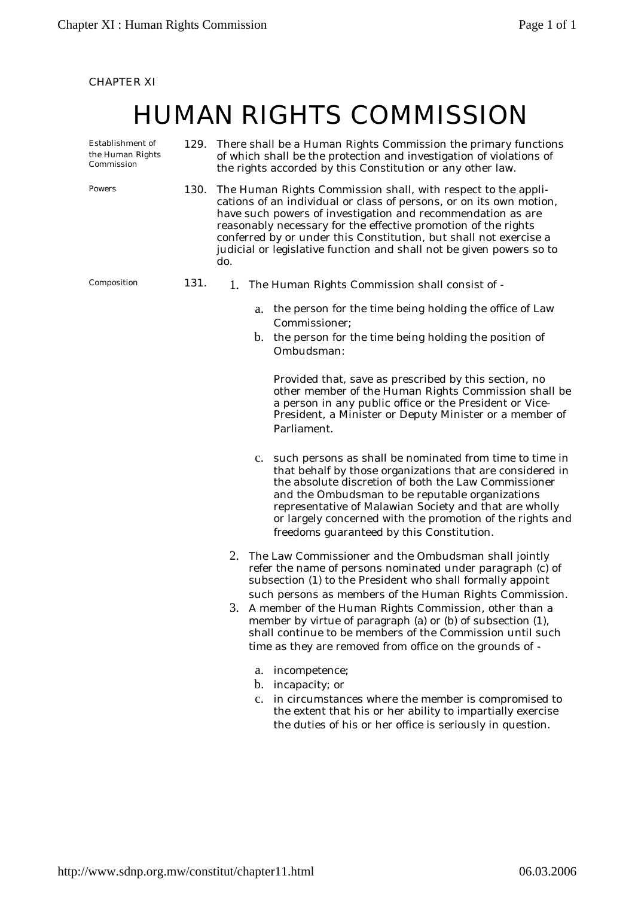CHAPTER XI

# HUMAN RIGHTS COMMISSION

*Establishment of the Human Rights Commission*

**129.** There shall be a Human Rights Commission the primary functions of which shall be the protection and investigation of violations of the rights accorded by this Constitution or any other law.

*Powers*

**130.** The Human Rights Commission shall, with respect to the applications of an individual or class of persons, or on its own motion, have such powers of investigation and recommendation as are reasonably necessary for the effective promotion of the rights conferred by or under this Constitution, but shall not exercise a judicial or legislative function and shall not be given powers so to do.

*Composition*

**131.**

1. The Human Rights Commission shall consist of -

   a. the person for the time being holding the office of Law Commissioner;

   b. the person for the time being holding the position of Ombudsman:

      Provided that, save as prescribed by this section, no other member of the Human Rights Commission shall be a person in any public office or the President or Vice-President, a Minister or Deputy Minister or a member of Parliament.

   c. such persons as shall be nominated from time to time in that behalf by those organizations that are considered in the absolute discretion of both the Law Commissioner and the Ombudsman to be reputable organizations representative of Malawian Society and that are wholly or largely concerned with the promotion of the rights and freedoms guaranteed by this Constitution.

2. The Law Commissioner and the Ombudsman shall jointly refer the name of persons nominated under paragraph (c) of subsection (1) to the President who shall formally appoint such persons as members of the Human Rights Commission.

3. A member of the Human Rights Commission, other than a member by virtue of paragraph (a) or (b) of subsection (1), shall continue to be members of the Commission until such time as they are removed from office on the grounds of -

   a. incompetence;

   b. incapacity; or

   c. in circumstances where the member is compromised to the extent that his or her ability to impartially exercise the duties of his or her office is seriously in question.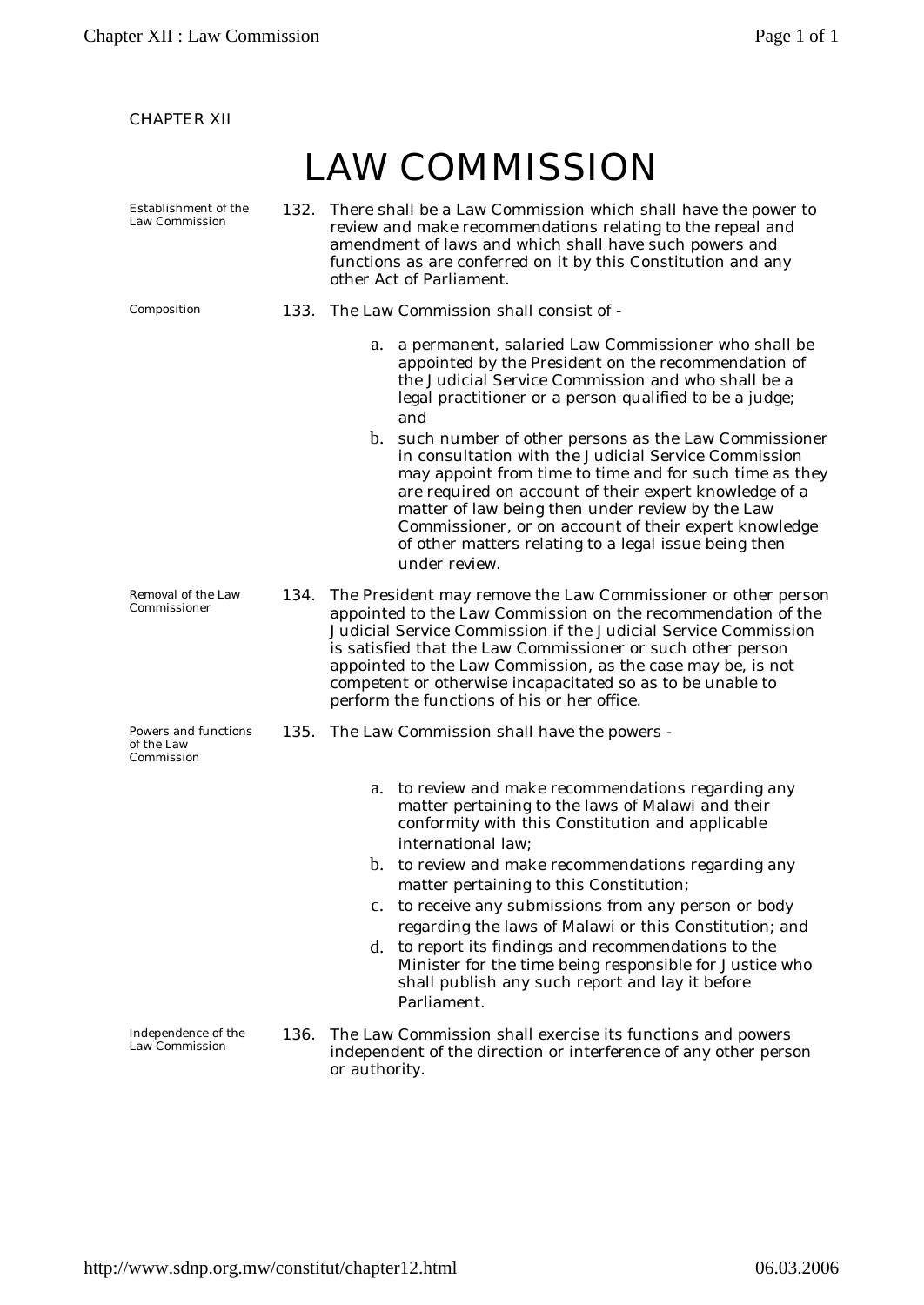CHAPTER XII

# LAW COMMISSION

*Establishment of the Law Commission*

132. There shall be a Law Commission which shall have the power to review and make recommendations relating to the repeal and amendment of laws and which shall have such powers and functions as are conferred on it by this Constitution and any other Act of Parliament.

*Composition*

133. The Law Commission shall consist of -

a. a permanent, salaried Law Commissioner who shall be appointed by the President on the recommendation of the Judicial Service Commission and who shall be a legal practitioner or a person qualified to be a judge; and
b. such number of other persons as the Law Commissioner in consultation with the Judicial Service Commission may appoint from time to time and for such time as they are required on account of their expert knowledge of a matter of law being then under review by the Law Commissioner, or on account of their expert knowledge of other matters relating to a legal issue being then under review.

*Removal of the Law Commissioner*

134. The President may remove the Law Commissioner or other person appointed to the Law Commission on the recommendation of the Judicial Service Commission if the Judicial Service Commission is satisfied that the Law Commissioner or such other person appointed to the Law Commission, as the case may be, is not competent or otherwise incapacitated so as to be unable to perform the functions of his or her office.

*Powers and functions of the Law Commission*

135. The Law Commission shall have the powers -

a. to review and make recommendations regarding any matter pertaining to the laws of Malawi and their conformity with this Constitution and applicable international law;
b. to review and make recommendations regarding any matter pertaining to this Constitution;
c. to receive any submissions from any person or body regarding the laws of Malawi or this Constitution; and
d. to report its findings and recommendations to the Minister for the time being responsible for Justice who shall publish any such report and lay it before Parliament.

*Independence of the Law Commission*

136. The Law Commission shall exercise its functions and powers independent of the direction or interference of any other person or authority.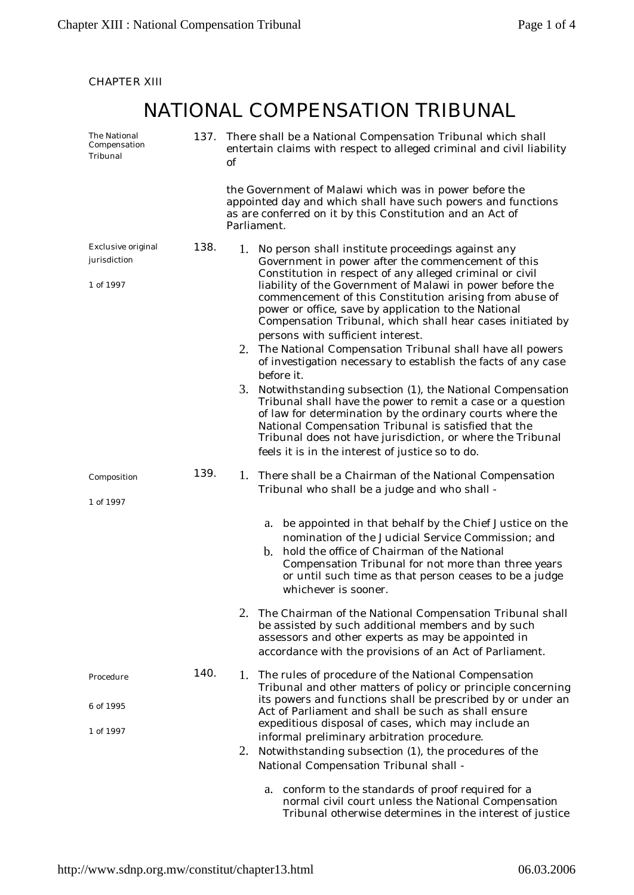CHAPTER XIII

# NATIONAL COMPENSATION TRIBUNAL

*The National Compensation Tribunal*

**137.** There shall be a National Compensation Tribunal which shall entertain claims with respect to alleged criminal and civil liability of the Government of Malawi which was in power before the appointed day and which shall have such powers and functions as are conferred on it by this Constitution and an Act of Parliament.

*Exclusive original jurisdiction*

*1 of 1997*

**138.**

1. No person shall institute proceedings against any Government in power after the commencement of this Constitution in respect of any alleged criminal or civil liability of the Government of Malawi in power before the commencement of this Constitution arising from abuse of power or office, save by application to the National Compensation Tribunal, which shall hear cases initiated by persons with sufficient interest.
2. The National Compensation Tribunal shall have all powers of investigation necessary to establish the facts of any case before it.
3. Notwithstanding subsection (1), the National Compensation Tribunal shall have the power to remit a case or a question of law for determination by the ordinary courts where the National Compensation Tribunal is satisfied that the Tribunal does not have jurisdiction, or where the Tribunal feels it is in the interest of justice so to do.

*Composition*

*1 of 1997*

**139.**

1. There shall be a Chairman of the National Compensation Tribunal who shall be a judge and who shall -
   a. be appointed in that behalf by the Chief Justice on the nomination of the Judicial Service Commission; and
   b. hold the office of Chairman of the National Compensation Tribunal for not more than three years or until such time as that person ceases to be a judge whichever is sooner.
2. The Chairman of the National Compensation Tribunal shall be assisted by such additional members and by such assessors and other experts as may be appointed in accordance with the provisions of an Act of Parliament.

*Procedure*

*6 of 1995*

*1 of 1997*

**140.**

1. The rules of procedure of the National Compensation Tribunal and other matters of policy or principle concerning its powers and functions shall be prescribed by or under an Act of Parliament and shall be such as shall ensure expeditious disposal of cases, which may include an informal preliminary arbitration procedure.
2. Notwithstanding subsection (1), the procedures of the National Compensation Tribunal shall -
   a. conform to the standards of proof required for a normal civil court unless the National Compensation Tribunal otherwise determines in the interest of justice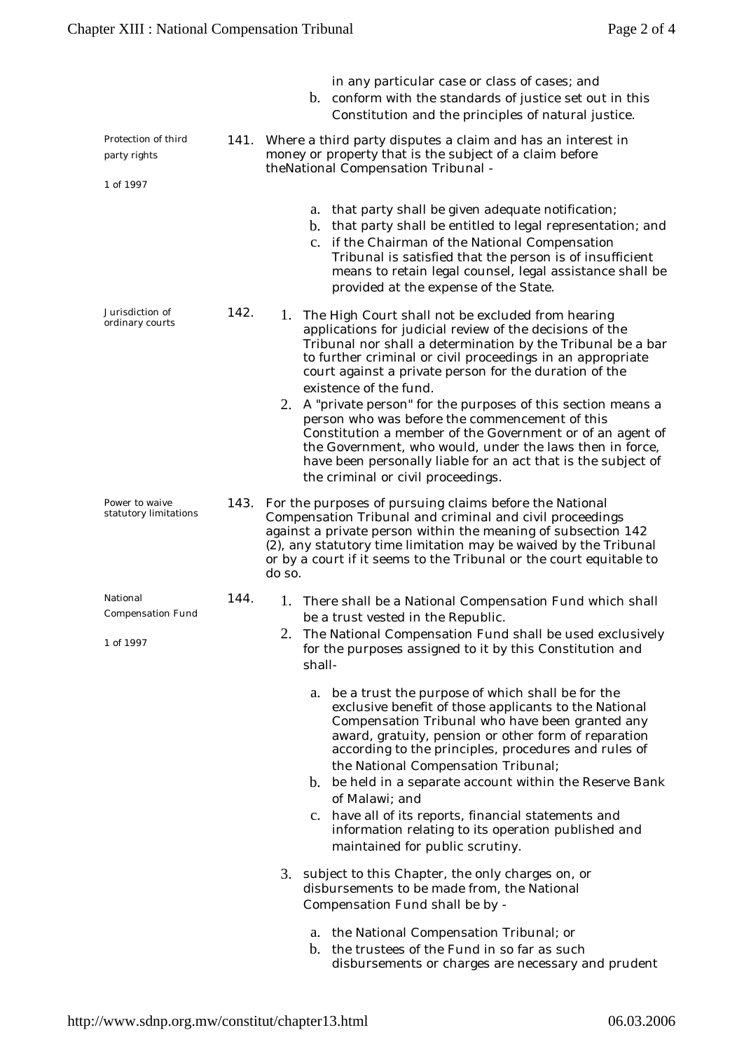in any particular case or class of cases; and

b. conform with the standards of justice set out in this Constitution and the principles of natural justice.

Protection of third party rights

1 of 1997

141. Where a third party disputes a claim and has an interest in money or property that is the subject of a claim before theNational Compensation Tribunal -

a. that party shall be given adequate notification;
b. that party shall be entitled to legal representation; and
c. if the Chairman of the National Compensation Tribunal is satisfied that the person is of insufficient means to retain legal counsel, legal assistance shall be provided at the expense of the State.

Jurisdiction of ordinary courts

142.

1. The High Court shall not be excluded from hearing applications for judicial review of the decisions of the Tribunal nor shall a determination by the Tribunal be a bar to further criminal or civil proceedings in an appropriate court against a private person for the duration of the existence of the fund.
2. A "private person" for the purposes of this section means a person who was before the commencement of this Constitution a member of the Government or of an agent of the Government, who would, under the laws then in force, have been personally liable for an act that is the subject of the criminal or civil proceedings.

Power to waive statutory limitations

143. For the purposes of pursuing claims before the National Compensation Tribunal and criminal and civil proceedings against a private person within the meaning of subsection 142 (2), any statutory time limitation may be waived by the Tribunal or by a court if it seems to the Tribunal or the court equitable to do so.

National Compensation Fund

1 of 1997

144.

1. There shall be a National Compensation Fund which shall be a trust vested in the Republic.
2. The National Compensation Fund shall be used exclusively for the purposes assigned to it by this Constitution and shall-

    a. be a trust the purpose of which shall be for the exclusive benefit of those applicants to the National Compensation Tribunal who have been granted any award, gratuity, pension or other form of reparation according to the principles, procedures and rules of the National Compensation Tribunal;
    b. be held in a separate account within the Reserve Bank of Malawi; and
    c. have all of its reports, financial statements and information relating to its operation published and maintained for public scrutiny.

3. subject to this Chapter, the only charges on, or disbursements to be made from, the National Compensation Fund shall be by -

    a. the National Compensation Tribunal; or
    b. the trustees of the Fund in so far as such disbursements or charges are necessary and prudent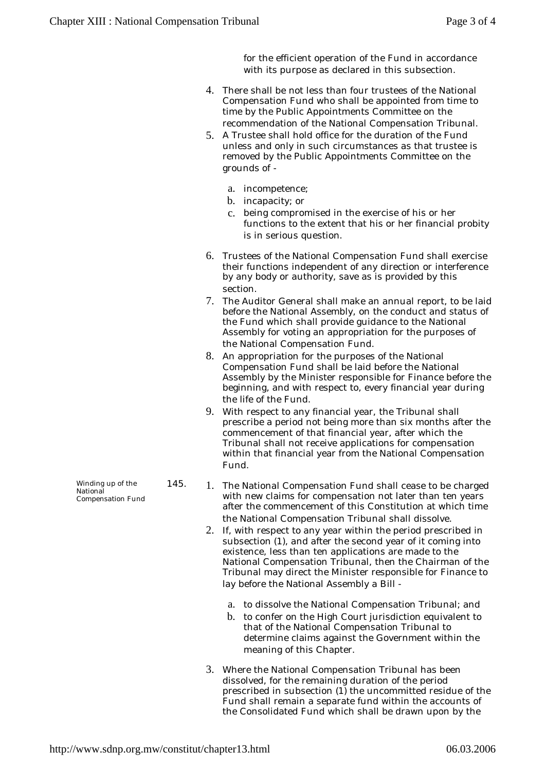for the efficient operation of the Fund in accordance with its purpose as declared in this subsection.

4. There shall be not less than four trustees of the National Compensation Fund who shall be appointed from time to time by the Public Appointments Committee on the recommendation of the National Compensation Tribunal.
5. A Trustee shall hold office for the duration of the Fund unless and only in such circumstances as that trustee is removed by the Public Appointments Committee on the grounds of -

   a. incompetence;
   b. incapacity; or
   c. being compromised in the exercise of his or her functions to the extent that his or her financial probity is in serious question.

6. Trustees of the National Compensation Fund shall exercise their functions independent of any direction or interference by any body or authority, save as is provided by this section.
7. The Auditor General shall make an annual report, to be laid before the National Assembly, on the conduct and status of the Fund which shall provide guidance to the National Assembly for voting an appropriation for the purposes of the National Compensation Fund.
8. An appropriation for the purposes of the National Compensation Fund shall be laid before the National Assembly by the Minister responsible for Finance before the beginning, and with respect to, every financial year during the life of the Fund.
9. With respect to any financial year, the Tribunal shall prescribe a period not being more than six months after the commencement of that financial year, after which the Tribunal shall not receive applications for compensation within that financial year from the National Compensation Fund.

*Winding up of the National Compensation Fund*

**145.**

1. The National Compensation Fund shall cease to be charged with new claims for compensation not later than ten years after the commencement of this Constitution at which time the National Compensation Tribunal shall dissolve.
2. If, with respect to any year within the period prescribed in subsection (1), and after the second year of it coming into existence, less than ten applications are made to the National Compensation Tribunal, then the Chairman of the Tribunal may direct the Minister responsible for Finance to lay before the National Assembly a Bill -

   a. to dissolve the National Compensation Tribunal; and
   b. to confer on the High Court jurisdiction equivalent to that of the National Compensation Tribunal to determine claims against the Government within the meaning of this Chapter.

3. Where the National Compensation Tribunal has been dissolved, for the remaining duration of the period prescribed in subsection (1) the uncommitted residue of the Fund shall remain a separate fund within the accounts of the Consolidated Fund which shall be drawn upon by the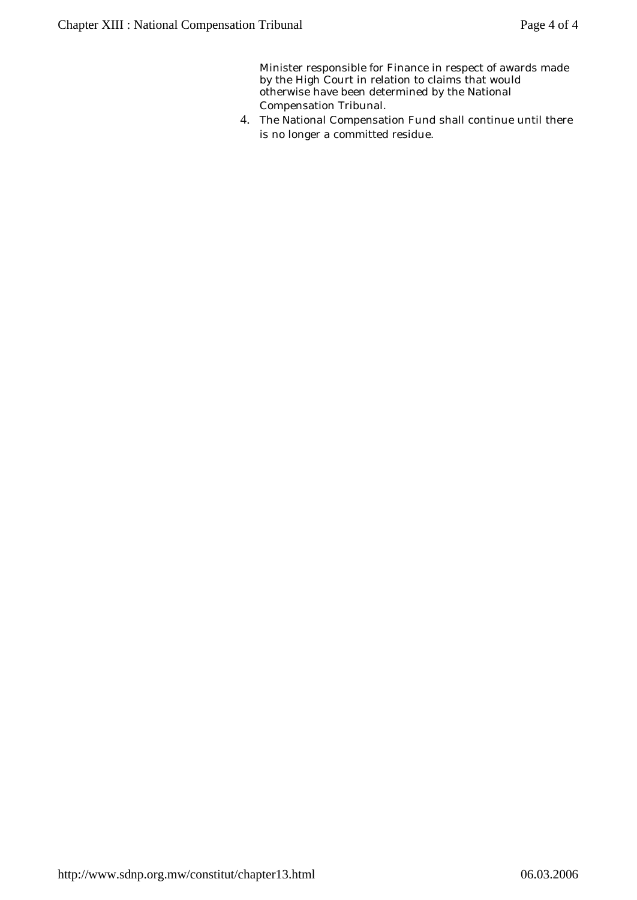Minister responsible for Finance in respect of awards made by the High Court in relation to claims that would otherwise have been determined by the National Compensation Tribunal.

4. The National Compensation Fund shall continue until there is no longer a committed residue.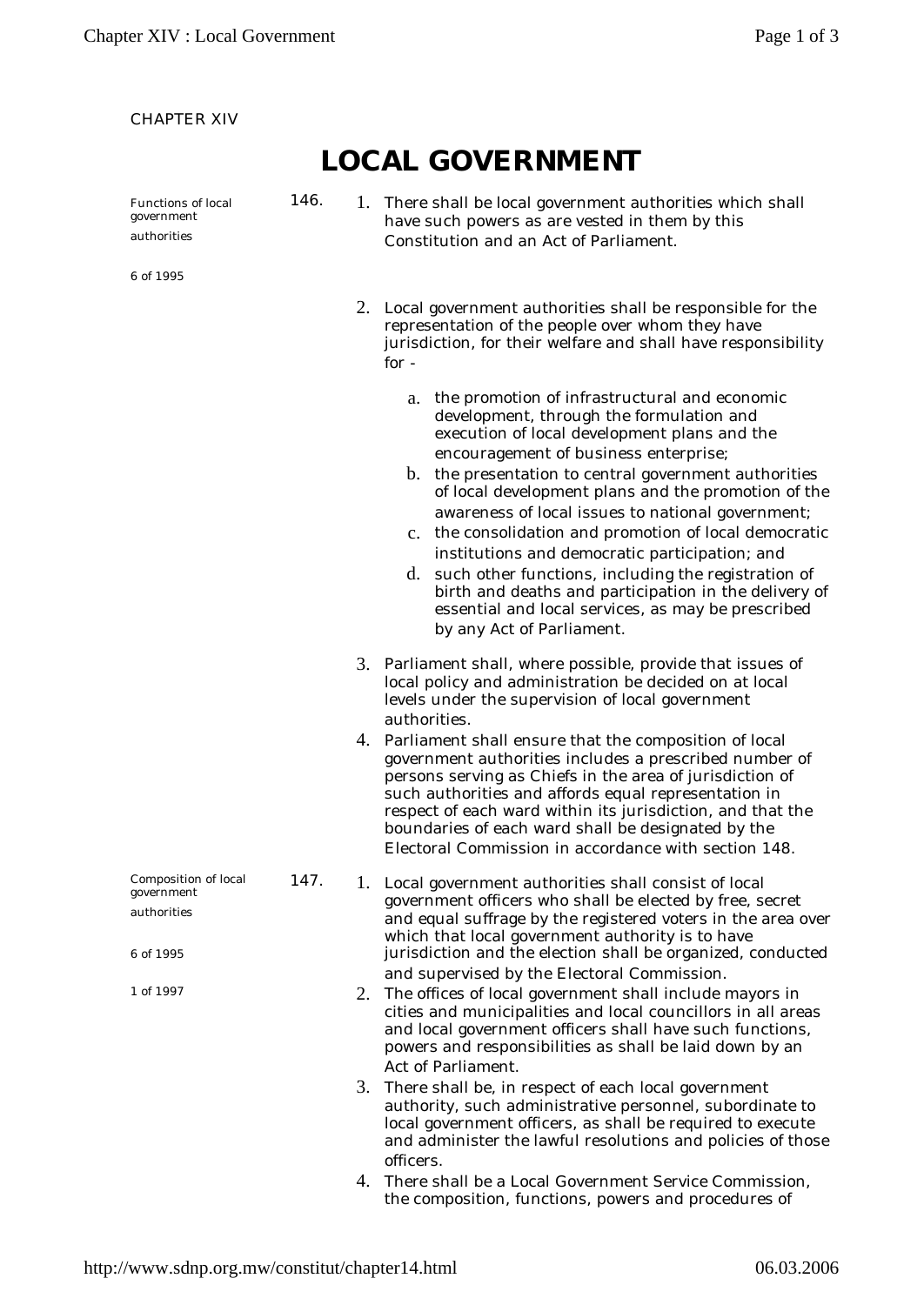CHAPTER XIV

# LOCAL GOVERNMENT

Functions of local government authorities

6 of 1995

146.

1. There shall be local government authorities which shall have such powers as are vested in them by this Constitution and an Act of Parliament.
2. Local government authorities shall be responsible for the representation of the people over whom they have jurisdiction, for their welfare and shall have responsibility for -
   a. the promotion of infrastructural and economic development, through the formulation and execution of local development plans and the encouragement of business enterprise;
   b. the presentation to central government authorities of local development plans and the promotion of the awareness of local issues to national government;
   c. the consolidation and promotion of local democratic institutions and democratic participation; and
   d. such other functions, including the registration of birth and deaths and participation in the delivery of essential and local services, as may be prescribed by any Act of Parliament.
3. Parliament shall, where possible, provide that issues of local policy and administration be decided on at local levels under the supervision of local government authorities.
4. Parliament shall ensure that the composition of local government authorities includes a prescribed number of persons serving as Chiefs in the area of jurisdiction of such authorities and affords equal representation in respect of each ward within its jurisdiction, and that the boundaries of each ward shall be designated by the Electoral Commission in accordance with section 148.

Composition of local government authorities

6 of 1995

1 of 1997

147.

1. Local government authorities shall consist of local government officers who shall be elected by free, secret and equal suffrage by the registered voters in the area over which that local government authority is to have jurisdiction and the election shall be organized, conducted and supervised by the Electoral Commission.
2. The offices of local government shall include mayors in cities and municipalities and local councillors in all areas and local government officers shall have such functions, powers and responsibilities as shall be laid down by an Act of Parliament.
3. There shall be, in respect of each local government authority, such administrative personnel, subordinate to local government officers, as shall be required to execute and administer the lawful resolutions and policies of those officers.
4. There shall be a Local Government Service Commission, the composition, functions, powers and procedures of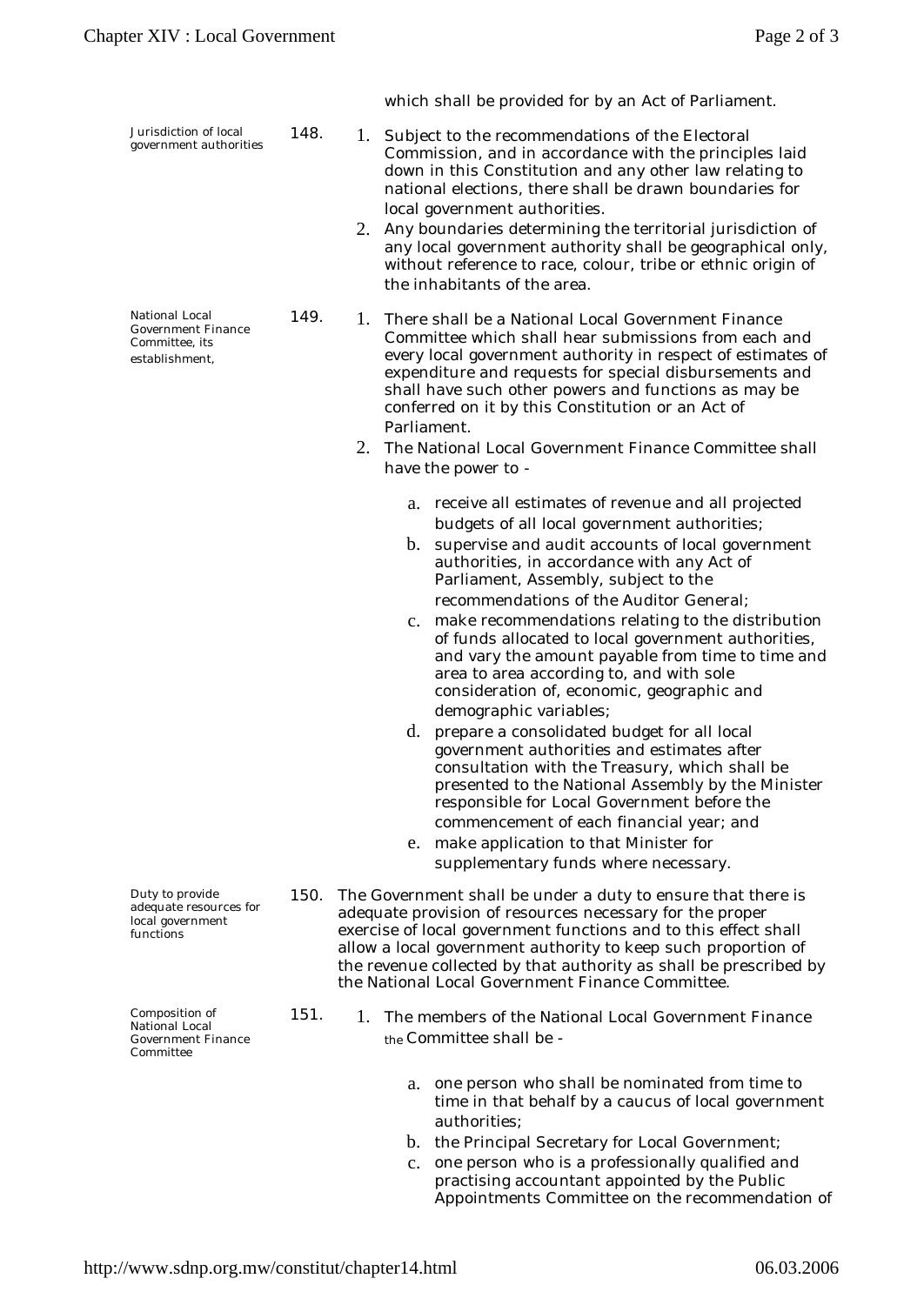which shall be provided for by an Act of Parliament.

*Jurisdiction of local government authorities*

148.
1. Subject to the recommendations of the Electoral Commission, and in accordance with the principles laid down in this Constitution and any other law relating to national elections, there shall be drawn boundaries for local government authorities.
2. Any boundaries determining the territorial jurisdiction of any local government authority shall be geographical only, without reference to race, colour, tribe or ethnic origin of the inhabitants of the area.

*National Local Government Finance Committee, its establishment,*

149.
1. There shall be a National Local Government Finance Committee which shall hear submissions from each and every local government authority in respect of estimates of expenditure and requests for special disbursements and shall have such other powers and functions as may be conferred on it by this Constitution or an Act of Parliament.
2. The National Local Government Finance Committee shall have the power to -
   a. receive all estimates of revenue and all projected budgets of all local government authorities;
   b. supervise and audit accounts of local government authorities, in accordance with any Act of Parliament, Assembly, subject to the recommendations of the Auditor General;
   c. make recommendations relating to the distribution of funds allocated to local government authorities, and vary the amount payable from time to time and area to area according to, and with sole consideration of, economic, geographic and demographic variables;
   d. prepare a consolidated budget for all local government authorities and estimates after consultation with the Treasury, which shall be presented to the National Assembly by the Minister responsible for Local Government before the commencement of each financial year; and
   e. make application to that Minister for supplementary funds where necessary.

*Duty to provide adequate resources for local government functions*

150. The Government shall be under a duty to ensure that there is adequate provision of resources necessary for the proper exercise of local government functions and to this effect shall allow a local government authority to keep such proportion of the revenue collected by that authority as shall be prescribed by the National Local Government Finance Committee.

*Composition of National Local Government Finance Committee*

151.
1. The members of the National Local Government Finance the Committee shall be -
   a. one person who shall be nominated from time to time in that behalf by a caucus of local government authorities;
   b. the Principal Secretary for Local Government;
   c. one person who is a professionally qualified and practising accountant appointed by the Public Appointments Committee on the recommendation of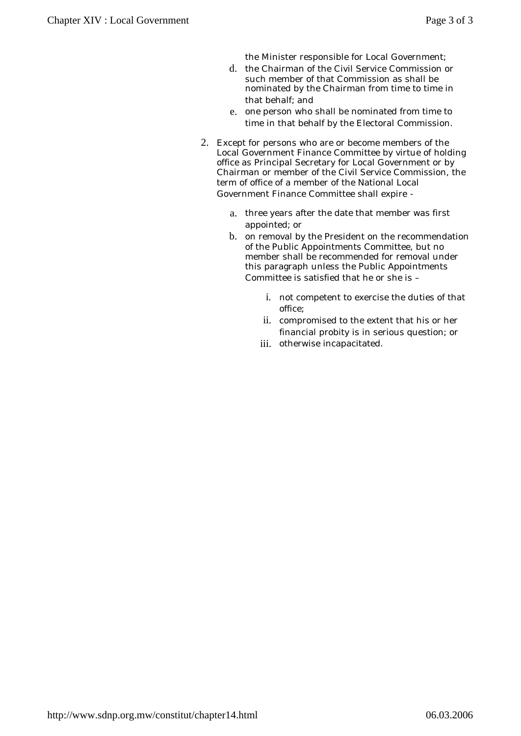the Minister responsible for Local Government;

d. the Chairman of the Civil Service Commission or such member of that Commission as shall be nominated by the Chairman from time to time in that behalf; and
e. one person who shall be nominated from time to time in that behalf by the Electoral Commission.

2. Except for persons who are or become members of the Local Government Finance Committee by virtue of holding office as Principal Secretary for Local Government or by Chairman or member of the Civil Service Commission, the term of office of a member of the National Local Government Finance Committee shall expire -

    a. three years after the date that member was first appointed; or
    b. on removal by the President on the recommendation of the Public Appointments Committee, but no member shall be recommended for removal under this paragraph unless the Public Appointments Committee is satisfied that he or she is –

        i. not competent to exercise the duties of that office;
        ii. compromised to the extent that his or her financial probity is in serious question; or
        iii. otherwise incapacitated.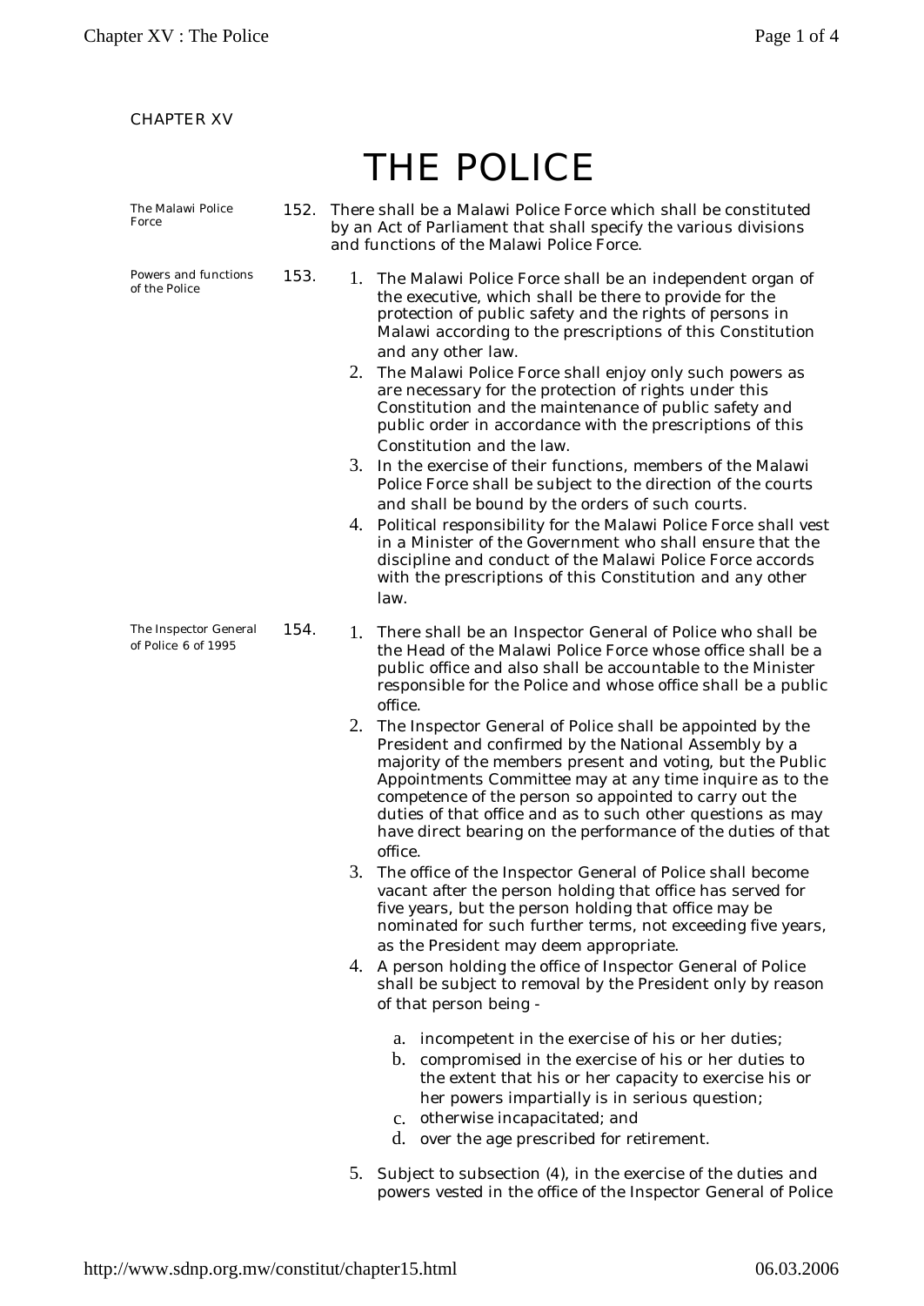CHAPTER XV

# THE POLICE

*The Malawi Police Force*

**152.** There shall be a Malawi Police Force which shall be constituted by an Act of Parliament that shall specify the various divisions and functions of the Malawi Police Force.

*Powers and functions of the Police*

**153.**

1. The Malawi Police Force shall be an independent organ of the executive, which shall be there to provide for the protection of public safety and the rights of persons in Malawi according to the prescriptions of this Constitution and any other law.
2. The Malawi Police Force shall enjoy only such powers as are necessary for the protection of rights under this Constitution and the maintenance of public safety and public order in accordance with the prescriptions of this Constitution and the law.
3. In the exercise of their functions, members of the Malawi Police Force shall be subject to the direction of the courts and shall be bound by the orders of such courts.
4. Political responsibility for the Malawi Police Force shall vest in a Minister of the Government who shall ensure that the discipline and conduct of the Malawi Police Force accords with the prescriptions of this Constitution and any other law.

*The Inspector General of Police 6 of 1995*

**154.**

1. There shall be an Inspector General of Police who shall be the Head of the Malawi Police Force whose office shall be a public office and also shall be accountable to the Minister responsible for the Police and whose office shall be a public office.
2. The Inspector General of Police shall be appointed by the President and confirmed by the National Assembly by a majority of the members present and voting, but the Public Appointments Committee may at any time inquire as to the competence of the person so appointed to carry out the duties of that office and as to such other questions as may have direct bearing on the performance of the duties of that office.
3. The office of the Inspector General of Police shall become vacant after the person holding that office has served for five years, but the person holding that office may be nominated for such further terms, not exceeding five years, as the President may deem appropriate.
4. A person holding the office of Inspector General of Police shall be subject to removal by the President only by reason of that person being -
   a. incompetent in the exercise of his or her duties;
   b. compromised in the exercise of his or her duties to the extent that his or her capacity to exercise his or her powers impartially is in serious question;
   c. otherwise incapacitated; and
   d. over the age prescribed for retirement.
5. Subject to subsection (4), in the exercise of the duties and powers vested in the office of the Inspector General of Police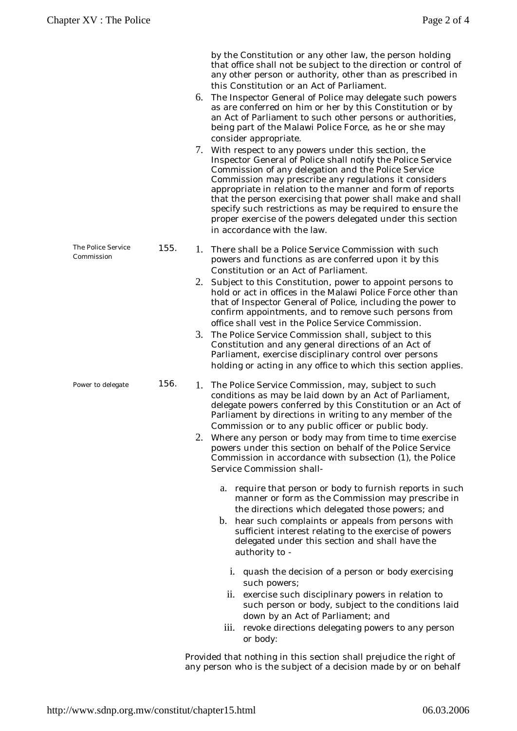by the Constitution or any other law, the person holding that office shall not be subject to the direction or control of any other person or authority, other than as prescribed in this Constitution or an Act of Parliament.

6. The Inspector General of Police may delegate such powers as are conferred on him or her by this Constitution or by an Act of Parliament to such other persons or authorities, being part of the Malawi Police Force, as he or she may consider appropriate.
7. With respect to any powers under this section, the Inspector General of Police shall notify the Police Service Commission of any delegation and the Police Service Commission may prescribe any regulations it considers appropriate in relation to the manner and form of reports that the person exercising that power shall make and shall specify such restrictions as may be required to ensure the proper exercise of the powers delegated under this section in accordance with the law.

The Police Service Commission

155.

1. There shall be a Police Service Commission with such powers and functions as are conferred upon it by this Constitution or an Act of Parliament.
2. Subject to this Constitution, power to appoint persons to hold or act in offices in the Malawi Police Force other than that of Inspector General of Police, including the power to confirm appointments, and to remove such persons from office shall vest in the Police Service Commission.
3. The Police Service Commission shall, subject to this Constitution and any general directions of an Act of Parliament, exercise disciplinary control over persons holding or acting in any office to which this section applies.

Power to delegate

156.

1. The Police Service Commission, may, subject to such conditions as may be laid down by an Act of Parliament, delegate powers conferred by this Constitution or an Act of Parliament by directions in writing to any member of the Commission or to any public officer or public body.
2. Where any person or body may from time to time exercise powers under this section on behalf of the Police Service Commission in accordance with subsection (1), the Police Service Commission shall-
   a. require that person or body to furnish reports in such manner or form as the Commission may prescribe in the directions which delegated those powers; and
   b. hear such complaints or appeals from persons with sufficient interest relating to the exercise of powers delegated under this section and shall have the authority to -
      i. quash the decision of a person or body exercising such powers;
      ii. exercise such disciplinary powers in relation to such person or body, subject to the conditions laid down by an Act of Parliament; and
      iii. revoke directions delegating powers to any person or body:

Provided that nothing in this section shall prejudice the right of any person who is the subject of a decision made by or on behalf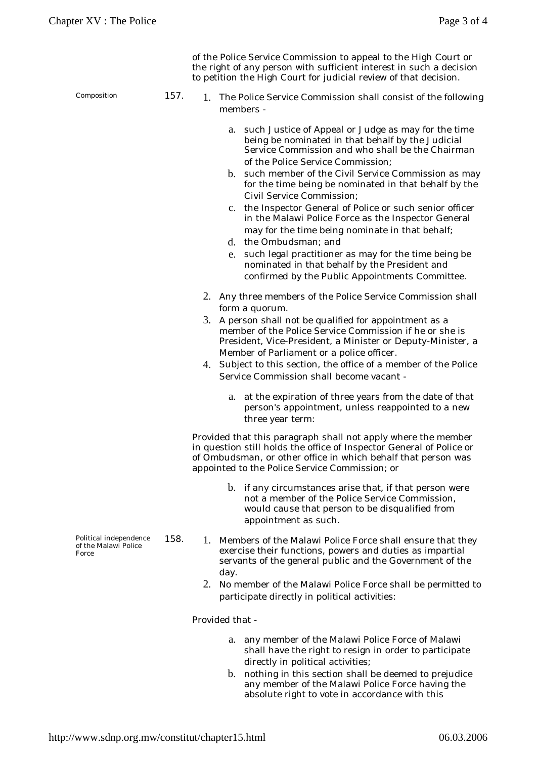of the Police Service Commission to appeal to the High Court or the right of any person with sufficient interest in such a decision to petition the High Court for judicial review of that decision.

**157. Composition**

1. The Police Service Commission shall consist of the following members -
   a. such Justice of Appeal or Judge as may for the time being be nominated in that behalf by the Judicial Service Commission and who shall be the Chairman of the Police Service Commission;
   b. such member of the Civil Service Commission as may for the time being be nominated in that behalf by the Civil Service Commission;
   c. the Inspector General of Police or such senior officer in the Malawi Police Force as the Inspector General may for the time being nominate in that behalf;
   d. the Ombudsman; and
   e. such legal practitioner as may for the time being be nominated in that behalf by the President and confirmed by the Public Appointments Committee.
2. Any three members of the Police Service Commission shall form a quorum.
3. A person shall not be qualified for appointment as a member of the Police Service Commission if he or she is President, Vice-President, a Minister or Deputy-Minister, a Member of Parliament or a police officer.
4. Subject to this section, the office of a member of the Police Service Commission shall become vacant -
   a. at the expiration of three years from the date of that person's appointment, unless reappointed to a new three year term:

Provided that this paragraph shall not apply where the member in question still holds the office of Inspector General of Police or of Ombudsman, or other office in which behalf that person was appointed to the Police Service Commission; or

   b. if any circumstances arise that, if that person were not a member of the Police Service Commission, would cause that person to be disqualified from appointment as such.

**158. Political independence of the Malawi Police Force**

1. Members of the Malawi Police Force shall ensure that they exercise their functions, powers and duties as impartial servants of the general public and the Government of the day.
2. No member of the Malawi Police Force shall be permitted to participate directly in political activities:

Provided that -

   a. any member of the Malawi Police Force of Malawi shall have the right to resign in order to participate directly in political activities;
   b. nothing in this section shall be deemed to prejudice any member of the Malawi Police Force having the absolute right to vote in accordance with this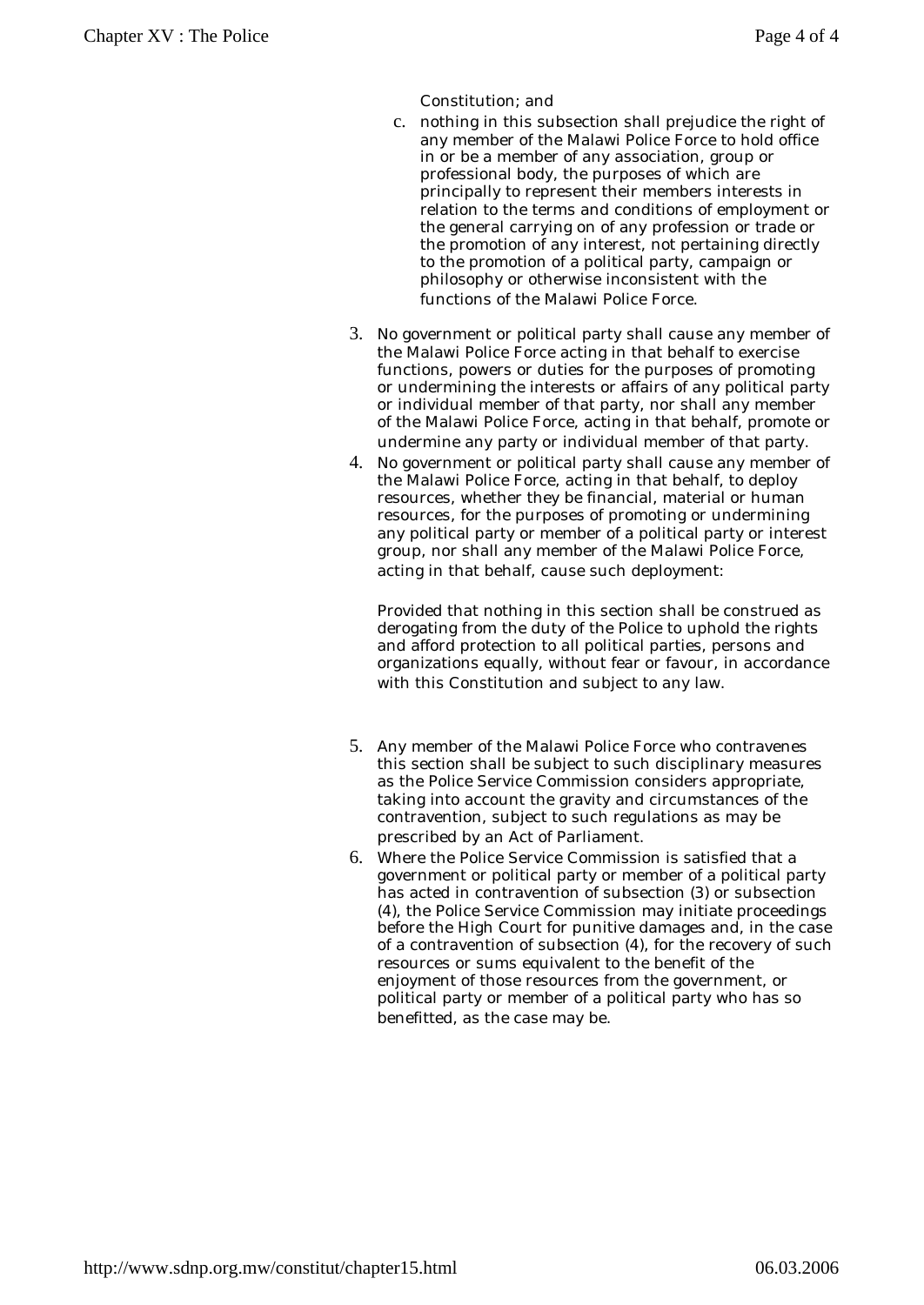Constitution; and

c. nothing in this subsection shall prejudice the right of any member of the Malawi Police Force to hold office in or be a member of any association, group or professional body, the purposes of which are principally to represent their members interests in relation to the terms and conditions of employment or the general carrying on of any profession or trade or the promotion of any interest, not pertaining directly to the promotion of a political party, campaign or philosophy or otherwise inconsistent with the functions of the Malawi Police Force.

3. No government or political party shall cause any member of the Malawi Police Force acting in that behalf to exercise functions, powers or duties for the purposes of promoting or undermining the interests or affairs of any political party or individual member of that party, nor shall any member of the Malawi Police Force, acting in that behalf, promote or undermine any party or individual member of that party.
4. No government or political party shall cause any member of the Malawi Police Force, acting in that behalf, to deploy resources, whether they be financial, material or human resources, for the purposes of promoting or undermining any political party or member of a political party or interest group, nor shall any member of the Malawi Police Force, acting in that behalf, cause such deployment:

   Provided that nothing in this section shall be construed as derogating from the duty of the Police to uphold the rights and afford protection to all political parties, persons and organizations equally, without fear or favour, in accordance with this Constitution and subject to any law.

5. Any member of the Malawi Police Force who contravenes this section shall be subject to such disciplinary measures as the Police Service Commission considers appropriate, taking into account the gravity and circumstances of the contravention, subject to such regulations as may be prescribed by an Act of Parliament.
6. Where the Police Service Commission is satisfied that a government or political party or member of a political party has acted in contravention of subsection (3) or subsection (4), the Police Service Commission may initiate proceedings before the High Court for punitive damages and, in the case of a contravention of subsection (4), for the recovery of such resources or sums equivalent to the benefit of the enjoyment of those resources from the government, or political party or member of a political party who has so benefitted, as the case may be.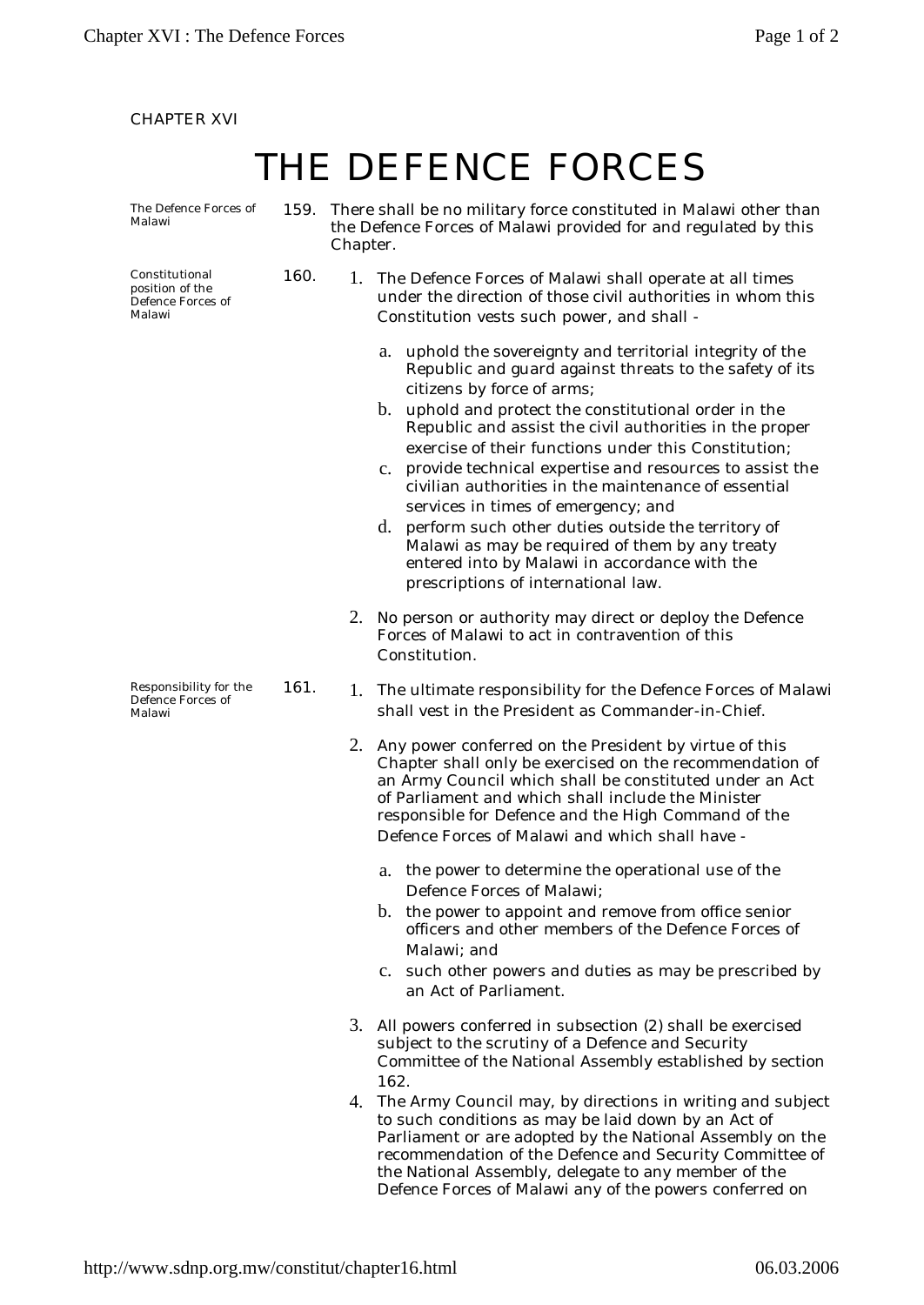CHAPTER XVI

# THE DEFENCE FORCES

*The Defence Forces of Malawi*

**159.** There shall be no military force constituted in Malawi other than the Defence Forces of Malawi provided for and regulated by this Chapter.

*Constitutional position of the Defence Forces of Malawi*

**160.**

1. The Defence Forces of Malawi shall operate at all times under the direction of those civil authorities in whom this Constitution vests such power, and shall -
   a. uphold the sovereignty and territorial integrity of the Republic and guard against threats to the safety of its citizens by force of arms;
   b. uphold and protect the constitutional order in the Republic and assist the civil authorities in the proper exercise of their functions under this Constitution;
   c. provide technical expertise and resources to assist the civilian authorities in the maintenance of essential services in times of emergency; and
   d. perform such other duties outside the territory of Malawi as may be required of them by any treaty entered into by Malawi in accordance with the prescriptions of international law.
2. No person or authority may direct or deploy the Defence Forces of Malawi to act in contravention of this Constitution.

*Responsibility for the Defence Forces of Malawi*

**161.**

1. The ultimate responsibility for the Defence Forces of Malawi shall vest in the President as Commander-in-Chief.
2. Any power conferred on the President by virtue of this Chapter shall only be exercised on the recommendation of an Army Council which shall be constituted under an Act of Parliament and which shall include the Minister responsible for Defence and the High Command of the Defence Forces of Malawi and which shall have -
   a. the power to determine the operational use of the Defence Forces of Malawi;
   b. the power to appoint and remove from office senior officers and other members of the Defence Forces of Malawi; and
   c. such other powers and duties as may be prescribed by an Act of Parliament.
3. All powers conferred in subsection (2) shall be exercised subject to the scrutiny of a Defence and Security Committee of the National Assembly established by section 162.
4. The Army Council may, by directions in writing and subject to such conditions as may be laid down by an Act of Parliament or are adopted by the National Assembly on the recommendation of the Defence and Security Committee of the National Assembly, delegate to any member of the Defence Forces of Malawi any of the powers conferred on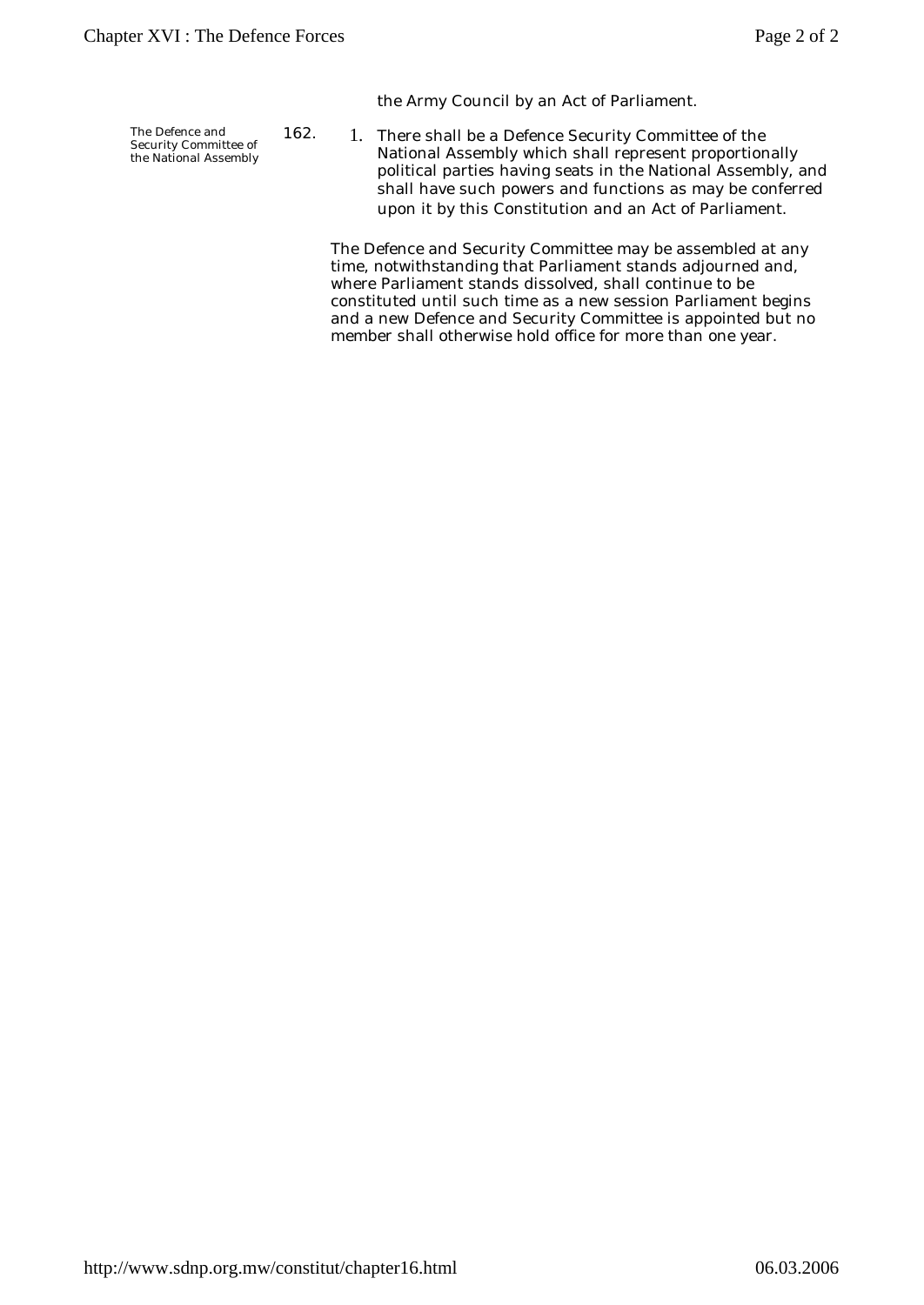the Army Council by an Act of Parliament.

*The Defence and Security Committee of the National Assembly*

**162.**

1. There shall be a Defence Security Committee of the National Assembly which shall represent proportionally political parties having seats in the National Assembly, and shall have such powers and functions as may be conferred upon it by this Constitution and an Act of Parliament.

The Defence and Security Committee may be assembled at any time, notwithstanding that Parliament stands adjourned and, where Parliament stands dissolved, shall continue to be constituted until such time as a new session Parliament begins and a new Defence and Security Committee is appointed but no member shall otherwise hold office for more than one year.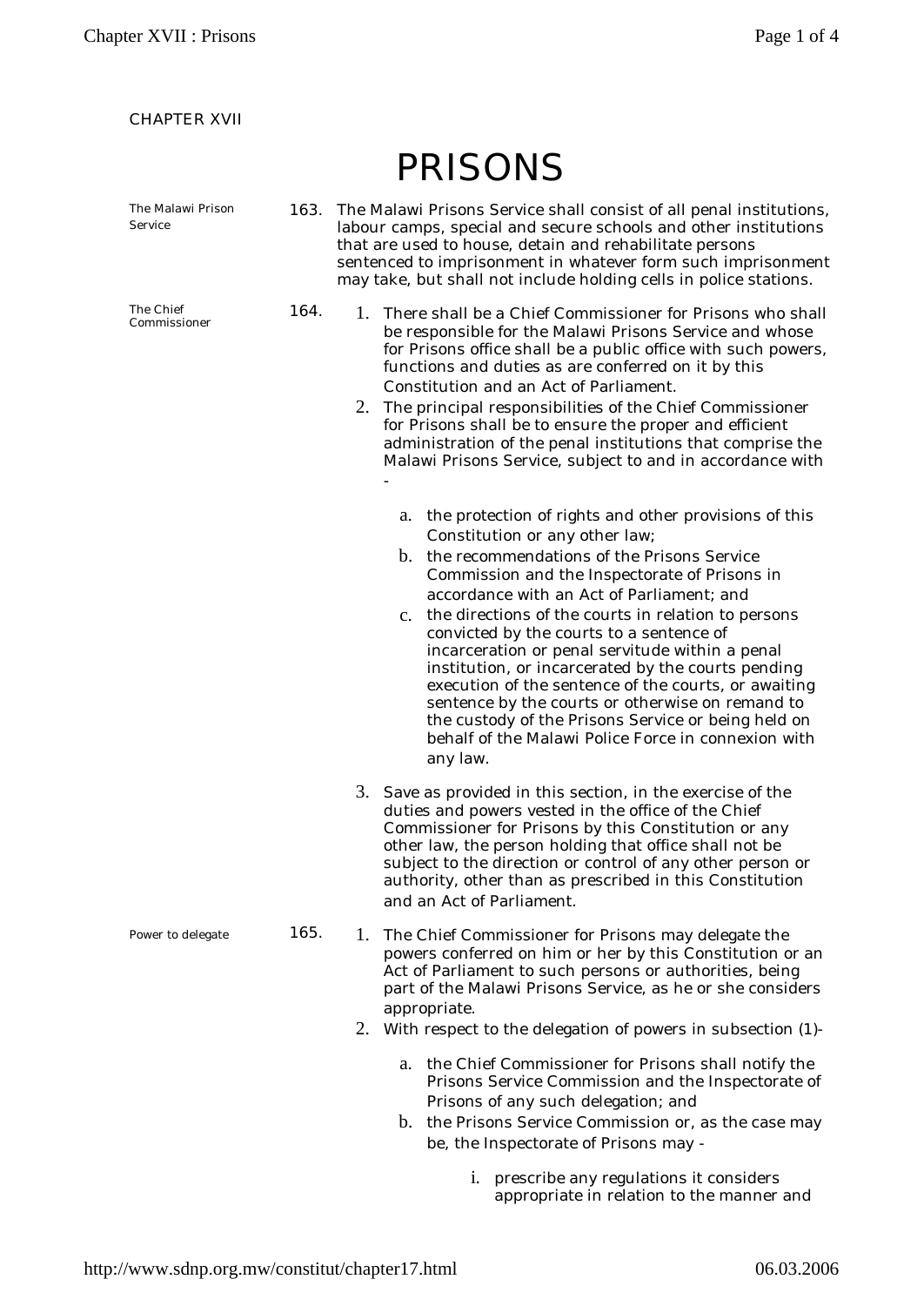CHAPTER XVII

# PRISONS

**The Malawi Prison Service**

163. The Malawi Prisons Service shall consist of all penal institutions, labour camps, special and secure schools and other institutions that are used to house, detain and rehabilitate persons sentenced to imprisonment in whatever form such imprisonment may take, but shall not include holding cells in police stations.

**The Chief Commissioner for Prisons**

164.
1. There shall be a Chief Commissioner for Prisons who shall be responsible for the Malawi Prisons Service and whose office shall be a public office with such powers, functions and duties as are conferred on it by this Constitution and an Act of Parliament.
2. The principal responsibilities of the Chief Commissioner for Prisons shall be to ensure the proper and efficient administration of the penal institutions that comprise the Malawi Prisons Service, subject to and in accordance with -
   a. the protection of rights and other provisions of this Constitution or any other law;
   b. the recommendations of the Prisons Service Commission and the Inspectorate of Prisons in accordance with an Act of Parliament; and
   c. the directions of the courts in relation to persons convicted by the courts to a sentence of incarceration or penal servitude within a penal institution, or incarcerated by the courts pending execution of the sentence of the courts, or awaiting sentence by the courts or otherwise on remand to the custody of the Prisons Service or being held on behalf of the Malawi Police Force in connexion with any law.
3. Save as provided in this section, in the exercise of the duties and powers vested in the office of the Chief Commissioner for Prisons by this Constitution or any other law, the person holding that office shall not be subject to the direction or control of any other person or authority, other than as prescribed in this Constitution and an Act of Parliament.

**Power to delegate**

165.
1. The Chief Commissioner for Prisons may delegate the powers conferred on him or her by this Constitution or an Act of Parliament to such persons or authorities, being part of the Malawi Prisons Service, as he or she considers appropriate.
2. With respect to the delegation of powers in subsection (1)-
   a. the Chief Commissioner for Prisons shall notify the Prisons Service Commission and the Inspectorate of Prisons of any such delegation; and
   b. the Prisons Service Commission or, as the case may be, the Inspectorate of Prisons may -
      i. prescribe any regulations it considers appropriate in relation to the manner and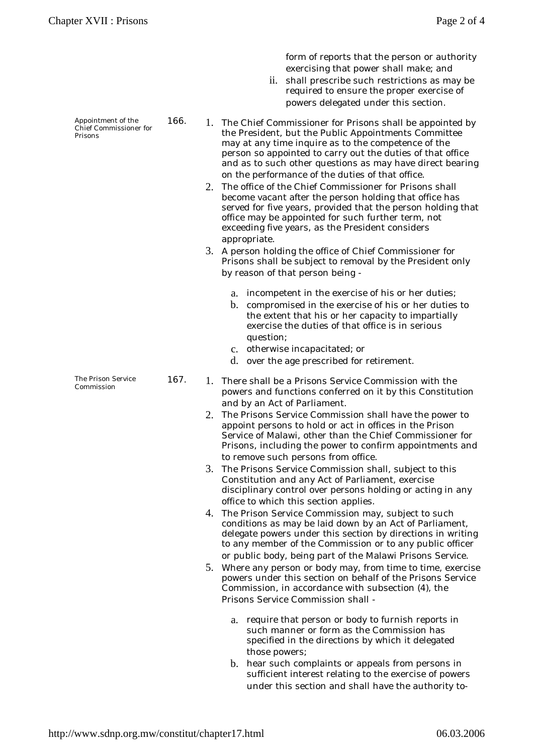form of reports that the person or authority exercising that power shall make; and

ii. shall prescribe such restrictions as may be required to ensure the proper exercise of powers delegated under this section.

*Appointment of the Chief Commissioner for Prisons*

**166.**

1. The Chief Commissioner for Prisons shall be appointed by the President, but the Public Appointments Committee may at any time inquire as to the competence of the person so appointed to carry out the duties of that office and as to such other questions as may have direct bearing on the performance of the duties of that office.
2. The office of the Chief Commissioner for Prisons shall become vacant after the person holding that office has served for five years, provided that the person holding that office may be appointed for such further term, not exceeding five years, as the President considers appropriate.
3. A person holding the office of Chief Commissioner for Prisons shall be subject to removal by the President only by reason of that person being -
   a. incompetent in the exercise of his or her duties;
   b. compromised in the exercise of his or her duties to the extent that his or her capacity to impartially exercise the duties of that office is in serious question;
   c. otherwise incapacitated; or
   d. over the age prescribed for retirement.

*The Prison Service Commission*

**167.**

1. There shall be a Prisons Service Commission with the powers and functions conferred on it by this Constitution and by an Act of Parliament.
2. The Prisons Service Commission shall have the power to appoint persons to hold or act in offices in the Prison Service of Malawi, other than the Chief Commissioner for Prisons, including the power to confirm appointments and to remove such persons from office.
3. The Prisons Service Commission shall, subject to this Constitution and any Act of Parliament, exercise disciplinary control over persons holding or acting in any office to which this section applies.
4. The Prison Service Commission may, subject to such conditions as may be laid down by an Act of Parliament, delegate powers under this section by directions in writing to any member of the Commission or to any public officer or public body, being part of the Malawi Prisons Service.
5. Where any person or body may, from time to time, exercise powers under this section on behalf of the Prisons Service Commission, in accordance with subsection (4), the Prisons Service Commission shall -
   a. require that person or body to furnish reports in such manner or form as the Commission has specified in the directions by which it delegated those powers;
   b. hear such complaints or appeals from persons in sufficient interest relating to the exercise of powers under this section and shall have the authority to-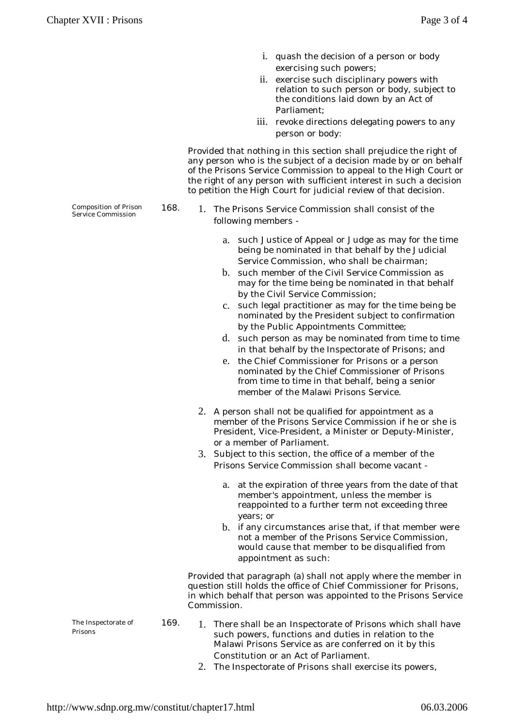i. quash the decision of a person or body exercising such powers;
ii. exercise such disciplinary powers with relation to such person or body, subject to the conditions laid down by an Act of Parliament;
iii. revoke directions delegating powers to any person or body:

Provided that nothing in this section shall prejudice the right of any person who is the subject of a decision made by or on behalf of the Prisons Service Commission to appeal to the High Court or the right of any person with sufficient interest in such a decision to petition the High Court for judicial review of that decision.

**168. Composition of Prison Service Commission**

1. The Prisons Service Commission shall consist of the following members -
   a. such Justice of Appeal or Judge as may for the time being be nominated in that behalf by the Judicial Service Commission, who shall be chairman;
   b. such member of the Civil Service Commission as may for the time being be nominated in that behalf by the Civil Service Commission;
   c. such legal practitioner as may for the time being be nominated by the President subject to confirmation by the Public Appointments Committee;
   d. such person as may be nominated from time to time in that behalf by the Inspectorate of Prisons; and
   e. the Chief Commissioner for Prisons or a person nominated by the Chief Commissioner of Prisons from time to time in that behalf, being a senior member of the Malawi Prisons Service.
2. A person shall not be qualified for appointment as a member of the Prisons Service Commission if he or she is President, Vice-President, a Minister or Deputy-Minister, or a member of Parliament.
3. Subject to this section, the office of a member of the Prisons Service Commission shall become vacant -
   a. at the expiration of three years from the date of that member's appointment, unless the member is reappointed to a further term not exceeding three years; or
   b. if any circumstances arise that, if that member were not a member of the Prisons Service Commission, would cause that member to be disqualified from appointment as such:

Provided that paragraph (a) shall not apply where the member in question still holds the office of Chief Commissioner for Prisons, in which behalf that person was appointed to the Prisons Service Commission.

**169. The Inspectorate of Prisons**

1. There shall be an Inspectorate of Prisons which shall have such powers, functions and duties in relation to the Malawi Prisons Service as are conferred on it by this Constitution or an Act of Parliament.
2. The Inspectorate of Prisons shall exercise its powers,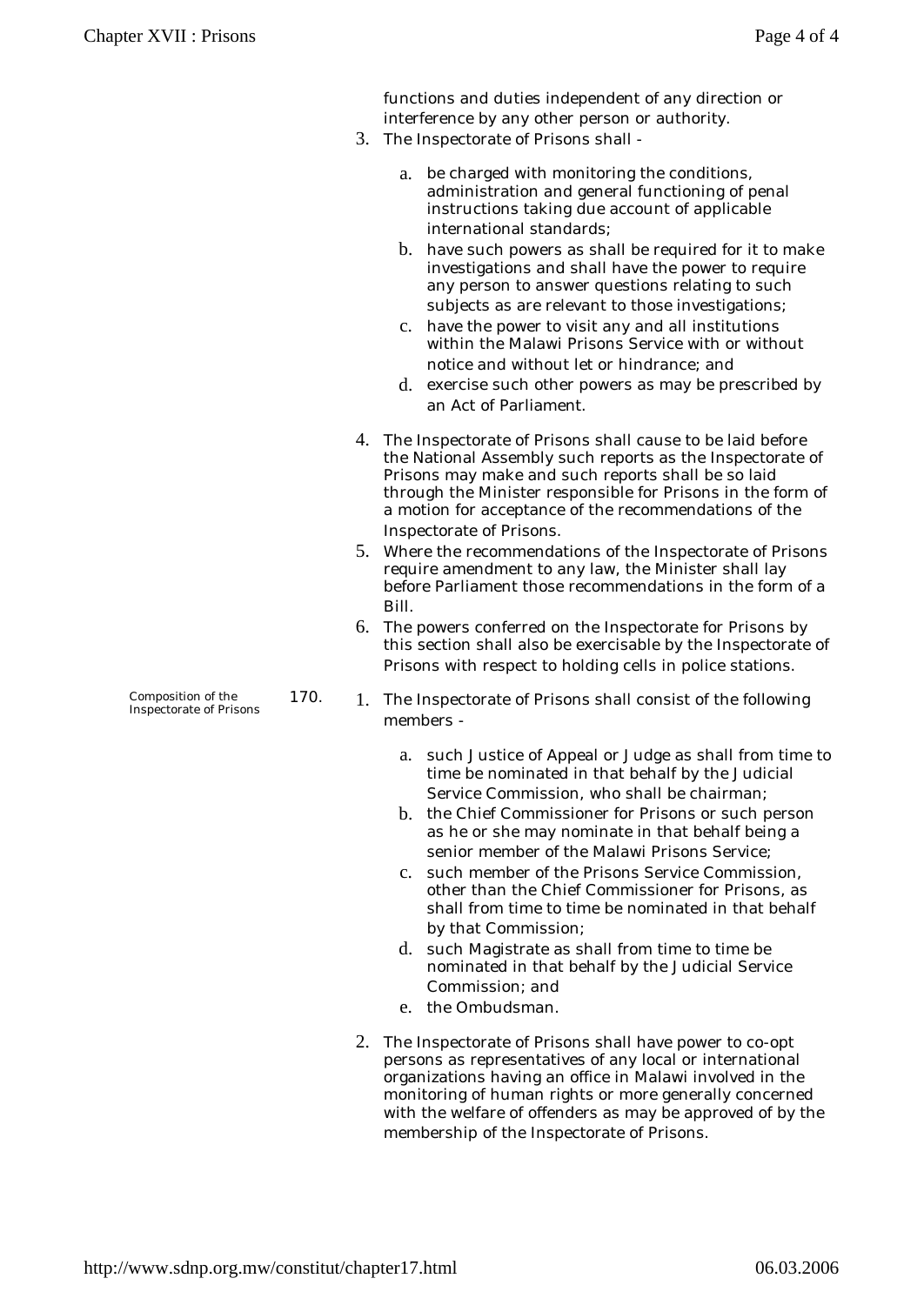functions and duties independent of any direction or interference by any other person or authority.

3. The Inspectorate of Prisons shall -

   a. be charged with monitoring the conditions, administration and general functioning of penal instructions taking due account of applicable international standards;
   b. have such powers as shall be required for it to make investigations and shall have the power to require any person to answer questions relating to such subjects as are relevant to those investigations;
   c. have the power to visit any and all institutions within the Malawi Prisons Service with or without notice and without let or hindrance; and
   d. exercise such other powers as may be prescribed by an Act of Parliament.

4. The Inspectorate of Prisons shall cause to be laid before the National Assembly such reports as the Inspectorate of Prisons may make and such reports shall be so laid through the Minister responsible for Prisons in the form of a motion for acceptance of the recommendations of the Inspectorate of Prisons.
5. Where the recommendations of the Inspectorate of Prisons require amendment to any law, the Minister shall lay before Parliament those recommendations in the form of a Bill.
6. The powers conferred on the Inspectorate for Prisons by this section shall also be exercisable by the Inspectorate of Prisons with respect to holding cells in police stations.

*Composition of the Inspectorate of Prisons*

**170.**

1. The Inspectorate of Prisons shall consist of the following members -

   a. such Justice of Appeal or Judge as shall from time to time be nominated in that behalf by the Judicial Service Commission, who shall be chairman;
   b. the Chief Commissioner for Prisons or such person as he or she may nominate in that behalf being a senior member of the Malawi Prisons Service;
   c. such member of the Prisons Service Commission, other than the Chief Commissioner for Prisons, as shall from time to time be nominated in that behalf by that Commission;
   d. such Magistrate as shall from time to time be nominated in that behalf by the Judicial Service Commission; and
   e. the Ombudsman.

2. The Inspectorate of Prisons shall have power to co-opt persons as representatives of any local or international organizations having an office in Malawi involved in the monitoring of human rights or more generally concerned with the welfare of offenders as may be approved of by the membership of the Inspectorate of Prisons.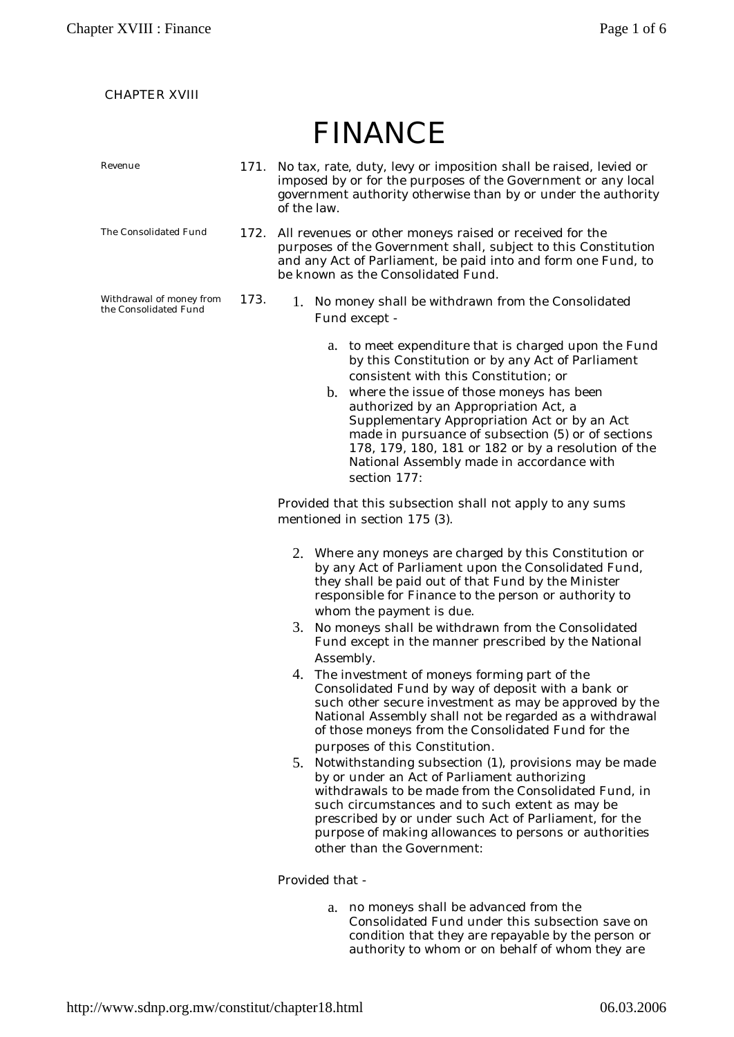CHAPTER XVIII

# FINANCE

*Revenue*

**171.** No tax, rate, duty, levy or imposition shall be raised, levied or imposed by or for the purposes of the Government or any local government authority otherwise than by or under the authority of the law.

*The Consolidated Fund*

**172.** All revenues or other moneys raised or received for the purposes of the Government shall, subject to this Constitution and any Act of Parliament, be paid into and form one Fund, to be known as the Consolidated Fund.

*Withdrawal of money from the Consolidated Fund*

**173.**

1. No money shall be withdrawn from the Consolidated Fund except -

   a. to meet expenditure that is charged upon the Fund by this Constitution or by any Act of Parliament consistent with this Constitution; or

   b. where the issue of those moneys has been authorized by an Appropriation Act, a Supplementary Appropriation Act or by an Act made in pursuance of subsection (5) or of sections 178, 179, 180, 181 or 182 or by a resolution of the National Assembly made in accordance with section 177:

   Provided that this subsection shall not apply to any sums mentioned in section 175 (3).

2. Where any moneys are charged by this Constitution or by any Act of Parliament upon the Consolidated Fund, they shall be paid out of that Fund by the Minister responsible for Finance to the person or authority to whom the payment is due.
3. No moneys shall be withdrawn from the Consolidated Fund except in the manner prescribed by the National Assembly.
4. The investment of moneys forming part of the Consolidated Fund by way of deposit with a bank or such other secure investment as may be approved by the National Assembly shall not be regarded as a withdrawal of those moneys from the Consolidated Fund for the purposes of this Constitution.
5. Notwithstanding subsection (1), provisions may be made by or under an Act of Parliament authorizing withdrawals to be made from the Consolidated Fund, in such circumstances and to such extent as may be prescribed by or under such Act of Parliament, for the purpose of making allowances to persons or authorities other than the Government:

   Provided that -

   a. no moneys shall be advanced from the Consolidated Fund under this subsection save on condition that they are repayable by the person or authority to whom or on behalf of whom they are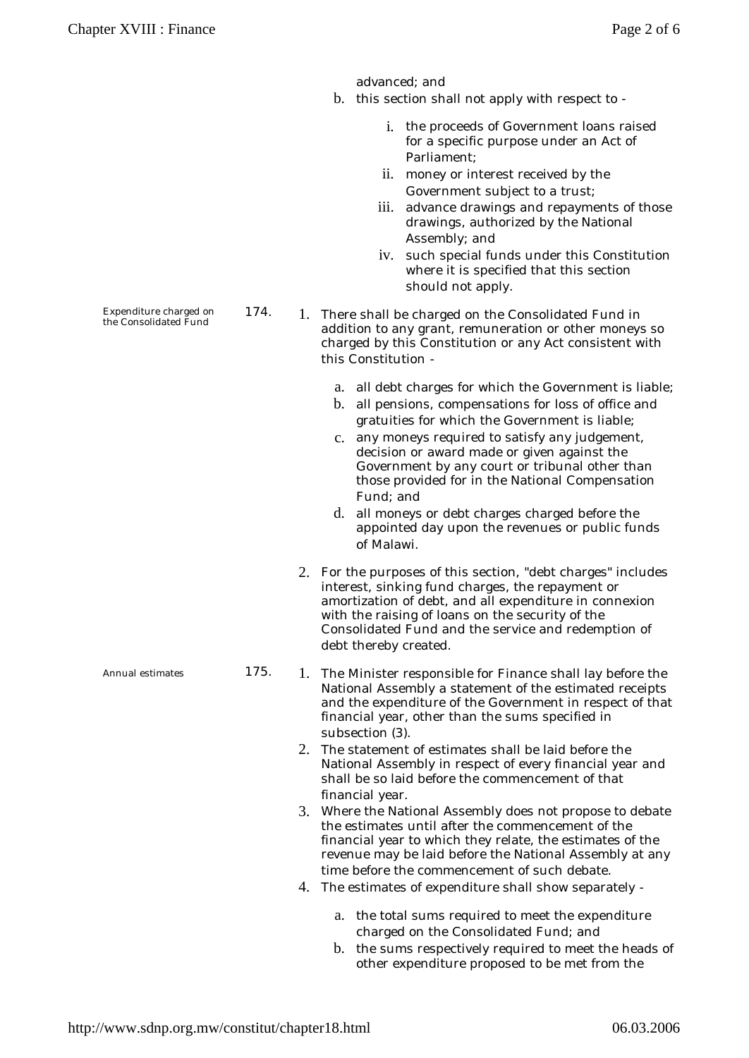advanced; and

b. this section shall not apply with respect to -

   i. the proceeds of Government loans raised for a specific purpose under an Act of Parliament;
   ii. money or interest received by the Government subject to a trust;
   iii. advance drawings and repayments of those drawings, authorized by the National Assembly; and
   iv. such special funds under this Constitution where it is specified that this section should not apply.

*Expenditure charged on the Consolidated Fund*

**174.**

1. There shall be charged on the Consolidated Fund in addition to any grant, remuneration or other moneys so charged by this Constitution or any Act consistent with this Constitution -

   a. all debt charges for which the Government is liable;
   b. all pensions, compensations for loss of office and gratuities for which the Government is liable;
   c. any moneys required to satisfy any judgement, decision or award made or given against the Government by any court or tribunal other than those provided for in the National Compensation Fund; and
   d. all moneys or debt charges charged before the appointed day upon the revenues or public funds of Malawi.

2. For the purposes of this section, "debt charges" includes interest, sinking fund charges, the repayment or amortization of debt, and all expenditure in connexion with the raising of loans on the security of the Consolidated Fund and the service and redemption of debt thereby created.

*Annual estimates*

**175.**

1. The Minister responsible for Finance shall lay before the National Assembly a statement of the estimated receipts and the expenditure of the Government in respect of that financial year, other than the sums specified in subsection (3).
2. The statement of estimates shall be laid before the National Assembly in respect of every financial year and shall be so laid before the commencement of that financial year.
3. Where the National Assembly does not propose to debate the estimates until after the commencement of the financial year to which they relate, the estimates of the revenue may be laid before the National Assembly at any time before the commencement of such debate.
4. The estimates of expenditure shall show separately -

   a. the total sums required to meet the expenditure charged on the Consolidated Fund; and
   b. the sums respectively required to meet the heads of other expenditure proposed to be met from the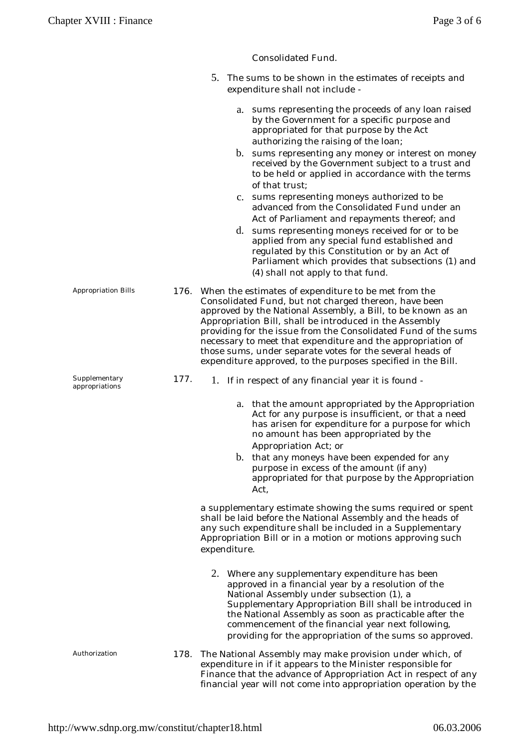Consolidated Fund.

5. The sums to be shown in the estimates of receipts and expenditure shall not include -

   a. sums representing the proceeds of any loan raised by the Government for a specific purpose and appropriated for that purpose by the Act authorizing the raising of the loan;
   b. sums representing any money or interest on money received by the Government subject to a trust and to be held or applied in accordance with the terms of that trust;
   c. sums representing moneys authorized to be advanced from the Consolidated Fund under an Act of Parliament and repayments thereof; and
   d. sums representing moneys received for or to be applied from any special fund established and regulated by this Constitution or by an Act of Parliament which provides that subsections (1) and (4) shall not apply to that fund.

Appropriation Bills

176. When the estimates of expenditure to be met from the Consolidated Fund, but not charged thereon, have been approved by the National Assembly, a Bill, to be known as an Appropriation Bill, shall be introduced in the Assembly providing for the issue from the Consolidated Fund of the sums necessary to meet that expenditure and the appropriation of those sums, under separate votes for the several heads of expenditure approved, to the purposes specified in the Bill.

Supplementary appropriations

177. 1. If in respect of any financial year it is found -

   a. that the amount appropriated by the Appropriation Act for any purpose is insufficient, or that a need has arisen for expenditure for a purpose for which no amount has been appropriated by the Appropriation Act; or
   b. that any moneys have been expended for any purpose in excess of the amount (if any) appropriated for that purpose by the Appropriation Act,

   a supplementary estimate showing the sums required or spent shall be laid before the National Assembly and the heads of any such expenditure shall be included in a Supplementary Appropriation Bill or in a motion or motions approving such expenditure.

   2. Where any supplementary expenditure has been approved in a financial year by a resolution of the National Assembly under subsection (1), a Supplementary Appropriation Bill shall be introduced in the National Assembly as soon as practicable after the commencement of the financial year next following, providing for the appropriation of the sums so approved.

Authorization

178. The National Assembly may make provision under which, of expenditure in if it appears to the Minister responsible for Finance that the advance of Appropriation Act in respect of any financial year will not come into appropriation operation by the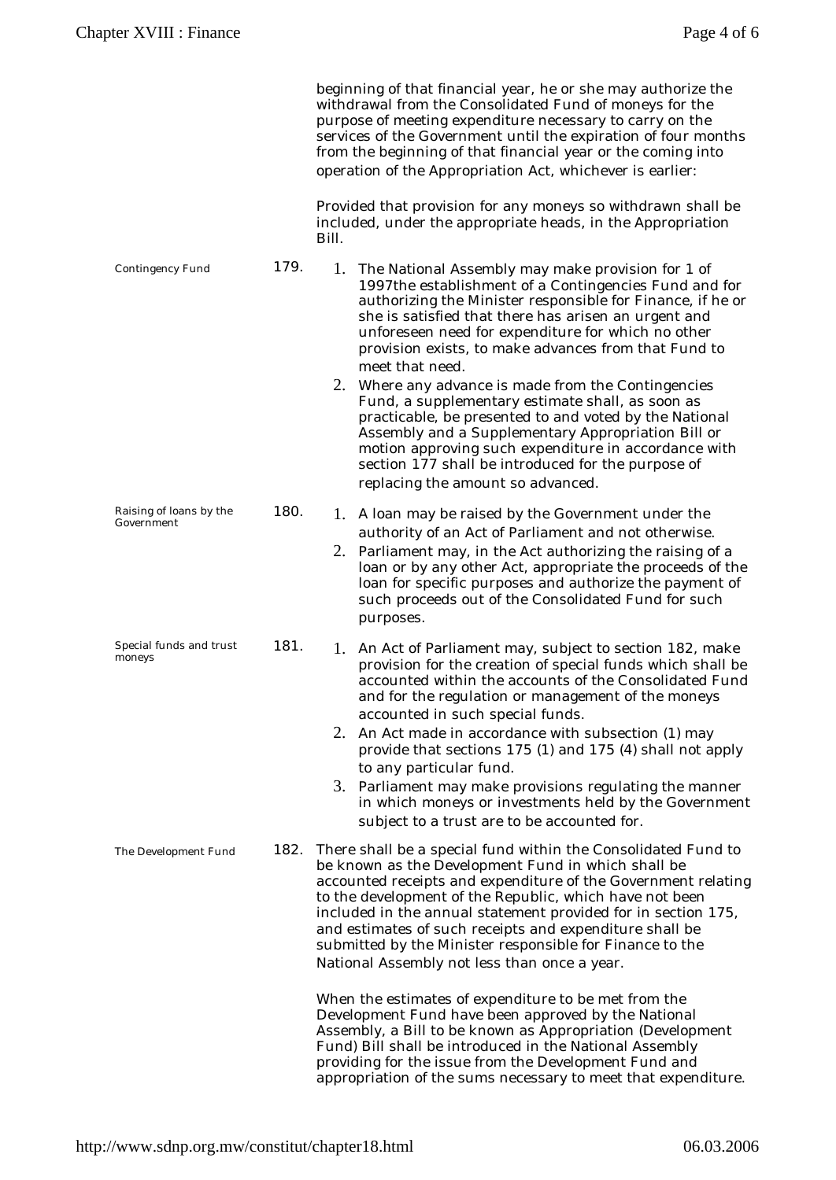beginning of that financial year, he or she may authorize the withdrawal from the Consolidated Fund of moneys for the purpose of meeting expenditure necessary to carry on the services of the Government until the expiration of four months from the beginning of that financial year or the coming into operation of the Appropriation Act, whichever is earlier:

Provided that provision for any moneys so withdrawn shall be included, under the appropriate heads, in the Appropriation Bill.

*Contingency Fund*

**179.**

1. The National Assembly may make provision for 1 of 1997the establishment of a Contingencies Fund and for authorizing the Minister responsible for Finance, if he or she is satisfied that there has arisen an urgent and unforeseen need for expenditure for which no other provision exists, to make advances from that Fund to meet that need.
2. Where any advance is made from the Contingencies Fund, a supplementary estimate shall, as soon as practicable, be presented to and voted by the National Assembly and a Supplementary Appropriation Bill or motion approving such expenditure in accordance with section 177 shall be introduced for the purpose of replacing the amount so advanced.

*Raising of loans by the Government*

**180.**

1. A loan may be raised by the Government under the authority of an Act of Parliament and not otherwise.
2. Parliament may, in the Act authorizing the raising of a loan or by any other Act, appropriate the proceeds of the loan for specific purposes and authorize the payment of such proceeds out of the Consolidated Fund for such purposes.

*Special funds and trust moneys*

**181.**

1. An Act of Parliament may, subject to section 182, make provision for the creation of special funds which shall be accounted within the accounts of the Consolidated Fund and for the regulation or management of the moneys accounted in such special funds.
2. An Act made in accordance with subsection (1) may provide that sections 175 (1) and 175 (4) shall not apply to any particular fund.
3. Parliament may make provisions regulating the manner in which moneys or investments held by the Government subject to a trust are to be accounted for.

*The Development Fund*

**182.** There shall be a special fund within the Consolidated Fund to be known as the Development Fund in which shall be accounted receipts and expenditure of the Government relating to the development of the Republic, which have not been included in the annual statement provided for in section 175, and estimates of such receipts and expenditure shall be submitted by the Minister responsible for Finance to the National Assembly not less than once a year.

When the estimates of expenditure to be met from the Development Fund have been approved by the National Assembly, a Bill to be known as Appropriation (Development Fund) Bill shall be introduced in the National Assembly providing for the issue from the Development Fund and appropriation of the sums necessary to meet that expenditure.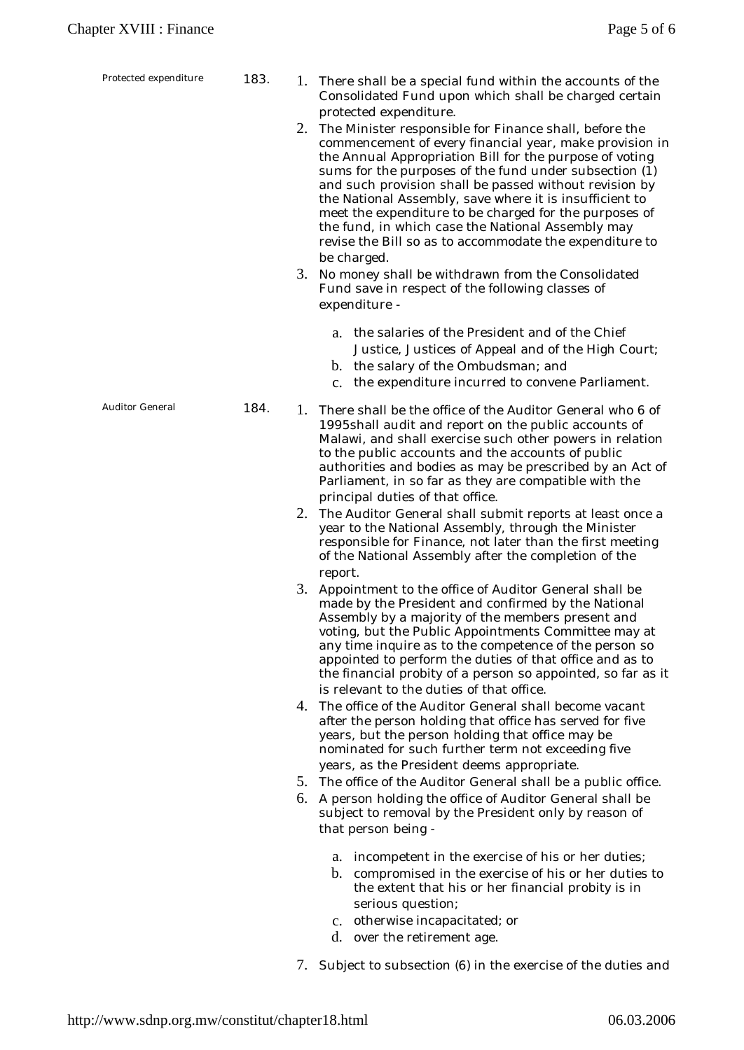**Protected expenditure**

**183.**

1. There shall be a special fund within the accounts of the Consolidated Fund upon which shall be charged certain protected expenditure.
2. The Minister responsible for Finance shall, before the commencement of every financial year, make provision in the Annual Appropriation Bill for the purpose of voting sums for the purposes of the fund under subsection (1) and such provision shall be passed without revision by the National Assembly, save where it is insufficient to meet the expenditure to be charged for the purposes of the fund, in which case the National Assembly may revise the Bill so as to accommodate the expenditure to be charged.
3. No money shall be withdrawn from the Consolidated Fund save in respect of the following classes of expenditure -

    a. the salaries of the President and of the Chief Justice, Justices of Appeal and of the High Court;
    b. the salary of the Ombudsman; and
    c. the expenditure incurred to convene Parliament.

**Auditor General**

**184.**

1. There shall be the office of the Auditor General who 6 of 1995shall audit and report on the public accounts of Malawi, and shall exercise such other powers in relation to the public accounts and the accounts of public authorities and bodies as may be prescribed by an Act of Parliament, in so far as they are compatible with the principal duties of that office.
2. The Auditor General shall submit reports at least once a year to the National Assembly, through the Minister responsible for Finance, not later than the first meeting of the National Assembly after the completion of the report.
3. Appointment to the office of Auditor General shall be made by the President and confirmed by the National Assembly by a majority of the members present and voting, but the Public Appointments Committee may at any time inquire as to the competence of the person so appointed to perform the duties of that office and as to the financial probity of a person so appointed, so far as it is relevant to the duties of that office.
4. The office of the Auditor General shall become vacant after the person holding that office has served for five years, but the person holding that office may be nominated for such further term not exceeding five years, as the President deems appropriate.
5. The office of the Auditor General shall be a public office.
6. A person holding the office of Auditor General shall be subject to removal by the President only by reason of that person being -

    a. incompetent in the exercise of his or her duties;
    b. compromised in the exercise of his or her duties to the extent that his or her financial probity is in serious question;
    c. otherwise incapacitated; or
    d. over the retirement age.

7. Subject to subsection (6) in the exercise of the duties and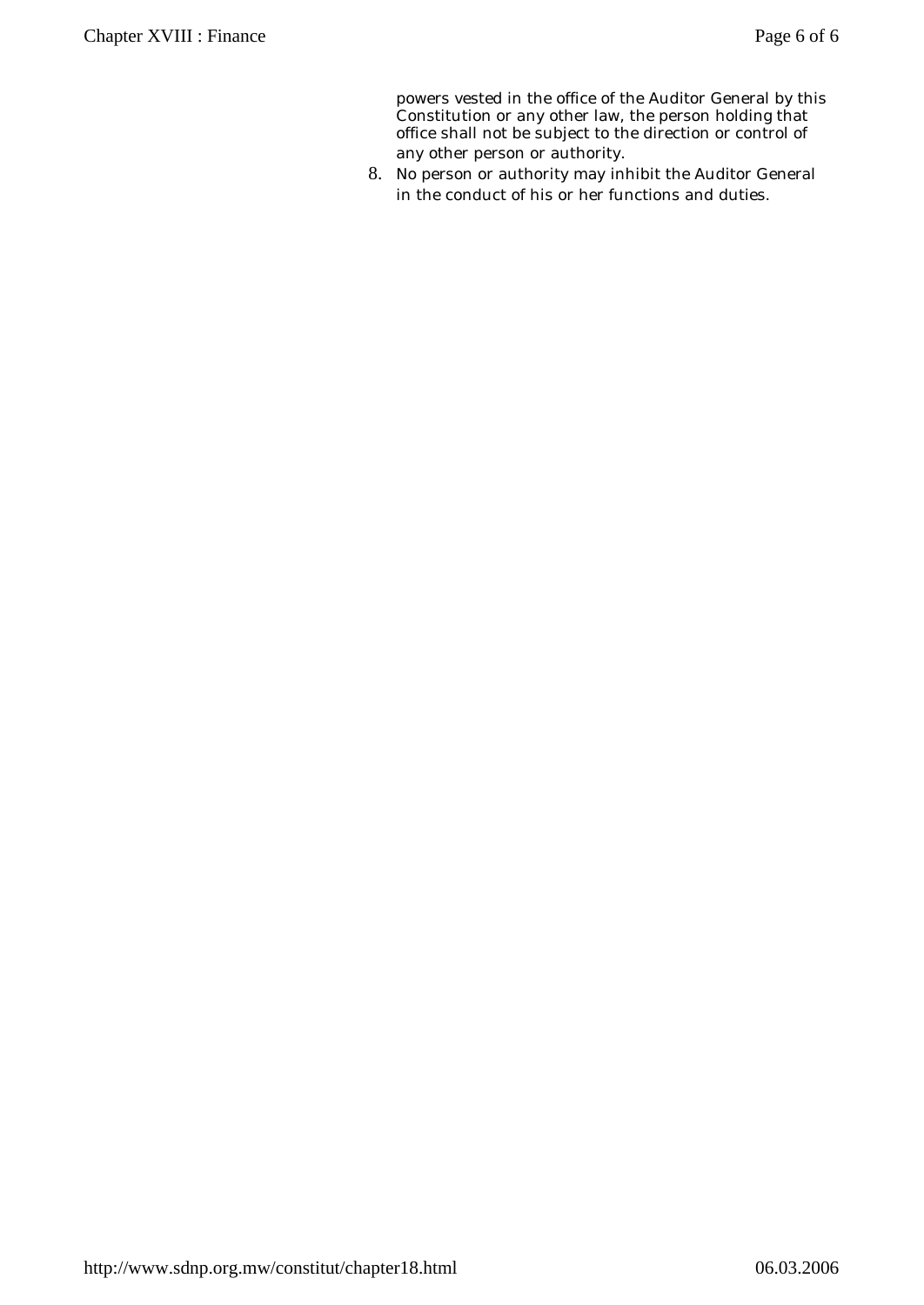powers vested in the office of the Auditor General by this Constitution or any other law, the person holding that office shall not be subject to the direction or control of any other person or authority.

8. No person or authority may inhibit the Auditor General in the conduct of his or her functions and duties.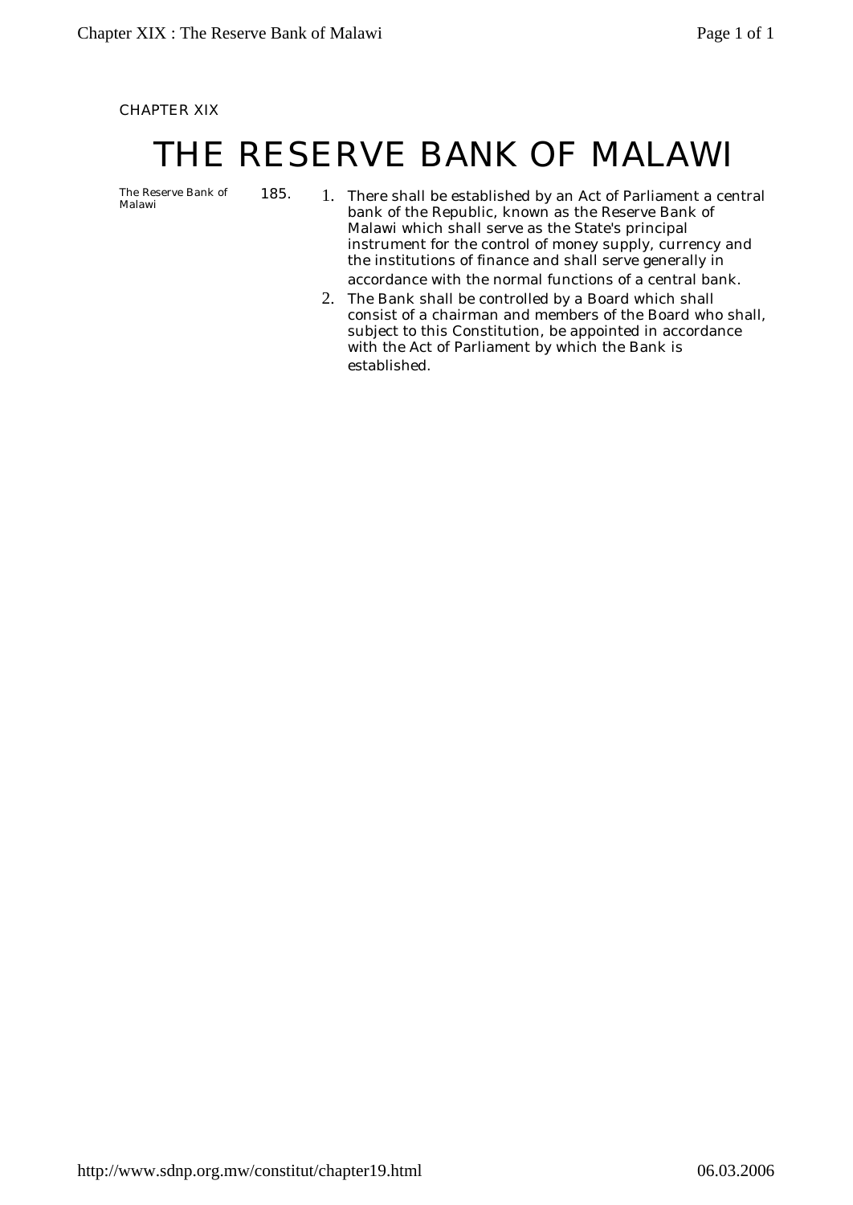CHAPTER XIX

# THE RESERVE BANK OF MALAWI

The Reserve Bank of Malawi

185.

1. There shall be established by an Act of Parliament a central bank of the Republic, known as the Reserve Bank of Malawi which shall serve as the State's principal instrument for the control of money supply, currency and the institutions of finance and shall serve generally in accordance with the normal functions of a central bank.
2. The Bank shall be controlled by a Board which shall consist of a chairman and members of the Board who shall, subject to this Constitution, be appointed in accordance with the Act of Parliament by which the Bank is established.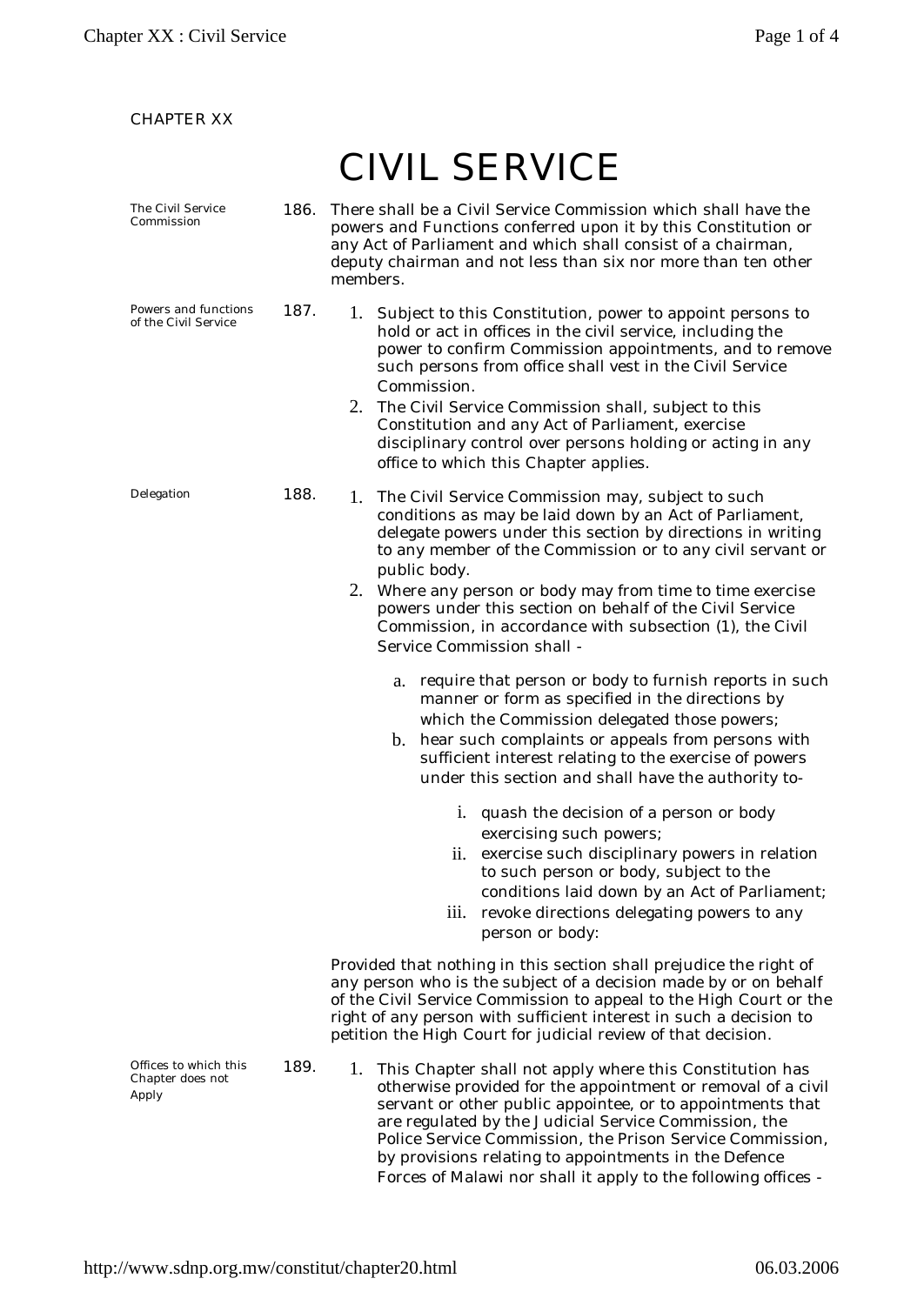CHAPTER XX

# CIVIL SERVICE

*The Civil Service Commission*

**186.** There shall be a Civil Service Commission which shall have the powers and Functions conferred upon it by this Constitution or any Act of Parliament and which shall consist of a chairman, deputy chairman and not less than six nor more than ten other members.

*Powers and functions of the Civil Service*

**187.**

1. Subject to this Constitution, power to appoint persons to hold or act in offices in the civil service, including the power to confirm Commission appointments, and to remove such persons from office shall vest in the Civil Service Commission.
2. The Civil Service Commission shall, subject to this Constitution and any Act of Parliament, exercise disciplinary control over persons holding or acting in any office to which this Chapter applies.

*Delegation*

**188.**

1. The Civil Service Commission may, subject to such conditions as may be laid down by an Act of Parliament, delegate powers under this section by directions in writing to any member of the Commission or to any civil servant or public body.
2. Where any person or body may from time to time exercise powers under this section on behalf of the Civil Service Commission, in accordance with subsection (1), the Civil Service Commission shall -
   a. require that person or body to furnish reports in such manner or form as specified in the directions by which the Commission delegated those powers;
   b. hear such complaints or appeals from persons with sufficient interest relating to the exercise of powers under this section and shall have the authority to-
      i. quash the decision of a person or body exercising such powers;
      ii. exercise such disciplinary powers in relation to such person or body, subject to the conditions laid down by an Act of Parliament;
      iii. revoke directions delegating powers to any person or body:

Provided that nothing in this section shall prejudice the right of any person who is the subject of a decision made by or on behalf of the Civil Service Commission to appeal to the High Court or the right of any person with sufficient interest in such a decision to petition the High Court for judicial review of that decision.

*Offices to which this Chapter does not Apply*

**189.**

1. This Chapter shall not apply where this Constitution has otherwise provided for the appointment or removal of a civil servant or other public appointee, or to appointments that are regulated by the Judicial Service Commission, the Police Service Commission, the Prison Service Commission, by provisions relating to appointments in the Defence Forces of Malawi nor shall it apply to the following offices -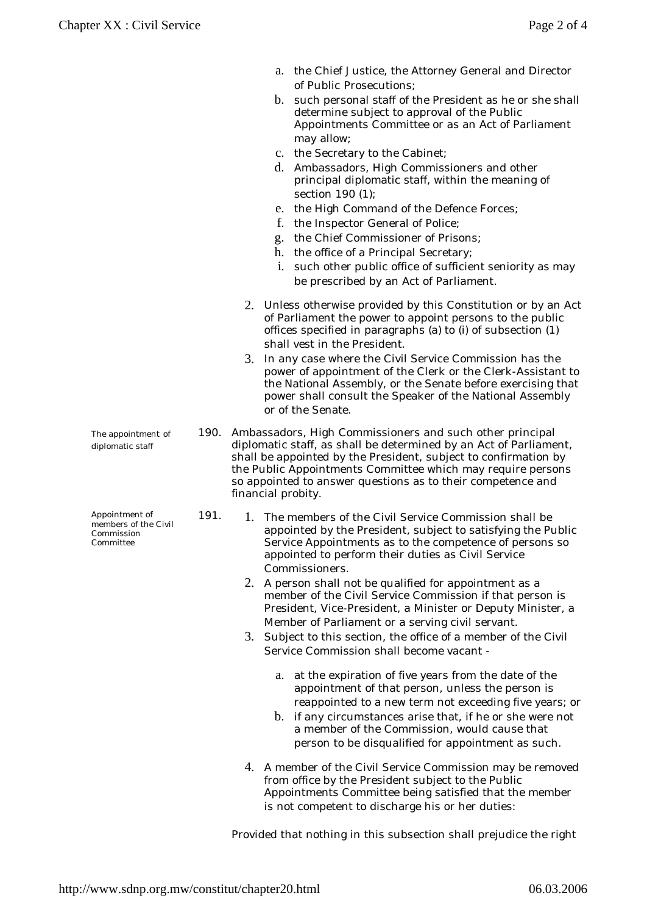a. the Chief Justice, the Attorney General and Director of Public Prosecutions;
b. such personal staff of the President as he or she shall determine subject to approval of the Public Appointments Committee or as an Act of Parliament may allow;
c. the Secretary to the Cabinet;
d. Ambassadors, High Commissioners and other principal diplomatic staff, within the meaning of section 190 (1);
e. the High Command of the Defence Forces;
f. the Inspector General of Police;
g. the Chief Commissioner of Prisons;
h. the office of a Principal Secretary;
i. such other public office of sufficient seniority as may be prescribed by an Act of Parliament.

2. Unless otherwise provided by this Constitution or by an Act of Parliament the power to appoint persons to the public offices specified in paragraphs (a) to (i) of subsection (1) shall vest in the President.
3. In any case where the Civil Service Commission has the power of appointment of the Clerk or the Clerk-Assistant to the National Assembly, or the Senate before exercising that power shall consult the Speaker of the National Assembly or of the Senate.

*The appointment of diplomatic staff*

190. Ambassadors, High Commissioners and such other principal diplomatic staff, as shall be determined by an Act of Parliament, shall be appointed by the President, subject to confirmation by the Public Appointments Committee which may require persons so appointed to answer questions as to their competence and financial probity.

*Appointment of members of the Civil Commission Committee*

191.
1. The members of the Civil Service Commission shall be appointed by the President, subject to satisfying the Public Service Appointments as to the competence of persons so appointed to perform their duties as Civil Service Commissioners.
2. A person shall not be qualified for appointment as a member of the Civil Service Commission if that person is President, Vice-President, a Minister or Deputy Minister, a Member of Parliament or a serving civil servant.
3. Subject to this section, the office of a member of the Civil Service Commission shall become vacant -

   a. at the expiration of five years from the date of the appointment of that person, unless the person is reappointed to a new term not exceeding five years; or
   b. if any circumstances arise that, if he or she were not a member of the Commission, would cause that person to be disqualified for appointment as such.

4. A member of the Civil Service Commission may be removed from office by the President subject to the Public Appointments Committee being satisfied that the member is not competent to discharge his or her duties:

Provided that nothing in this subsection shall prejudice the right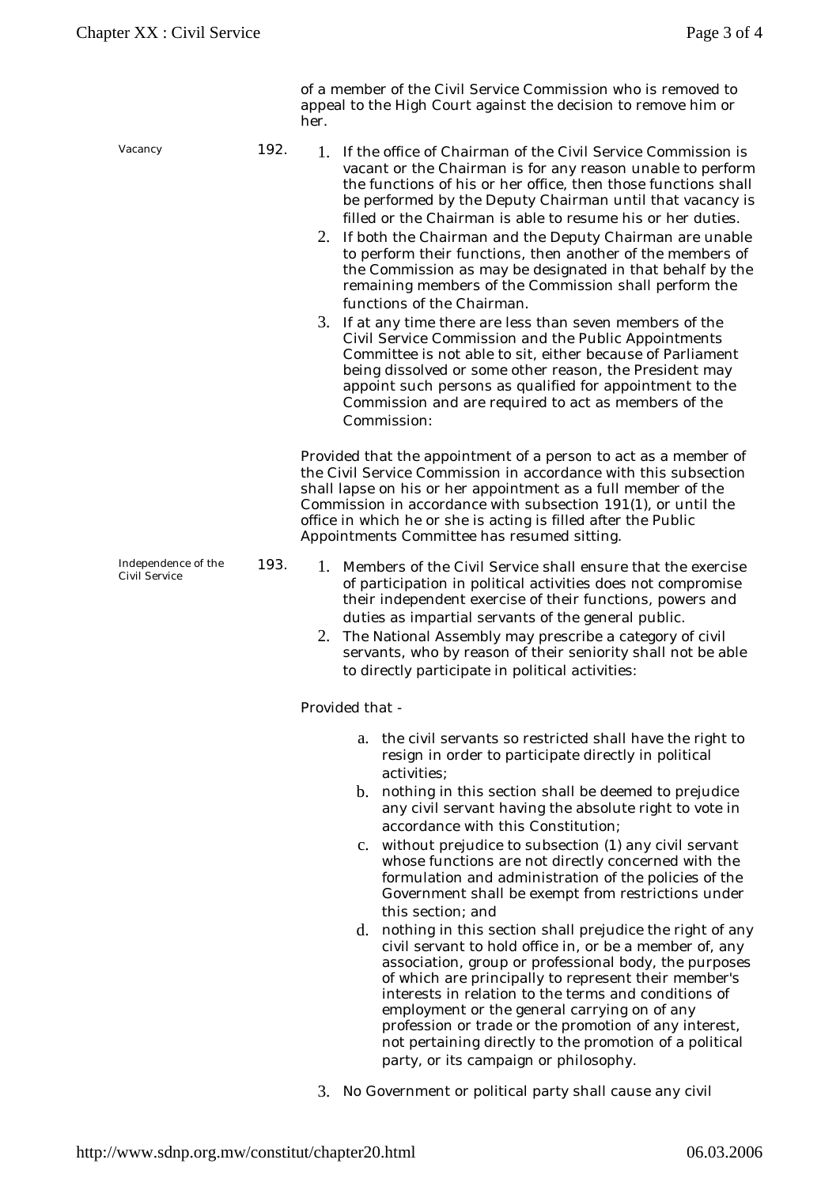of a member of the Civil Service Commission who is removed to appeal to the High Court against the decision to remove him or her.

**Vacancy**

**192.**

1. If the office of Chairman of the Civil Service Commission is vacant or the Chairman is for any reason unable to perform the functions of his or her office, then those functions shall be performed by the Deputy Chairman until that vacancy is filled or the Chairman is able to resume his or her duties.
2. If both the Chairman and the Deputy Chairman are unable to perform their functions, then another of the members of the Commission as may be designated in that behalf by the remaining members of the Commission shall perform the functions of the Chairman.
3. If at any time there are less than seven members of the Civil Service Commission and the Public Appointments Committee is not able to sit, either because of Parliament being dissolved or some other reason, the President may appoint such persons as qualified for appointment to the Commission and are required to act as members of the Commission:

Provided that the appointment of a person to act as a member of the Civil Service Commission in accordance with this subsection shall lapse on his or her appointment as a full member of the Commission in accordance with subsection 191(1), or until the office in which he or she is acting is filled after the Public Appointments Committee has resumed sitting.

**Independence of the Civil Service**

**193.**

1. Members of the Civil Service shall ensure that the exercise of participation in political activities does not compromise their independent exercise of their functions, powers and duties as impartial servants of the general public.
2. The National Assembly may prescribe a category of civil servants, who by reason of their seniority shall not be able to directly participate in political activities:

Provided that -

a. the civil servants so restricted shall have the right to resign in order to participate directly in political activities;
b. nothing in this section shall be deemed to prejudice any civil servant having the absolute right to vote in accordance with this Constitution;
c. without prejudice to subsection (1) any civil servant whose functions are not directly concerned with the formulation and administration of the policies of the Government shall be exempt from restrictions under this section; and
d. nothing in this section shall prejudice the right of any civil servant to hold office in, or be a member of, any association, group or professional body, the purposes of which are principally to represent their member's interests in relation to the terms and conditions of employment or the general carrying on of any profession or trade or the promotion of any interest, not pertaining directly to the promotion of a political party, or its campaign or philosophy.

3. No Government or political party shall cause any civil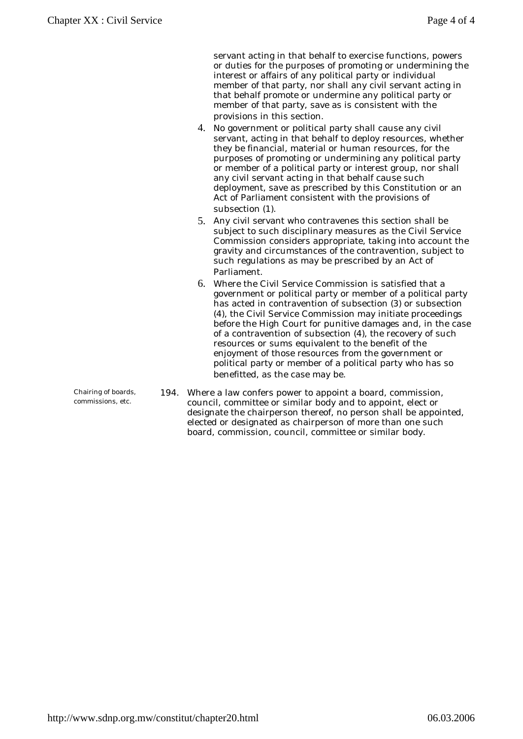servant acting in that behalf to exercise functions, powers or duties for the purposes of promoting or undermining the interest or affairs of any political party or individual member of that party, nor shall any civil servant acting in that behalf promote or undermine any political party or member of that party, save as is consistent with the provisions in this section.

4. No government or political party shall cause any civil servant, acting in that behalf to deploy resources, whether they be financial, material or human resources, for the purposes of promoting or undermining any political party or member of a political party or interest group, nor shall any civil servant acting in that behalf cause such deployment, save as prescribed by this Constitution or an Act of Parliament consistent with the provisions of subsection (1).
5. Any civil servant who contravenes this section shall be subject to such disciplinary measures as the Civil Service Commission considers appropriate, taking into account the gravity and circumstances of the contravention, subject to such regulations as may be prescribed by an Act of Parliament.
6. Where the Civil Service Commission is satisfied that a government or political party or member of a political party has acted in contravention of subsection (3) or subsection (4), the Civil Service Commission may initiate proceedings before the High Court for punitive damages and, in the case of a contravention of subsection (4), the recovery of such resources or sums equivalent to the benefit of the enjoyment of those resources from the government or political party or member of a political party who has so benefitted, as the case may be.

*Chairing of boards, commissions, etc.*

194. Where a law confers power to appoint a board, commission, council, committee or similar body and to appoint, elect or designate the chairperson thereof, no person shall be appointed, elected or designated as chairperson of more than one such board, commission, council, committee or similar body.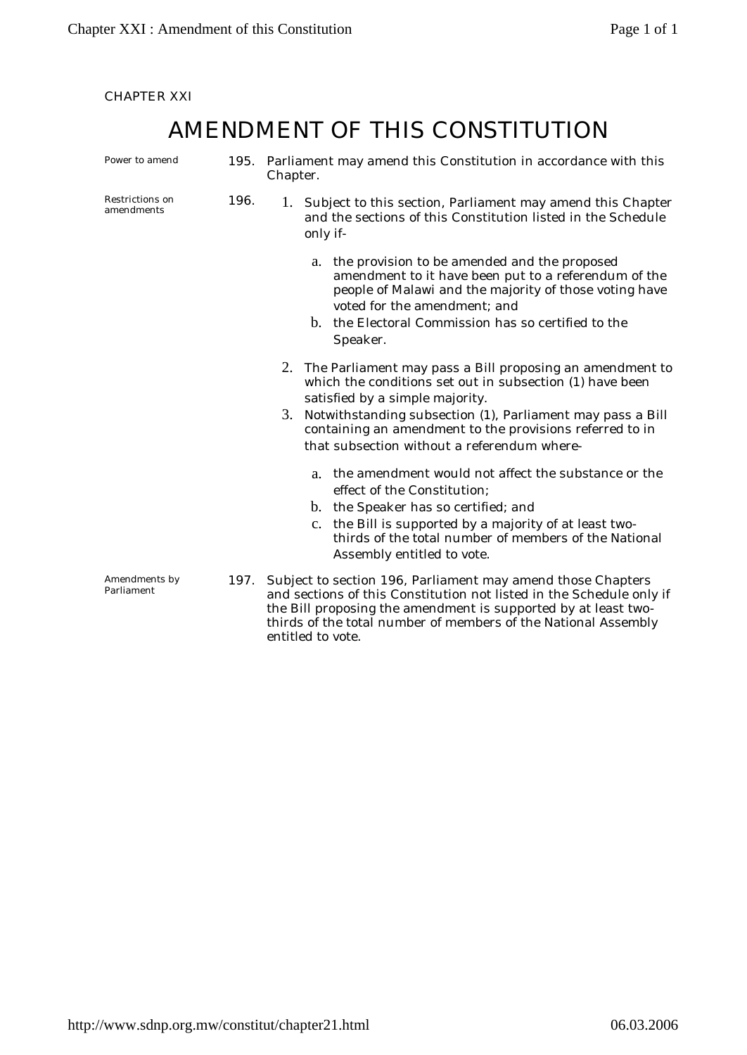CHAPTER XXI

# AMENDMENT OF THIS CONSTITUTION

*Power to amend*

**195.** Parliament may amend this Constitution in accordance with this Chapter.

*Restrictions on amendments*

**196.**

1. Subject to this section, Parliament may amend this Chapter and the sections of this Constitution listed in the Schedule only if-
   a. the provision to be amended and the proposed amendment to it have been put to a referendum of the people of Malawi and the majority of those voting have voted for the amendment; and
   b. the Electoral Commission has so certified to the Speaker.
2. The Parliament may pass a Bill proposing an amendment to which the conditions set out in subsection (1) have been satisfied by a simple majority.
3. Notwithstanding subsection (1), Parliament may pass a Bill containing an amendment to the provisions referred to in that subsection without a referendum where-
   a. the amendment would not affect the substance or the effect of the Constitution;
   b. the Speaker has so certified; and
   c. the Bill is supported by a majority of at least two-thirds of the total number of members of the National Assembly entitled to vote.

*Amendments by Parliament*

**197.** Subject to section 196, Parliament may amend those Chapters and sections of this Constitution not listed in the Schedule only if the Bill proposing the amendment is supported by at least two-thirds of the total number of members of the National Assembly entitled to vote.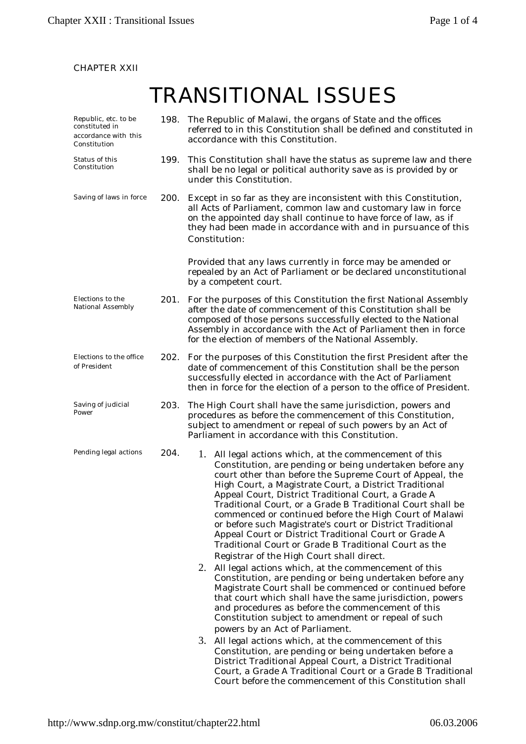CHAPTER XXII

# TRANSITIONAL ISSUES

*Republic, etc. to be constituted in accordance with this Constitution*

198. The Republic of Malawi, the organs of State and the offices referred to in this Constitution shall be defined and constituted in accordance with this Constitution.

*Status of this Constitution*

199. This Constitution shall have the status as supreme law and there shall be no legal or political authority save as is provided by or under this Constitution.

*Saving of laws in force*

200. Except in so far as they are inconsistent with this Constitution, all Acts of Parliament, common law and customary law in force on the appointed day shall continue to have force of law, as if they had been made in accordance with and in pursuance of this Constitution:

Provided that any laws currently in force may be amended or repealed by an Act of Parliament or be declared unconstitutional by a competent court.

*Elections to the National Assembly*

201. For the purposes of this Constitution the first National Assembly after the date of commencement of this Constitution shall be composed of those persons successfully elected to the National Assembly in accordance with the Act of Parliament then in force for the election of members of the National Assembly.

*Elections to the office of President*

202. For the purposes of this Constitution the first President after the date of commencement of this Constitution shall be the person successfully elected in accordance with the Act of Parliament then in force for the election of a person to the office of President.

*Saving of judicial Power*

203. The High Court shall have the same jurisdiction, powers and procedures as before the commencement of this Constitution, subject to amendment or repeal of such powers by an Act of Parliament in accordance with this Constitution.

*Pending legal actions*

204.
1. All legal actions which, at the commencement of this Constitution, are pending or being undertaken before any court other than before the Supreme Court of Appeal, the High Court, a Magistrate Court, a District Traditional Appeal Court, District Traditional Court, a Grade A Traditional Court, or a Grade B Traditional Court shall be commenced or continued before the High Court of Malawi or before such Magistrate's court or District Traditional Appeal Court or District Traditional Court or Grade A Traditional Court or Grade B Traditional Court as the Registrar of the High Court shall direct.
2. All legal actions which, at the commencement of this Constitution, are pending or being undertaken before any Magistrate Court shall be commenced or continued before that court which shall have the same jurisdiction, powers and procedures as before the commencement of this Constitution subject to amendment or repeal of such powers by an Act of Parliament.
3. All legal actions which, at the commencement of this Constitution, are pending or being undertaken before a District Traditional Appeal Court, a District Traditional Court, a Grade A Traditional Court or a Grade B Traditional Court before the commencement of this Constitution shall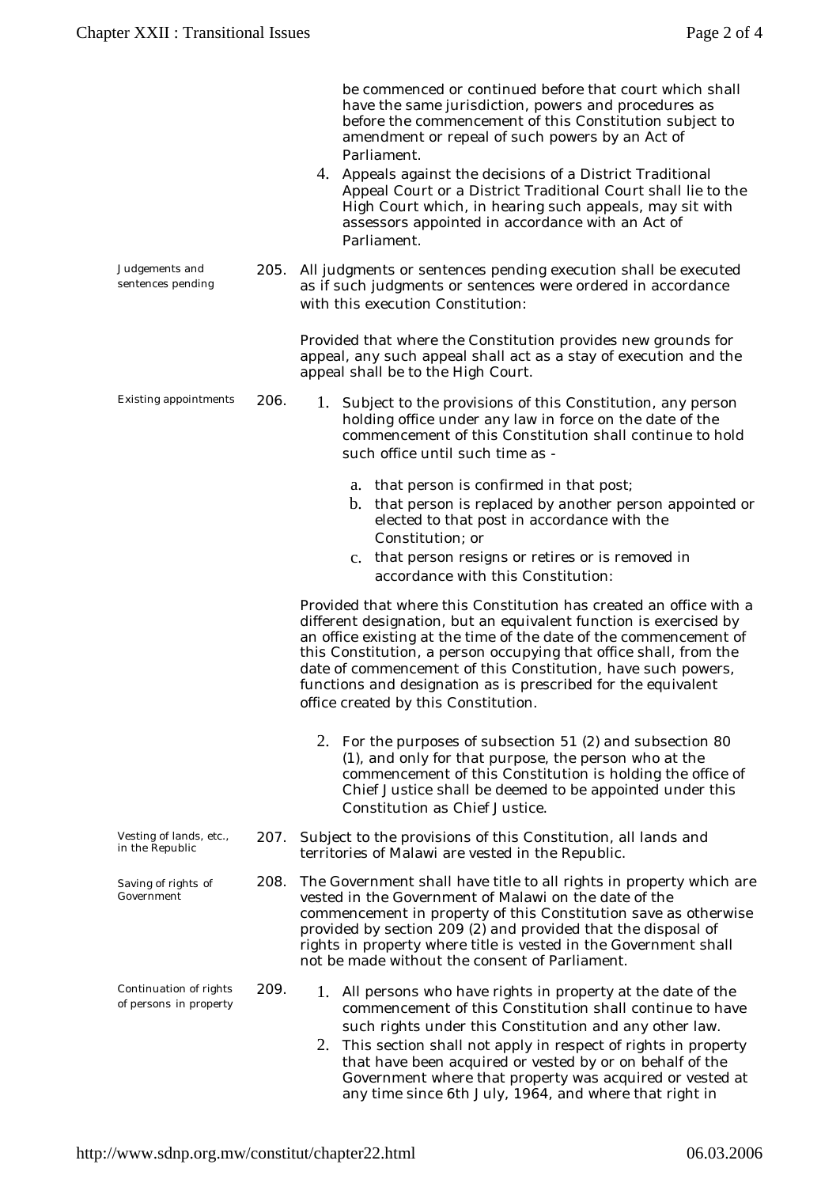be commenced or continued before that court which shall have the same jurisdiction, powers and procedures as before the commencement of this Constitution subject to amendment or repeal of such powers by an Act of Parliament.

4. Appeals against the decisions of a District Traditional Appeal Court or a District Traditional Court shall lie to the High Court which, in hearing such appeals, may sit with assessors appointed in accordance with an Act of Parliament.

*Judgements and sentences pending*

**205.** All judgments or sentences pending execution shall be executed as if such judgments or sentences were ordered in accordance with this execution Constitution:

Provided that where the Constitution provides new grounds for appeal, any such appeal shall act as a stay of execution and the appeal shall be to the High Court.

*Existing appointments*

**206.**

1. Subject to the provisions of this Constitution, any person holding office under any law in force on the date of the commencement of this Constitution shall continue to hold such office until such time as -

   a. that person is confirmed in that post;
   b. that person is replaced by another person appointed or elected to that post in accordance with the Constitution; or
   c. that person resigns or retires or is removed in accordance with this Constitution:

Provided that where this Constitution has created an office with a different designation, but an equivalent function is exercised by an office existing at the time of the date of the commencement of this Constitution, a person occupying that office shall, from the date of commencement of this Constitution, have such powers, functions and designation as is prescribed for the equivalent office created by this Constitution.

2. For the purposes of subsection 51 (2) and subsection 80 (1), and only for that purpose, the person who at the commencement of this Constitution is holding the office of Chief Justice shall be deemed to be appointed under this Constitution as Chief Justice.

*Vesting of lands, etc., in the Republic*

**207.** Subject to the provisions of this Constitution, all lands and territories of Malawi are vested in the Republic.

*Saving of rights of Government*

**208.** The Government shall have title to all rights in property which are vested in the Government of Malawi on the date of the commencement in property of this Constitution save as otherwise provided by section 209 (2) and provided that the disposal of rights in property where title is vested in the Government shall not be made without the consent of Parliament.

*Continuation of rights of persons in property*

**209.**

1. All persons who have rights in property at the date of the commencement of this Constitution shall continue to have such rights under this Constitution and any other law.
2. This section shall not apply in respect of rights in property that have been acquired or vested by or on behalf of the Government where that property was acquired or vested at any time since 6th July, 1964, and where that right in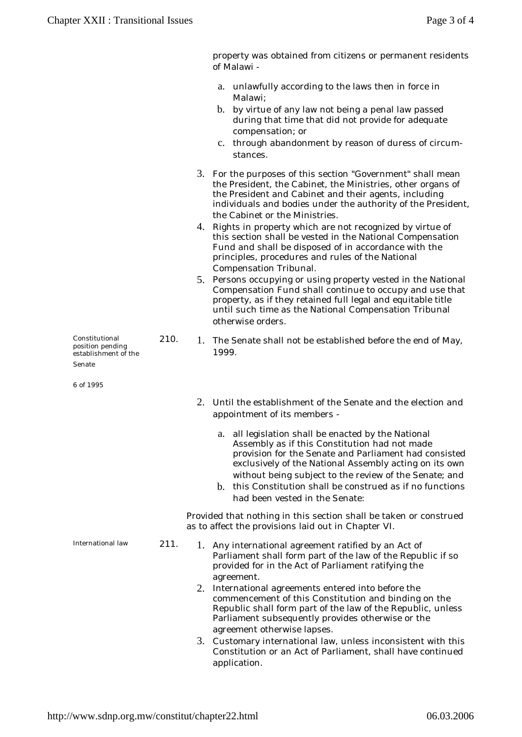property was obtained from citizens or permanent residents of Malawi -

a. unlawfully according to the laws then in force in Malawi;
b. by virtue of any law not being a penal law passed during that time that did not provide for adequate compensation; or
c. through abandonment by reason of duress of circumstances.

3. For the purposes of this section "Government" shall mean the President, the Cabinet, the Ministries, other organs of the President and Cabinet and their agents, including individuals and bodies under the authority of the President, the Cabinet or the Ministries.
4. Rights in property which are not recognized by virtue of this section shall be vested in the National Compensation Fund and shall be disposed of in accordance with the principles, procedures and rules of the National Compensation Tribunal.
5. Persons occupying or using property vested in the National Compensation Fund shall continue to occupy and use that property, as if they retained full legal and equitable title until such time as the National Compensation Tribunal otherwise orders.

**210.** *Constitutional position pending establishment of the Senate*

*6 of 1995*

1. The Senate shall not be established before the end of May, 1999.
2. Until the establishment of the Senate and the election and appointment of its members -

    a. all legislation shall be enacted by the National Assembly as if this Constitution had not made provision for the Senate and Parliament had consisted exclusively of the National Assembly acting on its own without being subject to the review of the Senate; and
    b. this Constitution shall be construed as if no functions had been vested in the Senate:

Provided that nothing in this section shall be taken or construed as to affect the provisions laid out in Chapter VI.

**211.** *International law*

1. Any international agreement ratified by an Act of Parliament shall form part of the law of the Republic if so provided for in the Act of Parliament ratifying the agreement.
2. International agreements entered into before the commencement of this Constitution and binding on the Republic shall form part of the law of the Republic, unless Parliament subsequently provides otherwise or the agreement otherwise lapses.
3. Customary international law, unless inconsistent with this Constitution or an Act of Parliament, shall have continued application.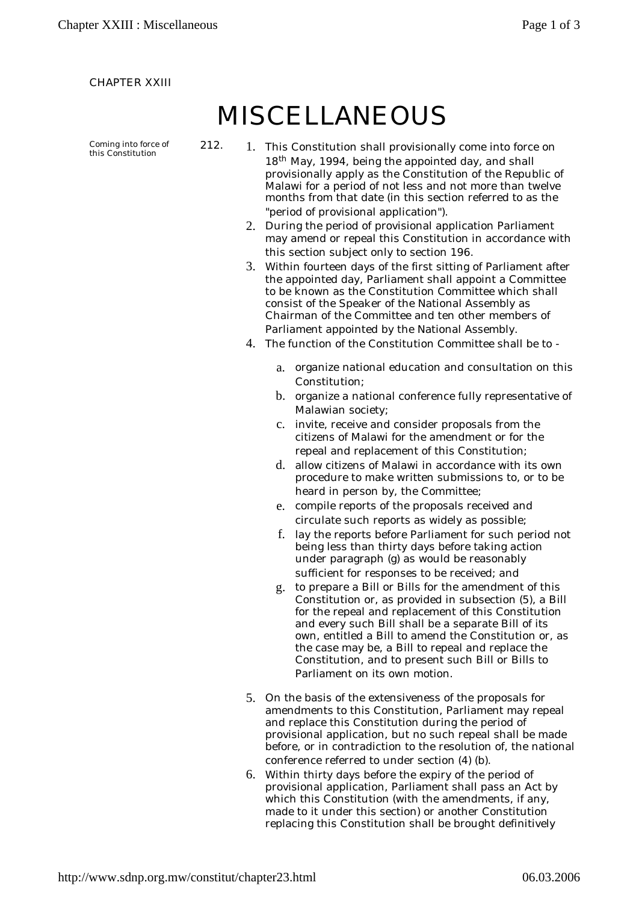CHAPTER XXIII

# MISCELLANEOUS

*Coming into force of this Constitution*

212.

1. This Constitution shall provisionally come into force on 18th May, 1994, being the appointed day, and shall provisionally apply as the Constitution of the Republic of Malawi for a period of not less and not more than twelve months from that date (in this section referred to as the "period of provisional application").
2. During the period of provisional application Parliament may amend or repeal this Constitution in accordance with this section subject only to section 196.
3. Within fourteen days of the first sitting of Parliament after the appointed day, Parliament shall appoint a Committee to be known as the Constitution Committee which shall consist of the Speaker of the National Assembly as Chairman of the Committee and ten other members of Parliament appointed by the National Assembly.
4. The function of the Constitution Committee shall be to -
   a. organize national education and consultation on this Constitution;
   b. organize a national conference fully representative of Malawian society;
   c. invite, receive and consider proposals from the citizens of Malawi for the amendment or for the repeal and replacement of this Constitution;
   d. allow citizens of Malawi in accordance with its own procedure to make written submissions to, or to be heard in person by, the Committee;
   e. compile reports of the proposals received and circulate such reports as widely as possible;
   f. lay the reports before Parliament for such period not being less than thirty days before taking action under paragraph (g) as would be reasonably sufficient for responses to be received; and
   g. to prepare a Bill or Bills for the amendment of this Constitution or, as provided in subsection (5), a Bill for the repeal and replacement of this Constitution and every such Bill shall be a separate Bill of its own, entitled a Bill to amend the Constitution or, as the case may be, a Bill to repeal and replace the Constitution, and to present such Bill or Bills to Parliament on its own motion.
5. On the basis of the extensiveness of the proposals for amendments to this Constitution, Parliament may repeal and replace this Constitution during the period of provisional application, but no such repeal shall be made before, or in contradiction to the resolution of, the national conference referred to under section (4) (b).
6. Within thirty days before the expiry of the period of provisional application, Parliament shall pass an Act by which this Constitution (with the amendments, if any, made to it under this section) or another Constitution replacing this Constitution shall be brought definitively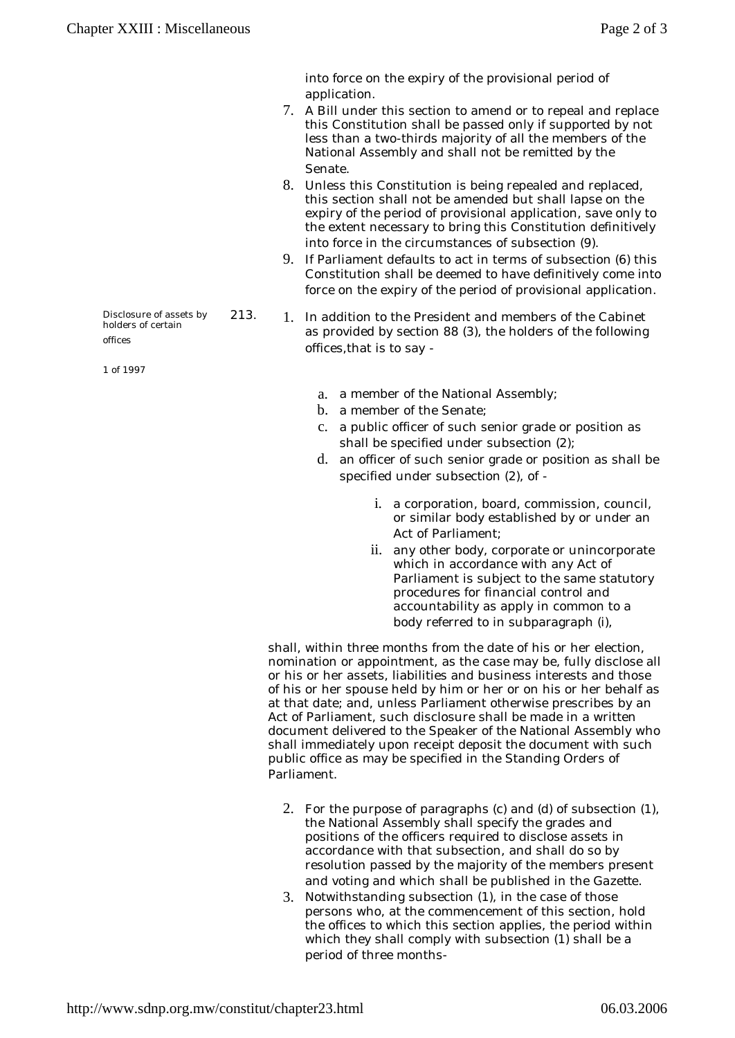into force on the expiry of the provisional period of application.

7. A Bill under this section to amend or to repeal and replace this Constitution shall be passed only if supported by not less than a two-thirds majority of all the members of the National Assembly and shall not be remitted by the Senate.
8. Unless this Constitution is being repealed and replaced, this section shall not be amended but shall lapse on the expiry of the period of provisional application, save only to the extent necessary to bring this Constitution definitively into force in the circumstances of subsection (9).
9. If Parliament defaults to act in terms of subsection (6) this Constitution shall be deemed to have definitively come into force on the expiry of the period of provisional application.

*Disclosure of assets by holders of certain offices*

*1 of 1997*

**213.**

1. In addition to the President and members of the Cabinet as provided by section 88 (3), the holders of the following offices, that is to say -

   a. a member of the National Assembly;
   b. a member of the Senate;
   c. a public officer of such senior grade or position as shall be specified under subsection (2);
   d. an officer of such senior grade or position as shall be specified under subsection (2), of -

      i. a corporation, board, commission, council, or similar body established by or under an Act of Parliament;
      ii. any other body, corporate or unincorporate which in accordance with any Act of Parliament is subject to the same statutory procedures for financial control and accountability as apply in common to a body referred to in subparagraph (i),

   shall, within three months from the date of his or her election, nomination or appointment, as the case may be, fully disclose all or his or her assets, liabilities and business interests and those of his or her spouse held by him or her or on his or her behalf as at that date; and, unless Parliament otherwise prescribes by an Act of Parliament, such disclosure shall be made in a written document delivered to the Speaker of the National Assembly who shall immediately upon receipt deposit the document with such public office as may be specified in the Standing Orders of Parliament.

2. For the purpose of paragraphs (c) and (d) of subsection (1), the National Assembly shall specify the grades and positions of the officers required to disclose assets in accordance with that subsection, and shall do so by resolution passed by the majority of the members present and voting and which shall be published in the Gazette.
3. Notwithstanding subsection (1), in the case of those persons who, at the commencement of this section, hold the offices to which this section applies, the period within which they shall comply with subsection (1) shall be a period of three months-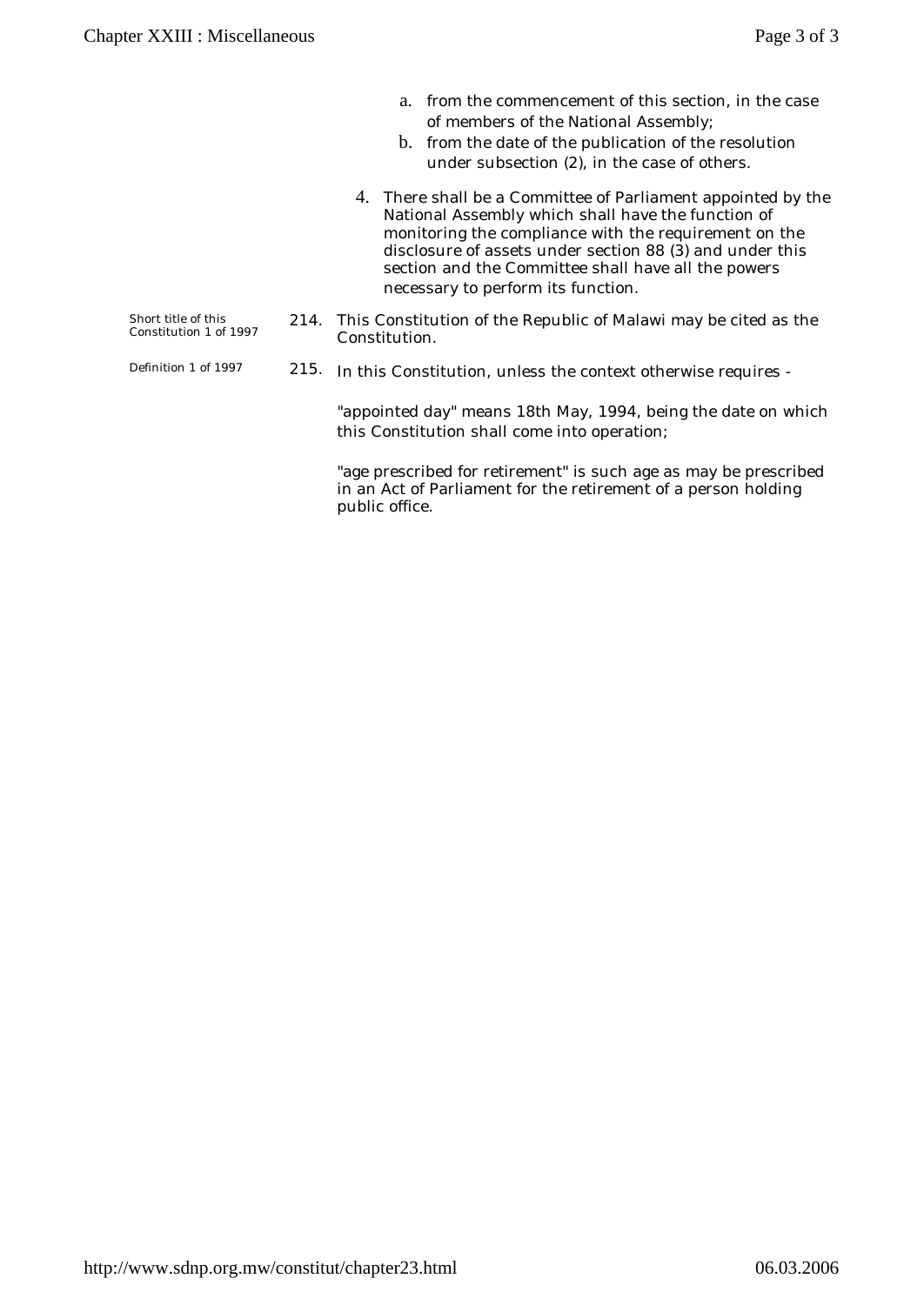a. from the commencement of this section, in the case of members of the National Assembly;
b. from the date of the publication of the resolution under subsection (2), in the case of others.

4. There shall be a Committee of Parliament appointed by the National Assembly which shall have the function of monitoring the compliance with the requirement on the disclosure of assets under section 88 (3) and under this section and the Committee shall have all the powers necessary to perform its function.

*Short title of this Constitution 1 of 1997*

214. This Constitution of the Republic of Malawi may be cited as the Constitution.

*Definition 1 of 1997*

215. In this Constitution, unless the context otherwise requires -

"appointed day" means 18th May, 1994, being the date on which this Constitution shall come into operation;

"age prescribed for retirement" is such age as may be prescribed in an Act of Parliament for the retirement of a person holding public office.